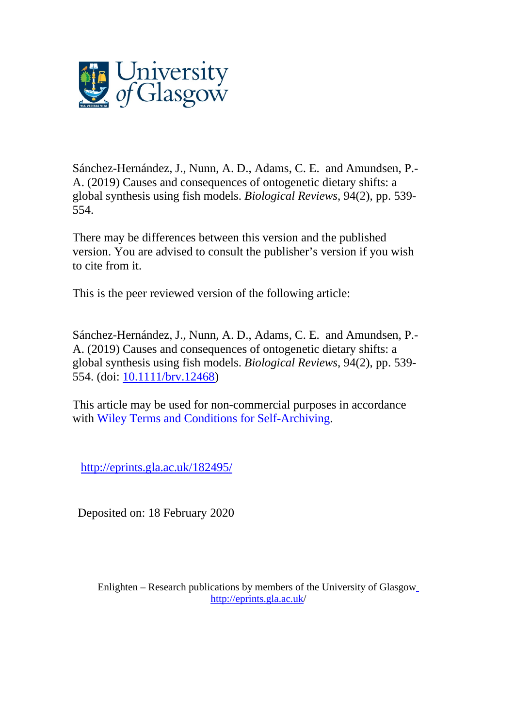Sánchez-Hernández, J., Nunn, A. D., Adams, C. E. and Amundsen, P.-A. (2019) Causes and consequences of ontogenetic dietary shifts: a global synthesis using fish models. *Biological Reviews*, 94(2), pp. 539-554.

There may be differences between this version and the published version. You are advised to consult the publisher's version if you wish to cite from it.

This is the peer reviewed version of the following article:

Sánchez-Hernández, J., Nunn, A. D., Adams, C. E. and Amundsen, P.-A. (2019) Causes and consequences of ontogenetic dietary shifts: a global synthesis using fish models. *Biological Reviews*, 94(2), pp. 539-554. (doi: [10.1111/brv.12468](https://doi.org/10.1111/brv.12468))

This article may be used for non-commercial purposes in accordance with Wiley Terms and Conditions for Self-Archiving.

http://eprints.gla.ac.uk/182495/

Deposited on: 18 February 2020

Enlighten – Research publications by members of the University of Glasgow
http://eprints.gla.ac.uk/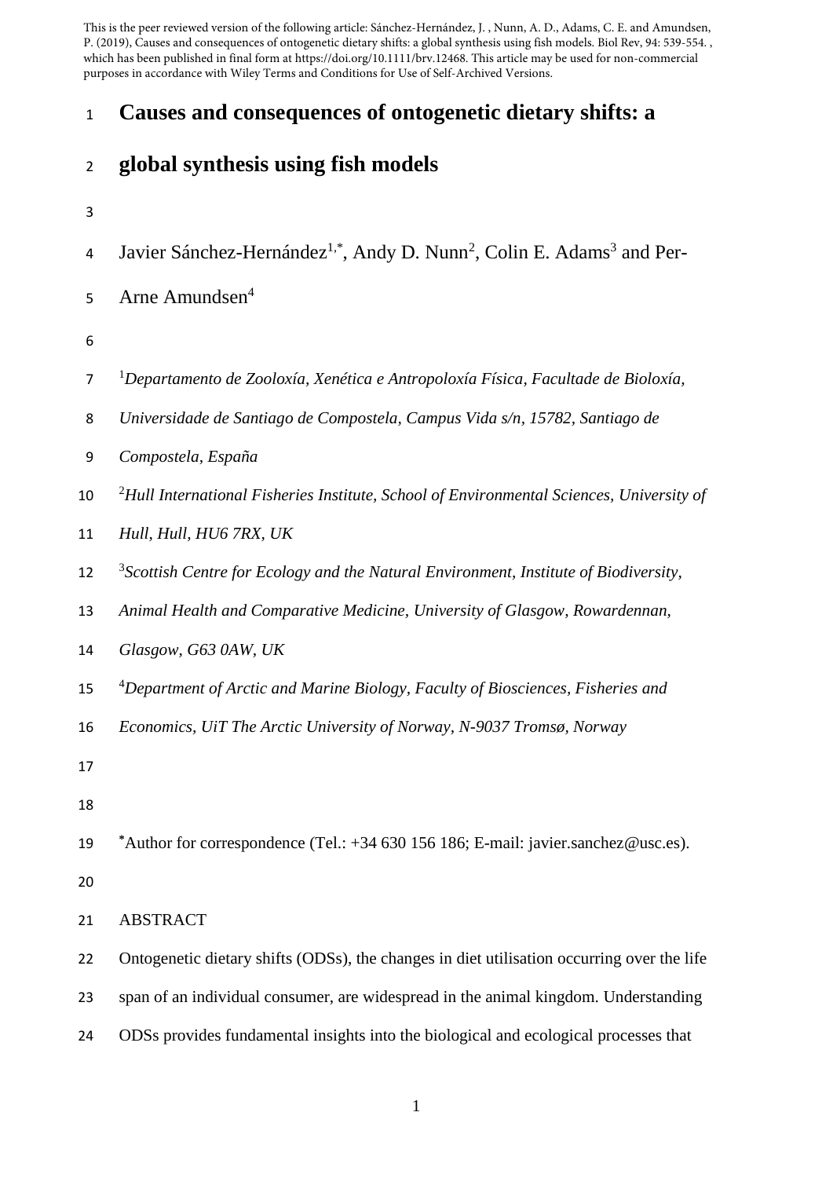This is the peer reviewed version of the following article: Sánchez-Hernández, J. , Nunn, A. D., Adams, C. E. and Amundsen, P. (2019), Causes and consequences of ontogenetic dietary shifts: a global synthesis using fish models. Biol Rev, 94: 539-554. , which has been published in final form at https://doi.org/10.1111/brv.12468. This article may be used for non-commercial purposes in accordance with Wiley Terms and Conditions for Use of Self-Archived Versions.

# Causes and consequences of ontogenetic dietary shifts: a global synthesis using fish models

Javier Sánchez-Hernández[1,*], Andy D. Nunn[2], Colin E. Adams[3] and Per-Arne Amundsen[4]

[1]*Departamento de Zooloxía, Xenética e Antropoloxía Física, Facultade de Bioloxía, Universidade de Santiago de Compostela, Campus Vida s/n, 15782, Santiago de Compostela, España*

[2]*Hull International Fisheries Institute, School of Environmental Sciences, University of Hull, Hull, HU6 7RX, UK*

[3]*Scottish Centre for Ecology and the Natural Environment, Institute of Biodiversity, Animal Health and Comparative Medicine, University of Glasgow, Rowardennan, Glasgow, G63 0AW, UK*

[4]*Department of Arctic and Marine Biology, Faculty of Biosciences, Fisheries and Economics, UiT The Arctic University of Norway, N-9037 Tromsø, Norway*

[*]Author for correspondence (Tel.: +34 630 156 186; E-mail: javier.sanchez@usc.es).

ABSTRACT

Ontogenetic dietary shifts (ODSs), the changes in diet utilisation occurring over the life span of an individual consumer, are widespread in the animal kingdom. Understanding ODSs provides fundamental insights into the biological and ecological processes that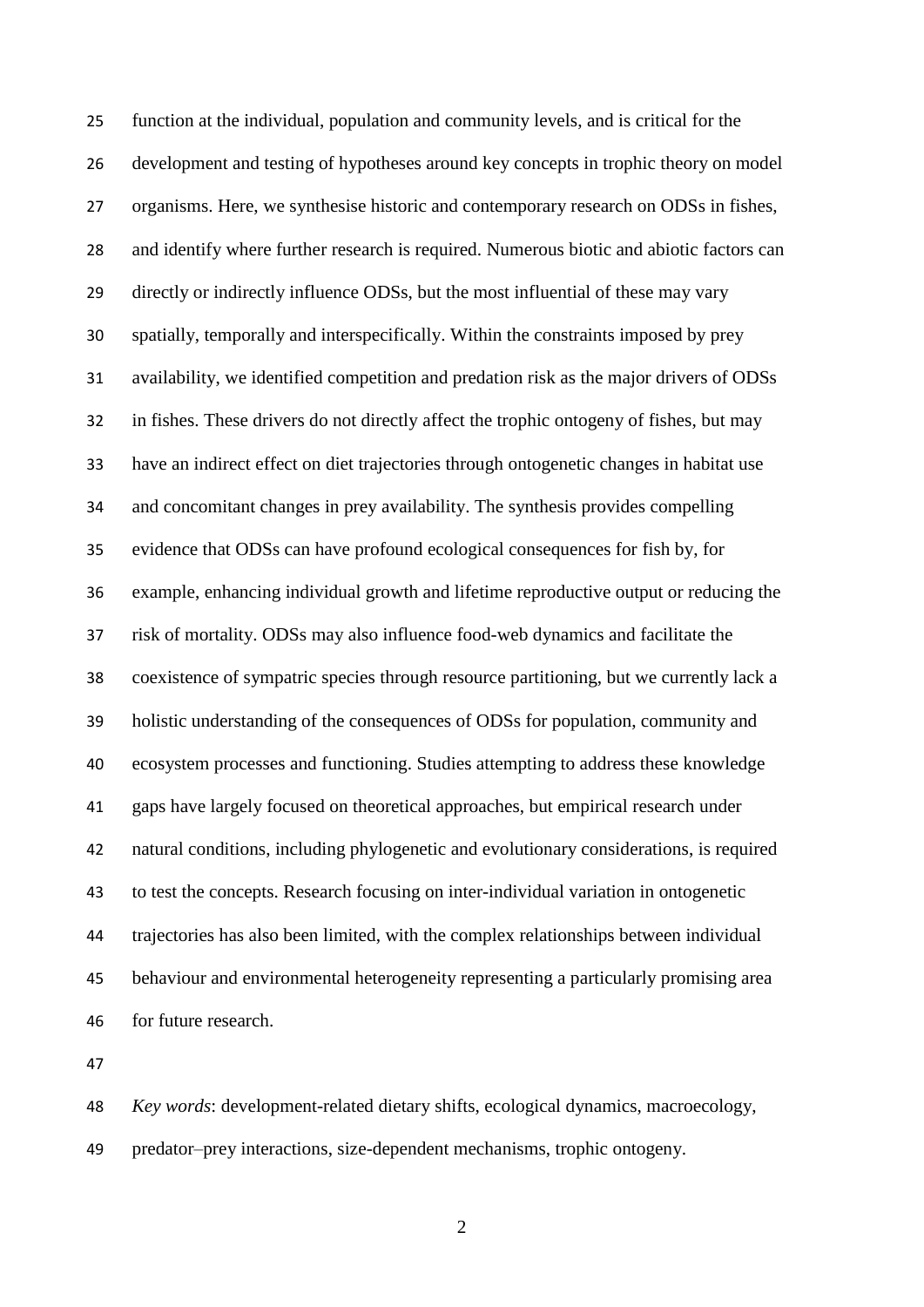function at the individual, population and community levels, and is critical for the development and testing of hypotheses around key concepts in trophic theory on model organisms. Here, we synthesise historic and contemporary research on ODSs in fishes, and identify where further research is required. Numerous biotic and abiotic factors can directly or indirectly influence ODSs, but the most influential of these may vary spatially, temporally and interspecifically. Within the constraints imposed by prey availability, we identified competition and predation risk as the major drivers of ODSs in fishes. These drivers do not directly affect the trophic ontogeny of fishes, but may have an indirect effect on diet trajectories through ontogenetic changes in habitat use and concomitant changes in prey availability. The synthesis provides compelling evidence that ODSs can have profound ecological consequences for fish by, for example, enhancing individual growth and lifetime reproductive output or reducing the risk of mortality. ODSs may also influence food-web dynamics and facilitate the coexistence of sympatric species through resource partitioning, but we currently lack a holistic understanding of the consequences of ODSs for population, community and ecosystem processes and functioning. Studies attempting to address these knowledge gaps have largely focused on theoretical approaches, but empirical research under natural conditions, including phylogenetic and evolutionary considerations, is required to test the concepts. Research focusing on inter-individual variation in ontogenetic trajectories has also been limited, with the complex relationships between individual behaviour and environmental heterogeneity representing a particularly promising area for future research.

*Key words*: development-related dietary shifts, ecological dynamics, macroecology, predator–prey interactions, size-dependent mechanisms, trophic ontogeny.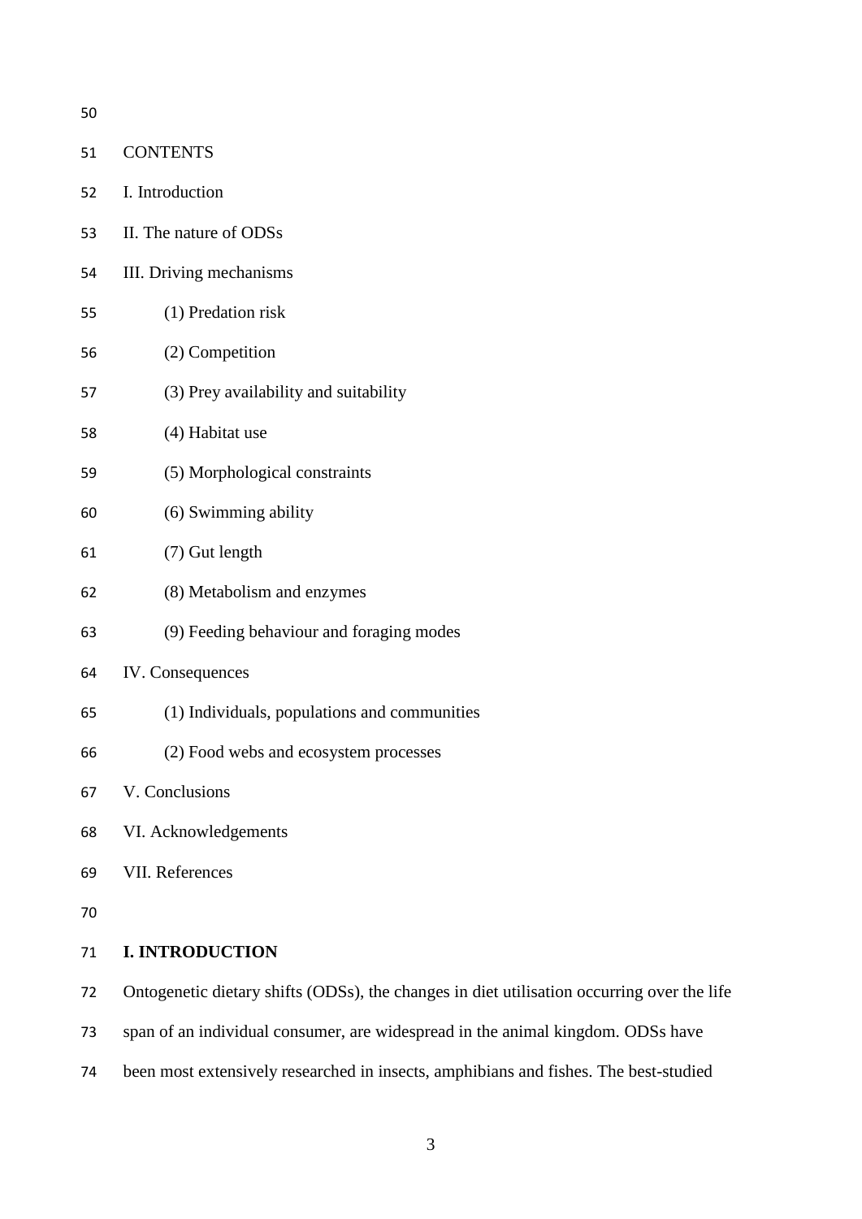CONTENTS

I. Introduction

II. The nature of ODSs

III. Driving mechanisms

- (1) Predation risk
- (2) Competition
- (3) Prey availability and suitability
- (4) Habitat use
- (5) Morphological constraints
- (6) Swimming ability
- (7) Gut length
- (8) Metabolism and enzymes
- (9) Feeding behaviour and foraging modes

IV. Consequences

- (1) Individuals, populations and communities
- (2) Food webs and ecosystem processes

V. Conclusions

VI. Acknowledgements

VII. References

## I. INTRODUCTION

Ontogenetic dietary shifts (ODSs), the changes in diet utilisation occurring over the life span of an individual consumer, are widespread in the animal kingdom. ODSs have been most extensively researched in insects, amphibians and fishes. The best-studied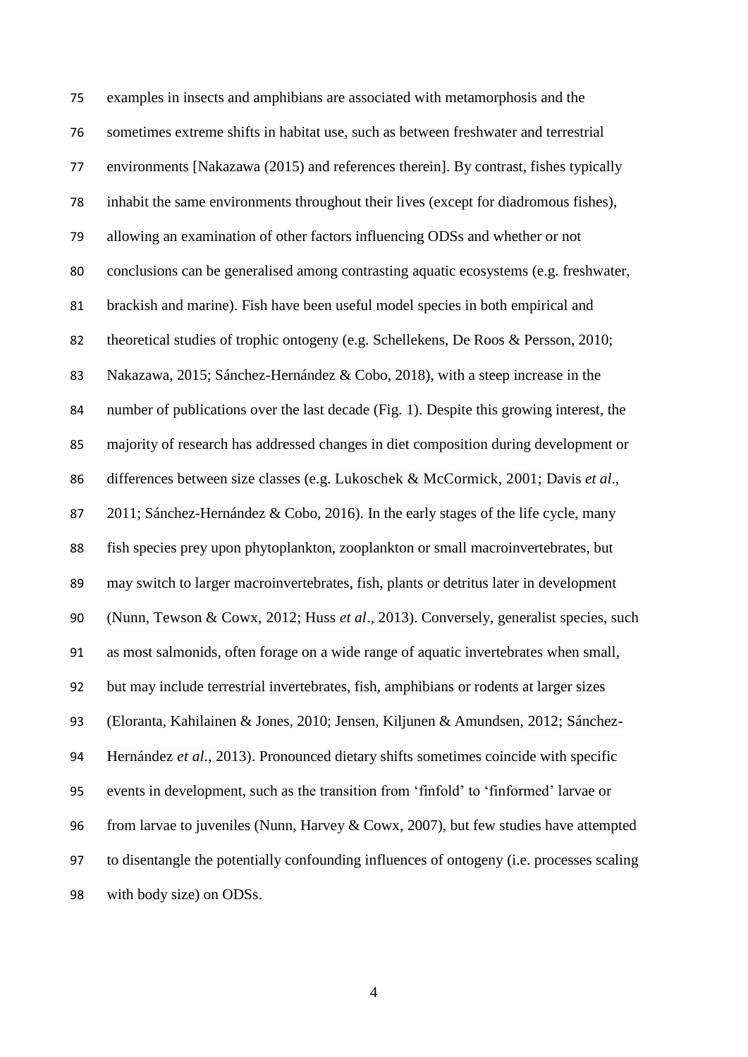examples in insects and amphibians are associated with metamorphosis and the sometimes extreme shifts in habitat use, such as between freshwater and terrestrial environments [Nakazawa (2015) and references therein]. By contrast, fishes typically inhabit the same environments throughout their lives (except for diadromous fishes), allowing an examination of other factors influencing ODSs and whether or not conclusions can be generalised among contrasting aquatic ecosystems (e.g. freshwater, brackish and marine). Fish have been useful model species in both empirical and theoretical studies of trophic ontogeny (e.g. Schellekens, De Roos & Persson, 2010; Nakazawa, 2015; Sánchez-Hernández & Cobo, 2018), with a steep increase in the number of publications over the last decade (Fig. 1). Despite this growing interest, the majority of research has addressed changes in diet composition during development or differences between size classes (e.g. Lukoschek & McCormick, 2001; Davis *et al*., 2011; Sánchez-Hernández & Cobo, 2016). In the early stages of the life cycle, many fish species prey upon phytoplankton, zooplankton or small macroinvertebrates, but may switch to larger macroinvertebrates, fish, plants or detritus later in development (Nunn, Tewson & Cowx, 2012; Huss *et al*., 2013). Conversely, generalist species, such as most salmonids, often forage on a wide range of aquatic invertebrates when small, but may include terrestrial invertebrates, fish, amphibians or rodents at larger sizes (Eloranta, Kahilainen & Jones, 2010; Jensen, Kiljunen & Amundsen, 2012; Sánchez-Hernández *et al*., 2013). Pronounced dietary shifts sometimes coincide with specific events in development, such as the transition from 'finfold' to 'finformed' larvae or from larvae to juveniles (Nunn, Harvey & Cowx, 2007), but few studies have attempted to disentangle the potentially confounding influences of ontogeny (i.e. processes scaling with body size) on ODSs.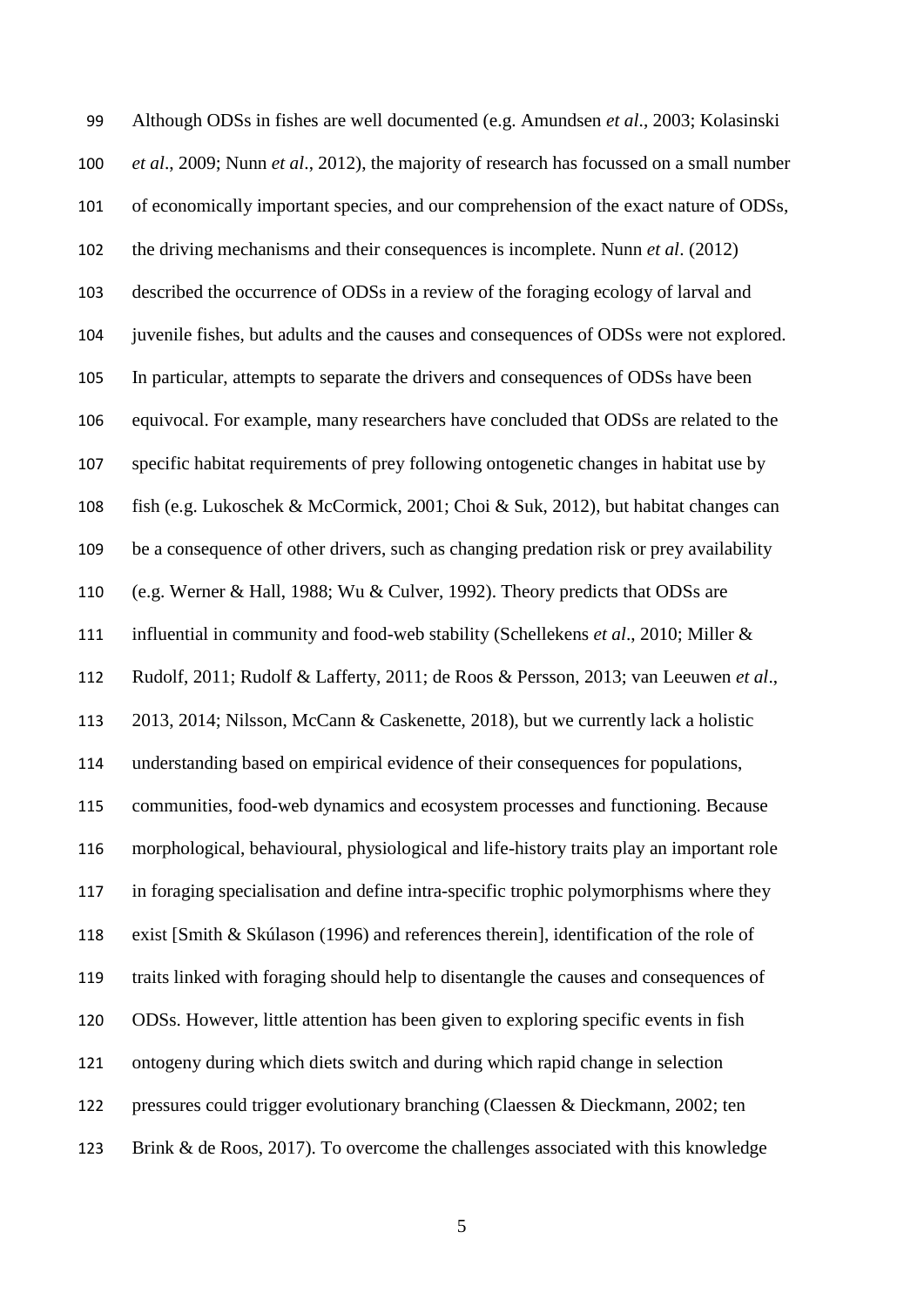Although ODSs in fishes are well documented (e.g. Amundsen *et al*., 2003; Kolasinski *et al*., 2009; Nunn *et al*., 2012), the majority of research has focussed on a small number of economically important species, and our comprehension of the exact nature of ODSs, the driving mechanisms and their consequences is incomplete. Nunn *et al*. (2012) described the occurrence of ODSs in a review of the foraging ecology of larval and juvenile fishes, but adults and the causes and consequences of ODSs were not explored. In particular, attempts to separate the drivers and consequences of ODSs have been equivocal. For example, many researchers have concluded that ODSs are related to the specific habitat requirements of prey following ontogenetic changes in habitat use by fish (e.g. Lukoschek & McCormick, 2001; Choi & Suk, 2012), but habitat changes can be a consequence of other drivers, such as changing predation risk or prey availability (e.g. Werner & Hall, 1988; Wu & Culver, 1992). Theory predicts that ODSs are influential in community and food-web stability (Schellekens *et al*., 2010; Miller & Rudolf, 2011; Rudolf & Lafferty, 2011; de Roos & Persson, 2013; van Leeuwen *et al*., 2013, 2014; Nilsson, McCann & Caskenette, 2018), but we currently lack a holistic understanding based on empirical evidence of their consequences for populations, communities, food-web dynamics and ecosystem processes and functioning. Because morphological, behavioural, physiological and life-history traits play an important role in foraging specialisation and define intra-specific trophic polymorphisms where they exist [Smith & Skúlason (1996) and references therein], identification of the role of traits linked with foraging should help to disentangle the causes and consequences of ODSs. However, little attention has been given to exploring specific events in fish ontogeny during which diets switch and during which rapid change in selection pressures could trigger evolutionary branching (Claessen & Dieckmann, 2002; ten Brink & de Roos, 2017). To overcome the challenges associated with this knowledge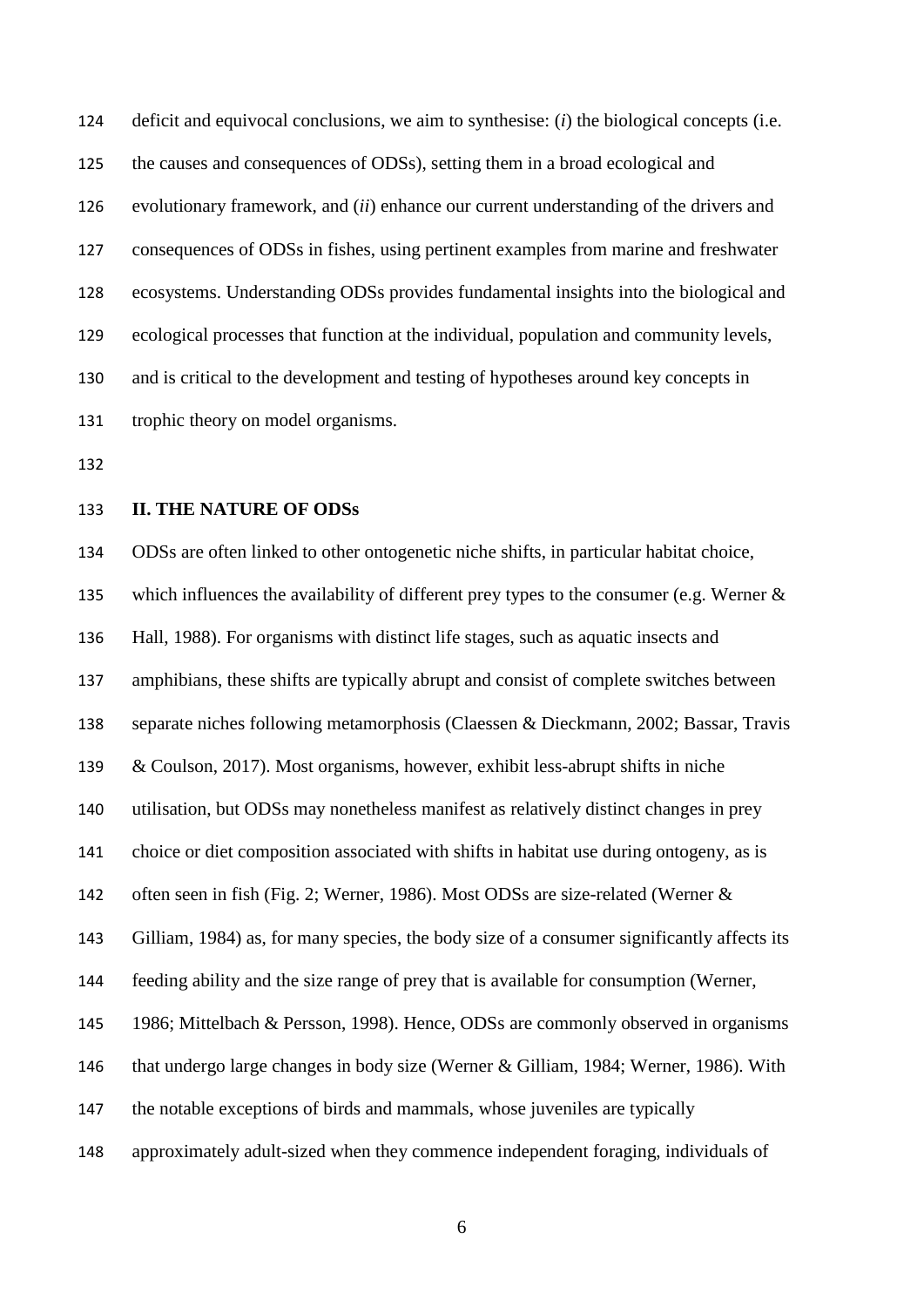deficit and equivocal conclusions, we aim to synthesise: (*i*) the biological concepts (i.e. the causes and consequences of ODSs), setting them in a broad ecological and evolutionary framework, and (*ii*) enhance our current understanding of the drivers and consequences of ODSs in fishes, using pertinent examples from marine and freshwater ecosystems. Understanding ODSs provides fundamental insights into the biological and ecological processes that function at the individual, population and community levels, and is critical to the development and testing of hypotheses around key concepts in trophic theory on model organisms.

## II. THE NATURE OF ODSs

ODSs are often linked to other ontogenetic niche shifts, in particular habitat choice, which influences the availability of different prey types to the consumer (e.g. Werner & Hall, 1988). For organisms with distinct life stages, such as aquatic insects and amphibians, these shifts are typically abrupt and consist of complete switches between separate niches following metamorphosis (Claessen & Dieckmann, 2002; Bassar, Travis & Coulson, 2017). Most organisms, however, exhibit less-abrupt shifts in niche utilisation, but ODSs may nonetheless manifest as relatively distinct changes in prey choice or diet composition associated with shifts in habitat use during ontogeny, as is often seen in fish (Fig. 2; Werner, 1986). Most ODSs are size-related (Werner & Gilliam, 1984) as, for many species, the body size of a consumer significantly affects its feeding ability and the size range of prey that is available for consumption (Werner, 1986; Mittelbach & Persson, 1998). Hence, ODSs are commonly observed in organisms that undergo large changes in body size (Werner & Gilliam, 1984; Werner, 1986). With the notable exceptions of birds and mammals, whose juveniles are typically approximately adult-sized when they commence independent foraging, individuals of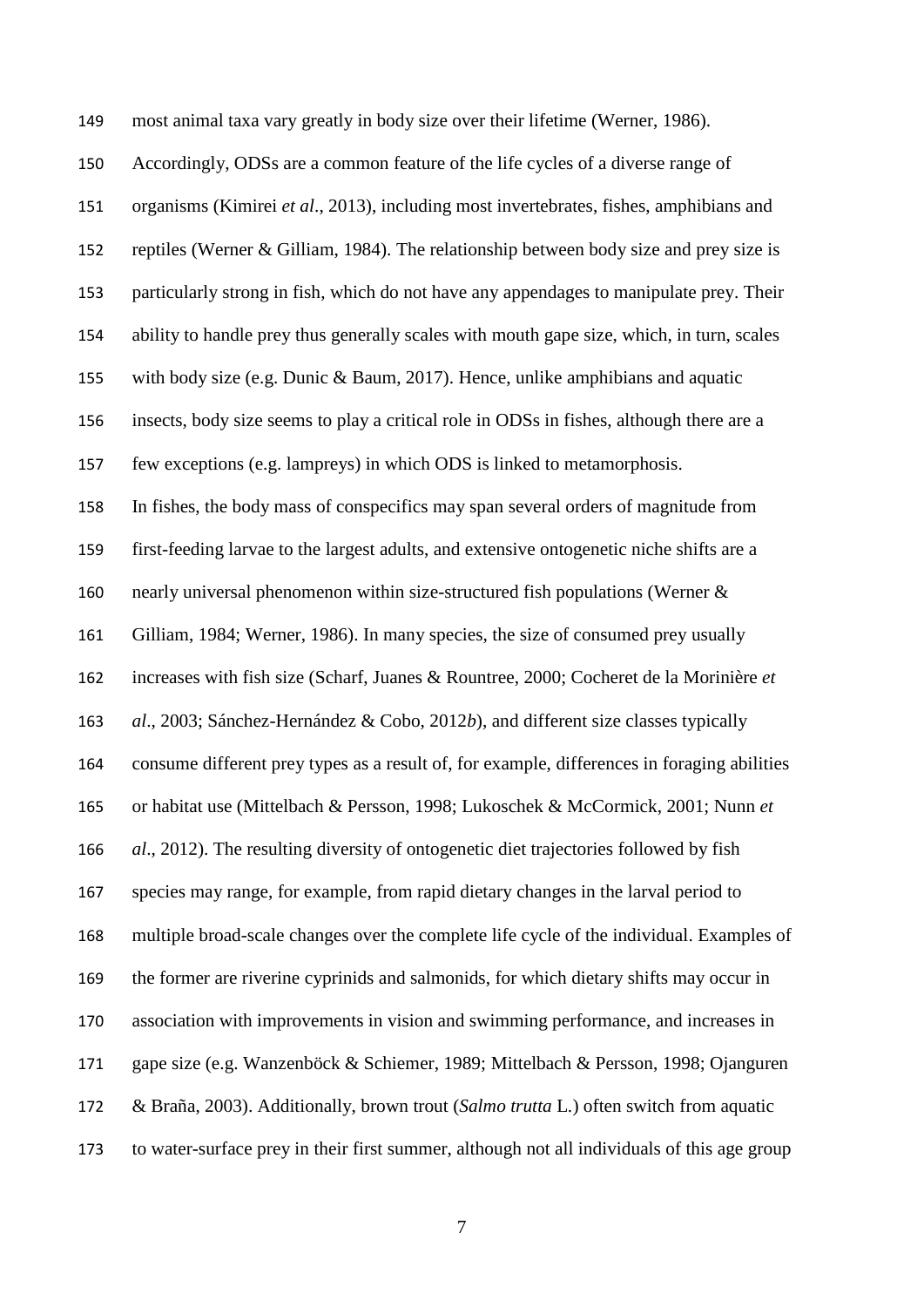most animal taxa vary greatly in body size over their lifetime (Werner, 1986). Accordingly, ODSs are a common feature of the life cycles of a diverse range of organisms (Kimirei *et al*., 2013), including most invertebrates, fishes, amphibians and reptiles (Werner & Gilliam, 1984). The relationship between body size and prey size is particularly strong in fish, which do not have any appendages to manipulate prey. Their ability to handle prey thus generally scales with mouth gape size, which, in turn, scales with body size (e.g. Dunic & Baum, 2017). Hence, unlike amphibians and aquatic insects, body size seems to play a critical role in ODSs in fishes, although there are a few exceptions (e.g. lampreys) in which ODS is linked to metamorphosis.

In fishes, the body mass of conspecifics may span several orders of magnitude from first-feeding larvae to the largest adults, and extensive ontogenetic niche shifts are a nearly universal phenomenon within size-structured fish populations (Werner & Gilliam, 1984; Werner, 1986). In many species, the size of consumed prey usually increases with fish size (Scharf, Juanes & Rountree, 2000; Cocheret de la Morinière *et al*., 2003; Sánchez-Hernández & Cobo, 2012*b*), and different size classes typically consume different prey types as a result of, for example, differences in foraging abilities or habitat use (Mittelbach & Persson, 1998; Lukoschek & McCormick, 2001; Nunn *et al*., 2012). The resulting diversity of ontogenetic diet trajectories followed by fish species may range, for example, from rapid dietary changes in the larval period to multiple broad-scale changes over the complete life cycle of the individual. Examples of the former are riverine cyprinids and salmonids, for which dietary shifts may occur in association with improvements in vision and swimming performance, and increases in gape size (e.g. Wanzenböck & Schiemer, 1989; Mittelbach & Persson, 1998; Ojanguren & Braña, 2003). Additionally, brown trout (*Salmo trutta* L.) often switch from aquatic to water-surface prey in their first summer, although not all individuals of this age group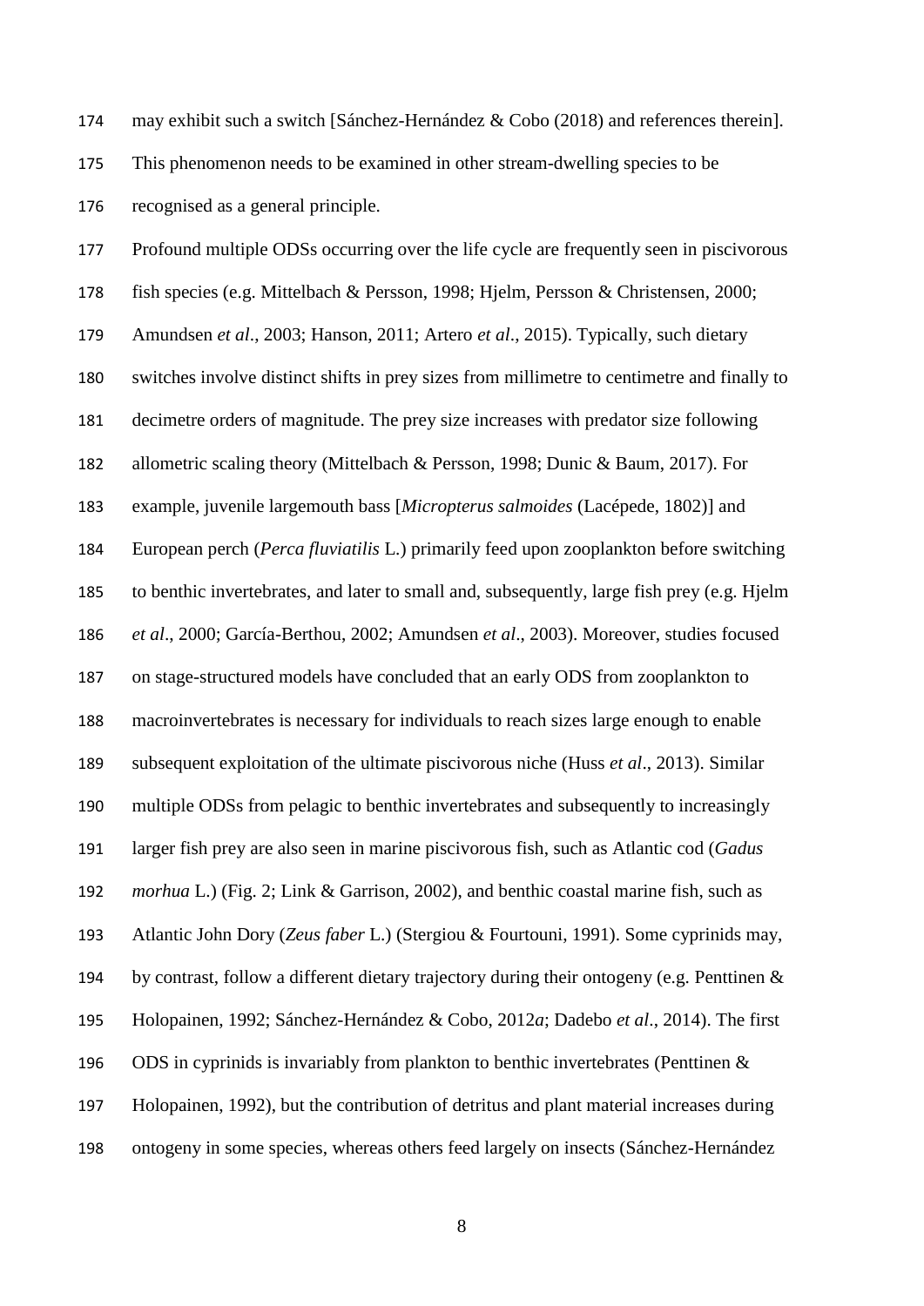may exhibit such a switch [Sánchez-Hernández & Cobo (2018) and references therein]. This phenomenon needs to be examined in other stream-dwelling species to be recognised as a general principle.

Profound multiple ODSs occurring over the life cycle are frequently seen in piscivorous fish species (e.g. Mittelbach & Persson, 1998; Hjelm, Persson & Christensen, 2000; Amundsen *et al*., 2003; Hanson, 2011; Artero *et al*., 2015). Typically, such dietary switches involve distinct shifts in prey sizes from millimetre to centimetre and finally to decimetre orders of magnitude. The prey size increases with predator size following allometric scaling theory (Mittelbach & Persson, 1998; Dunic & Baum, 2017). For example, juvenile largemouth bass [*Micropterus salmoides* (Lacépede, 1802)] and European perch (*Perca fluviatilis* L.) primarily feed upon zooplankton before switching to benthic invertebrates, and later to small and, subsequently, large fish prey (e.g. Hjelm *et al*., 2000; García-Berthou, 2002; Amundsen *et al*., 2003). Moreover, studies focused on stage-structured models have concluded that an early ODS from zooplankton to macroinvertebrates is necessary for individuals to reach sizes large enough to enable subsequent exploitation of the ultimate piscivorous niche (Huss *et al*., 2013). Similar multiple ODSs from pelagic to benthic invertebrates and subsequently to increasingly larger fish prey are also seen in marine piscivorous fish, such as Atlantic cod (*Gadus morhua* L.) (Fig. 2; Link & Garrison, 2002), and benthic coastal marine fish, such as Atlantic John Dory (*Zeus faber* L.) (Stergiou & Fourtouni, 1991). Some cyprinids may, by contrast, follow a different dietary trajectory during their ontogeny (e.g. Penttinen & Holopainen, 1992; Sánchez-Hernández & Cobo, 2012*a*; Dadebo *et al*., 2014). The first ODS in cyprinids is invariably from plankton to benthic invertebrates (Penttinen & Holopainen, 1992), but the contribution of detritus and plant material increases during ontogeny in some species, whereas others feed largely on insects (Sánchez-Hernández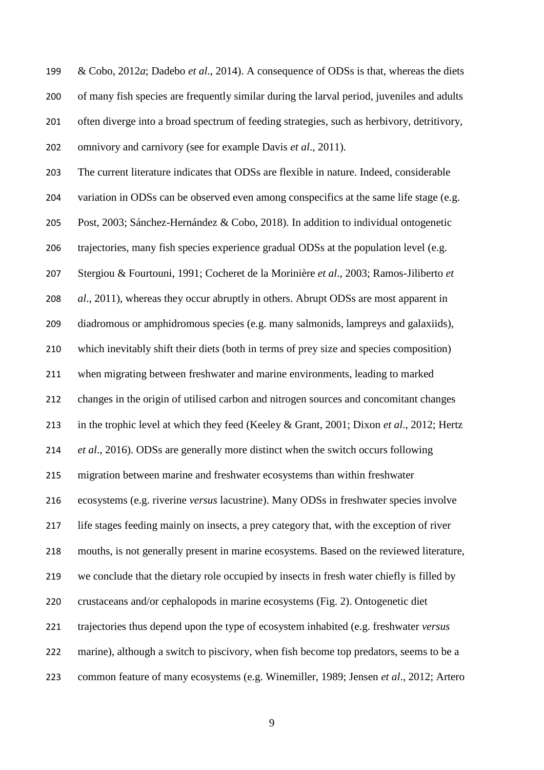& Cobo, 2012*a*; Dadebo *et al*., 2014). A consequence of ODSs is that, whereas the diets of many fish species are frequently similar during the larval period, juveniles and adults often diverge into a broad spectrum of feeding strategies, such as herbivory, detritivory, omnivory and carnivory (see for example Davis *et al*., 2011).

The current literature indicates that ODSs are flexible in nature. Indeed, considerable variation in ODSs can be observed even among conspecifics at the same life stage (e.g. Post, 2003; Sánchez-Hernández & Cobo, 2018). In addition to individual ontogenetic trajectories, many fish species experience gradual ODSs at the population level (e.g. Stergiou & Fourtouni, 1991; Cocheret de la Morinière *et al*., 2003; Ramos-Jiliberto *et al*., 2011), whereas they occur abruptly in others. Abrupt ODSs are most apparent in diadromous or amphidromous species (e.g. many salmonids, lampreys and galaxiids), which inevitably shift their diets (both in terms of prey size and species composition) when migrating between freshwater and marine environments, leading to marked changes in the origin of utilised carbon and nitrogen sources and concomitant changes in the trophic level at which they feed (Keeley & Grant, 2001; Dixon *et al*., 2012; Hertz *et al*., 2016). ODSs are generally more distinct when the switch occurs following migration between marine and freshwater ecosystems than within freshwater ecosystems (e.g. riverine *versus* lacustrine). Many ODSs in freshwater species involve life stages feeding mainly on insects, a prey category that, with the exception of river mouths, is not generally present in marine ecosystems. Based on the reviewed literature, we conclude that the dietary role occupied by insects in fresh water chiefly is filled by crustaceans and/or cephalopods in marine ecosystems (Fig. 2). Ontogenetic diet trajectories thus depend upon the type of ecosystem inhabited (e.g. freshwater *versus* marine), although a switch to piscivory, when fish become top predators, seems to be a common feature of many ecosystems (e.g. Winemiller, 1989; Jensen *et al*., 2012; Artero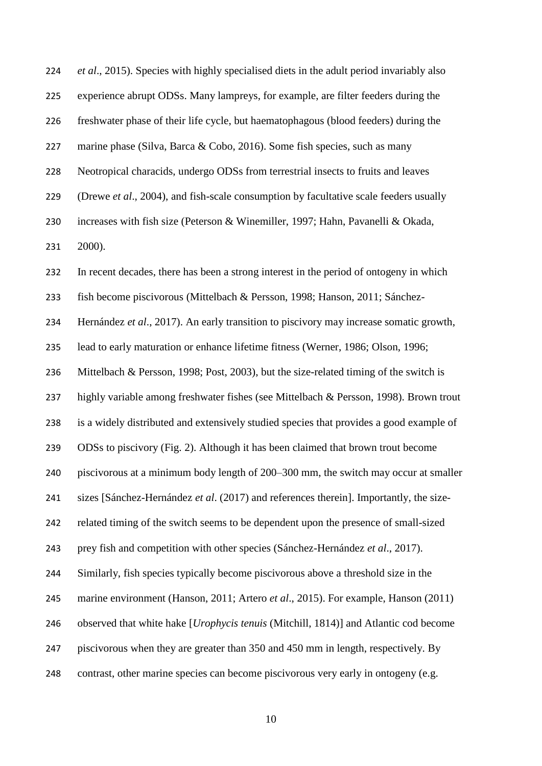*et al*., 2015). Species with highly specialised diets in the adult period invariably also experience abrupt ODSs. Many lampreys, for example, are filter feeders during the freshwater phase of their life cycle, but haematophagous (blood feeders) during the marine phase (Silva, Barca & Cobo, 2016). Some fish species, such as many Neotropical characids, undergo ODSs from terrestrial insects to fruits and leaves (Drewe *et al*., 2004), and fish-scale consumption by facultative scale feeders usually increases with fish size (Peterson & Winemiller, 1997; Hahn, Pavanelli & Okada, 2000).

In recent decades, there has been a strong interest in the period of ontogeny in which fish become piscivorous (Mittelbach & Persson, 1998; Hanson, 2011; Sánchez-Hernández *et al*., 2017). An early transition to piscivory may increase somatic growth, lead to early maturation or enhance lifetime fitness (Werner, 1986; Olson, 1996; Mittelbach & Persson, 1998; Post, 2003), but the size-related timing of the switch is highly variable among freshwater fishes (see Mittelbach & Persson, 1998). Brown trout is a widely distributed and extensively studied species that provides a good example of ODSs to piscivory (Fig. 2). Although it has been claimed that brown trout become piscivorous at a minimum body length of 200–300 mm, the switch may occur at smaller sizes [Sánchez-Hernández *et al*. (2017) and references therein]. Importantly, the size-related timing of the switch seems to be dependent upon the presence of small-sized prey fish and competition with other species (Sánchez-Hernández *et al*., 2017). Similarly, fish species typically become piscivorous above a threshold size in the marine environment (Hanson, 2011; Artero *et al*., 2015). For example, Hanson (2011) observed that white hake [*Urophycis tenuis* (Mitchill, 1814)] and Atlantic cod become piscivorous when they are greater than 350 and 450 mm in length, respectively. By contrast, other marine species can become piscivorous very early in ontogeny (e.g.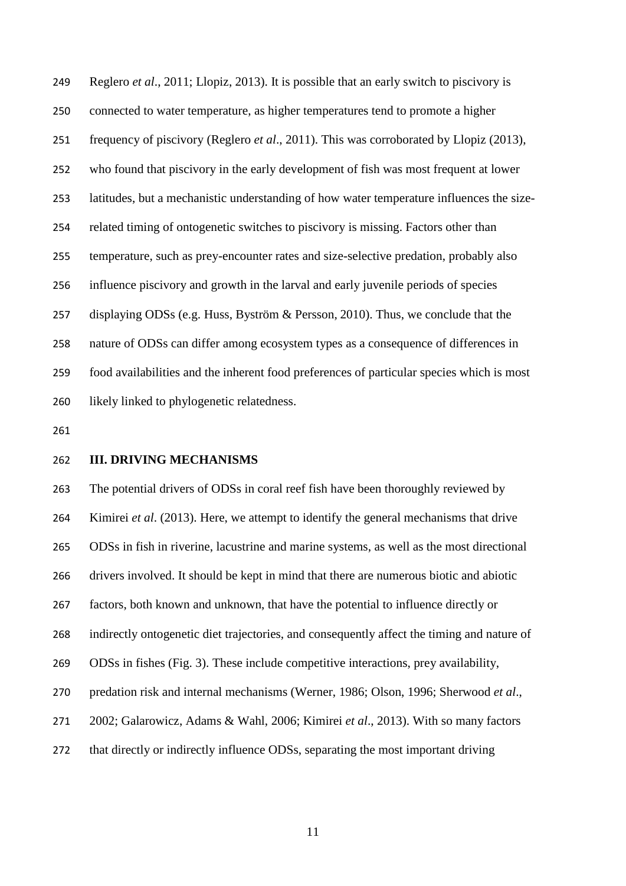Reglero *et al*., 2011; Llopiz, 2013). It is possible that an early switch to piscivory is connected to water temperature, as higher temperatures tend to promote a higher frequency of piscivory (Reglero *et al*., 2011). This was corroborated by Llopiz (2013), who found that piscivory in the early development of fish was most frequent at lower latitudes, but a mechanistic understanding of how water temperature influences the size-related timing of ontogenetic switches to piscivory is missing. Factors other than temperature, such as prey-encounter rates and size-selective predation, probably also influence piscivory and growth in the larval and early juvenile periods of species displaying ODSs (e.g. Huss, Byström & Persson, 2010). Thus, we conclude that the nature of ODSs can differ among ecosystem types as a consequence of differences in food availabilities and the inherent food preferences of particular species which is most likely linked to phylogenetic relatedness.

## III. DRIVING MECHANISMS

The potential drivers of ODSs in coral reef fish have been thoroughly reviewed by Kimirei *et al*. (2013). Here, we attempt to identify the general mechanisms that drive ODSs in fish in riverine, lacustrine and marine systems, as well as the most directional drivers involved. It should be kept in mind that there are numerous biotic and abiotic factors, both known and unknown, that have the potential to influence directly or indirectly ontogenetic diet trajectories, and consequently affect the timing and nature of ODSs in fishes (Fig. 3). These include competitive interactions, prey availability, predation risk and internal mechanisms (Werner, 1986; Olson, 1996; Sherwood *et al*., 2002; Galarowicz, Adams & Wahl, 2006; Kimirei *et al*., 2013). With so many factors that directly or indirectly influence ODSs, separating the most important driving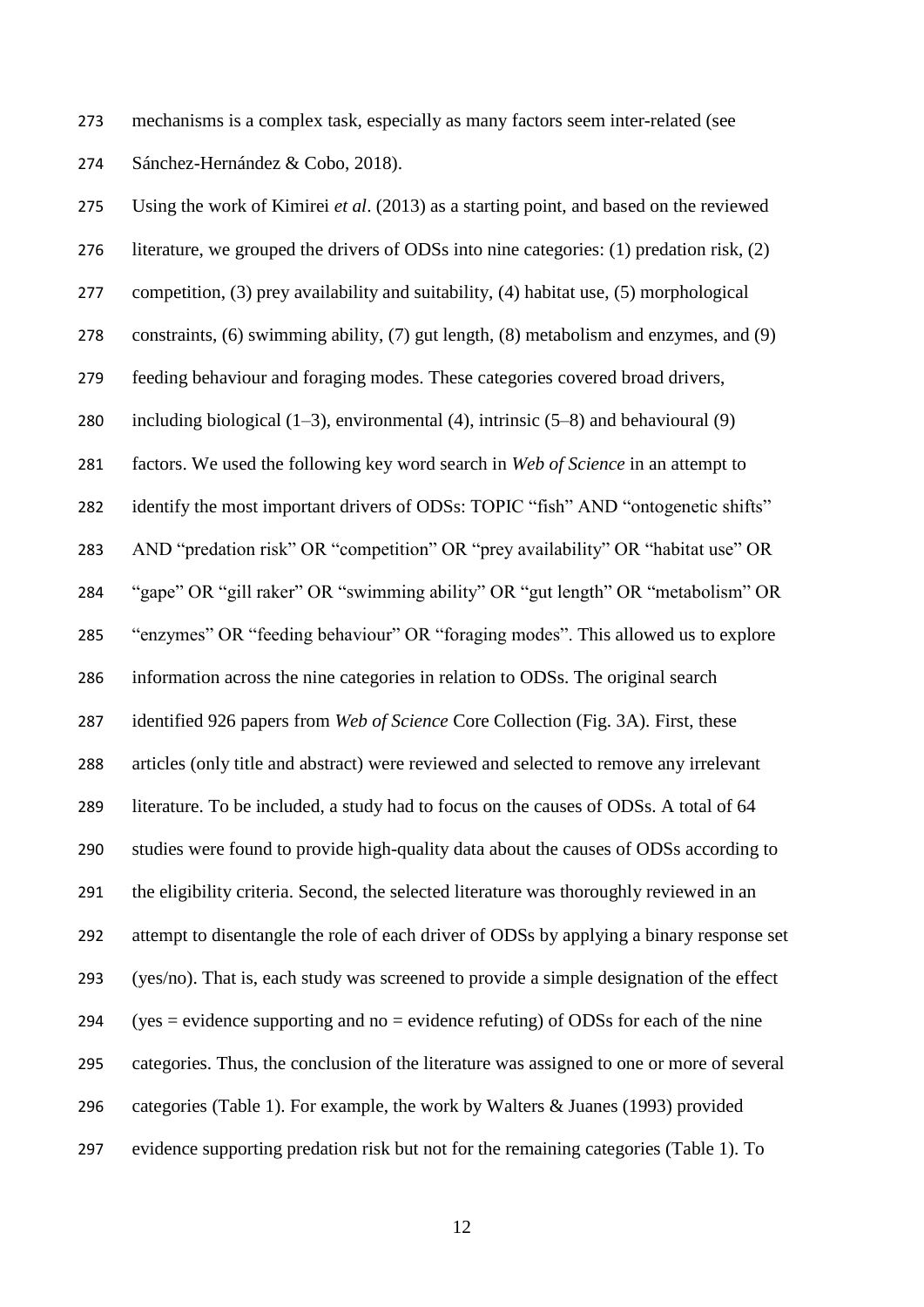mechanisms is a complex task, especially as many factors seem inter-related (see Sánchez-Hernández & Cobo, 2018).

Using the work of Kimirei *et al*. (2013) as a starting point, and based on the reviewed literature, we grouped the drivers of ODSs into nine categories: (1) predation risk, (2) competition, (3) prey availability and suitability, (4) habitat use, (5) morphological constraints, (6) swimming ability, (7) gut length, (8) metabolism and enzymes, and (9) feeding behaviour and foraging modes. These categories covered broad drivers, including biological (1–3), environmental (4), intrinsic (5–8) and behavioural (9) factors. We used the following key word search in *Web of Science* in an attempt to identify the most important drivers of ODSs: TOPIC "fish" AND "ontogenetic shifts" AND "predation risk" OR "competition" OR "prey availability" OR "habitat use" OR "gape" OR "gill raker" OR "swimming ability" OR "gut length" OR "metabolism" OR "enzymes" OR "feeding behaviour" OR "foraging modes". This allowed us to explore information across the nine categories in relation to ODSs. The original search identified 926 papers from *Web of Science* Core Collection (Fig. 3A). First, these articles (only title and abstract) were reviewed and selected to remove any irrelevant literature. To be included, a study had to focus on the causes of ODSs. A total of 64 studies were found to provide high-quality data about the causes of ODSs according to the eligibility criteria. Second, the selected literature was thoroughly reviewed in an attempt to disentangle the role of each driver of ODSs by applying a binary response set (yes/no). That is, each study was screened to provide a simple designation of the effect (yes = evidence supporting and no = evidence refuting) of ODSs for each of the nine categories. Thus, the conclusion of the literature was assigned to one or more of several categories (Table 1). For example, the work by Walters & Juanes (1993) provided evidence supporting predation risk but not for the remaining categories (Table 1). To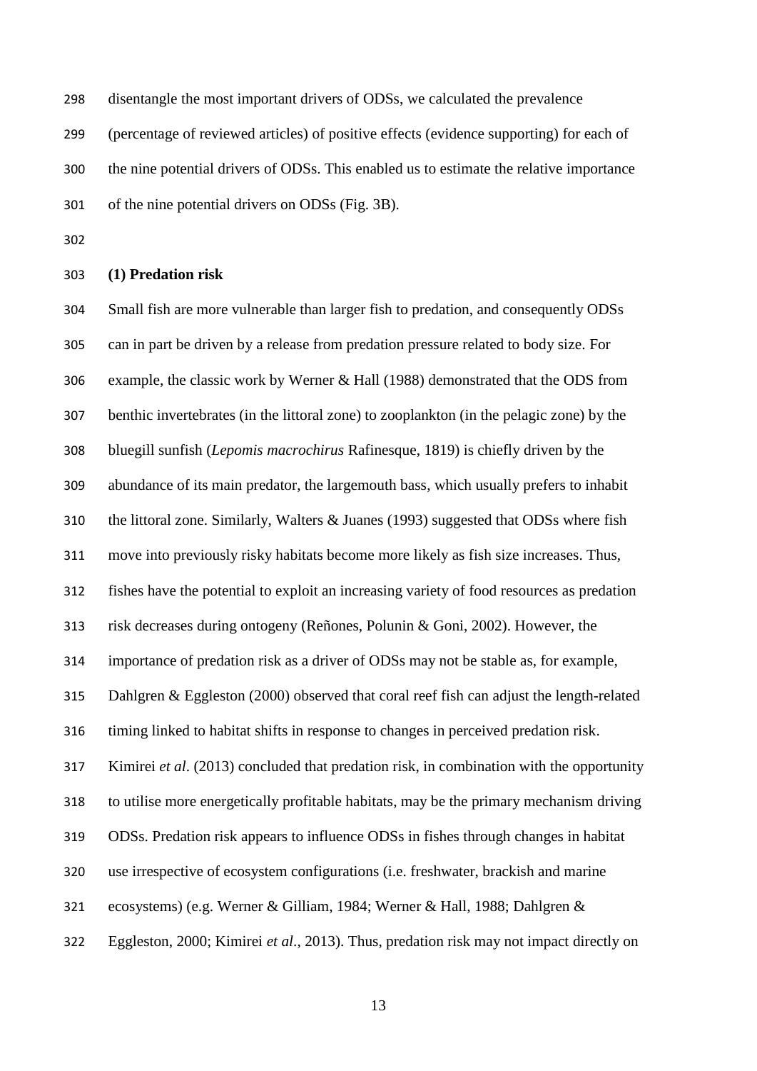disentangle the most important drivers of ODSs, we calculated the prevalence (percentage of reviewed articles) of positive effects (evidence supporting) for each of the nine potential drivers of ODSs. This enabled us to estimate the relative importance of the nine potential drivers on ODSs (Fig. 3B).

### (1) Predation risk

Small fish are more vulnerable than larger fish to predation, and consequently ODSs can in part be driven by a release from predation pressure related to body size. For example, the classic work by Werner & Hall (1988) demonstrated that the ODS from benthic invertebrates (in the littoral zone) to zooplankton (in the pelagic zone) by the bluegill sunfish (*Lepomis macrochirus* Rafinesque, 1819) is chiefly driven by the abundance of its main predator, the largemouth bass, which usually prefers to inhabit the littoral zone. Similarly, Walters & Juanes (1993) suggested that ODSs where fish move into previously risky habitats become more likely as fish size increases. Thus, fishes have the potential to exploit an increasing variety of food resources as predation risk decreases during ontogeny (Reñones, Polunin & Goni, 2002). However, the importance of predation risk as a driver of ODSs may not be stable as, for example, Dahlgren & Eggleston (2000) observed that coral reef fish can adjust the length-related timing linked to habitat shifts in response to changes in perceived predation risk. Kimirei *et al*. (2013) concluded that predation risk, in combination with the opportunity to utilise more energetically profitable habitats, may be the primary mechanism driving ODSs. Predation risk appears to influence ODSs in fishes through changes in habitat use irrespective of ecosystem configurations (i.e. freshwater, brackish and marine ecosystems) (e.g. Werner & Gilliam, 1984; Werner & Hall, 1988; Dahlgren & Eggleston, 2000; Kimirei *et al*., 2013). Thus, predation risk may not impact directly on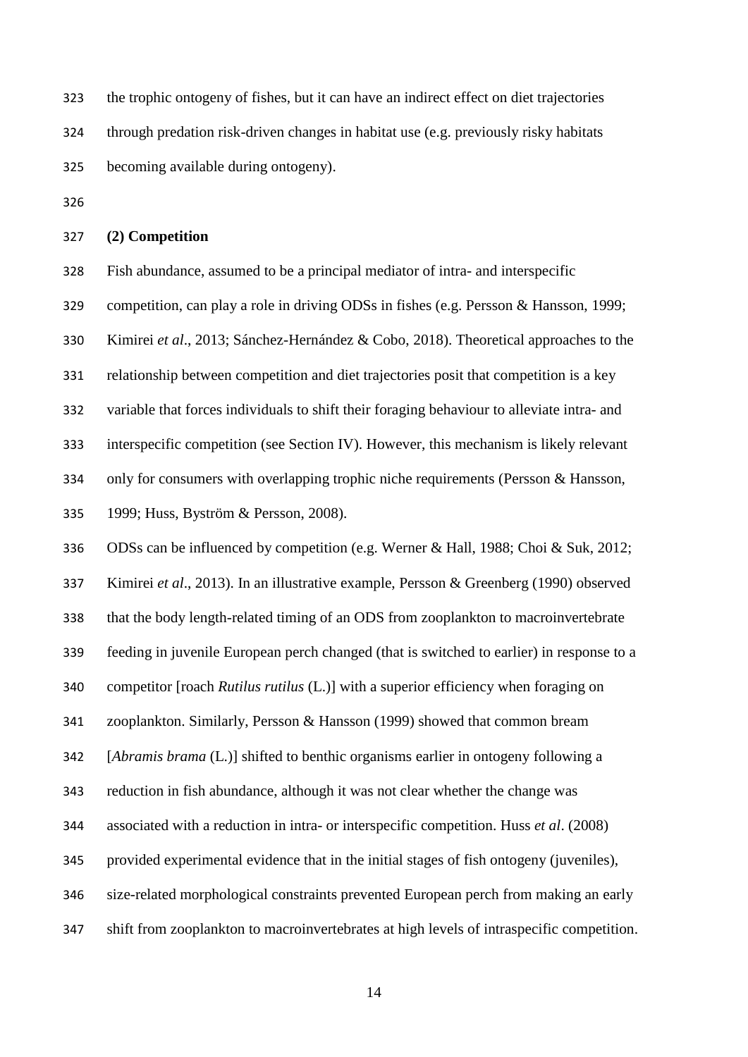the trophic ontogeny of fishes, but it can have an indirect effect on diet trajectories through predation risk-driven changes in habitat use (e.g. previously risky habitats becoming available during ontogeny).

### (2) Competition

Fish abundance, assumed to be a principal mediator of intra- and interspecific competition, can play a role in driving ODSs in fishes (e.g. Persson & Hansson, 1999; Kimirei *et al*., 2013; Sánchez-Hernández & Cobo, 2018). Theoretical approaches to the relationship between competition and diet trajectories posit that competition is a key variable that forces individuals to shift their foraging behaviour to alleviate intra- and interspecific competition (see Section IV). However, this mechanism is likely relevant only for consumers with overlapping trophic niche requirements (Persson & Hansson, 1999; Huss, Byström & Persson, 2008).

ODSs can be influenced by competition (e.g. Werner & Hall, 1988; Choi & Suk, 2012; Kimirei *et al*., 2013). In an illustrative example, Persson & Greenberg (1990) observed that the body length-related timing of an ODS from zooplankton to macroinvertebrate feeding in juvenile European perch changed (that is switched to earlier) in response to a competitor [roach *Rutilus rutilus* (L.)] with a superior efficiency when foraging on zooplankton. Similarly, Persson & Hansson (1999) showed that common bream [*Abramis brama* (L.)] shifted to benthic organisms earlier in ontogeny following a reduction in fish abundance, although it was not clear whether the change was associated with a reduction in intra- or interspecific competition. Huss *et al*. (2008) provided experimental evidence that in the initial stages of fish ontogeny (juveniles), size-related morphological constraints prevented European perch from making an early shift from zooplankton to macroinvertebrates at high levels of intraspecific competition.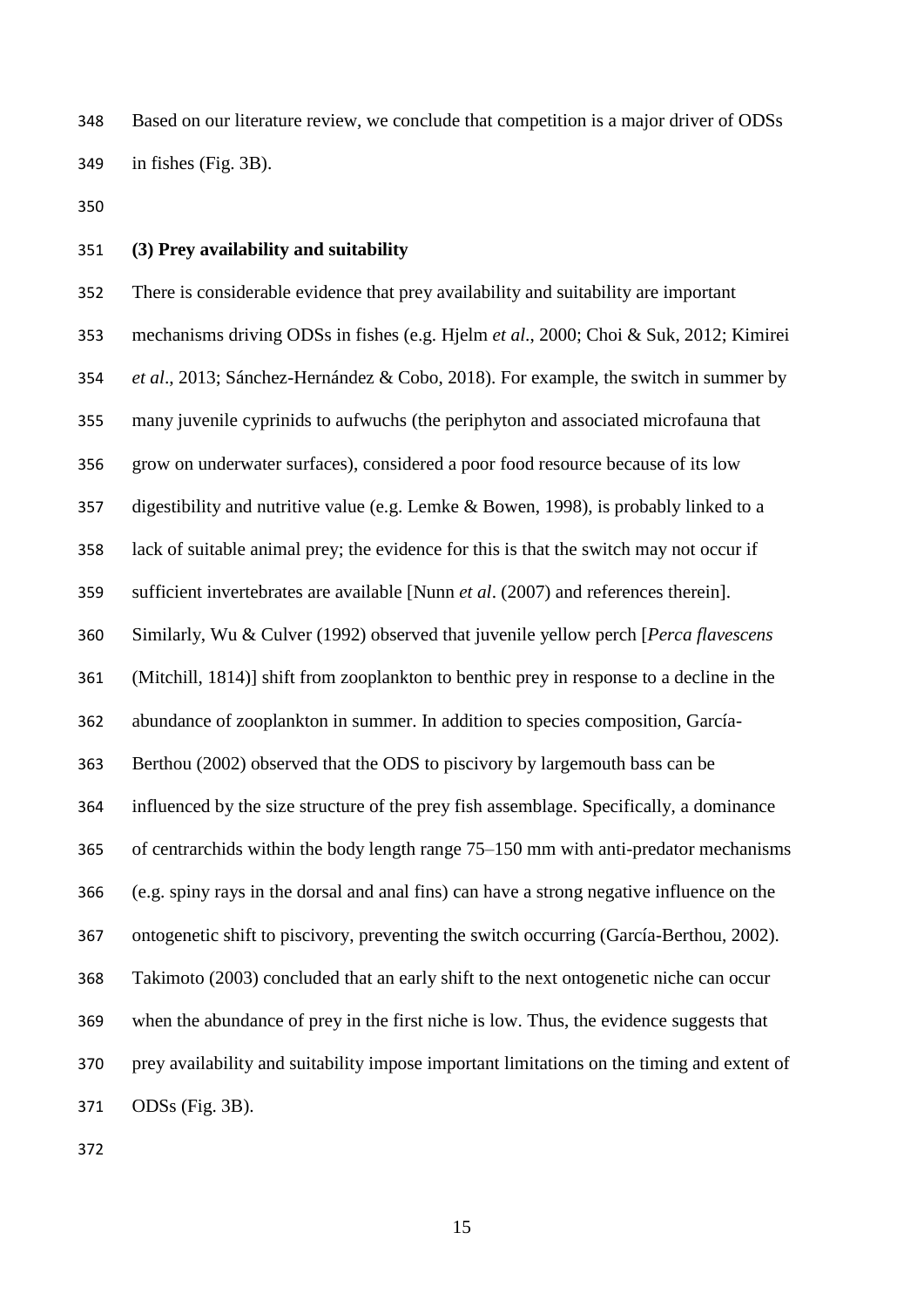Based on our literature review, we conclude that competition is a major driver of ODSs in fishes (Fig. 3B).

### (3) Prey availability and suitability

There is considerable evidence that prey availability and suitability are important mechanisms driving ODSs in fishes (e.g. Hjelm *et al.*, 2000; Choi & Suk, 2012; Kimirei *et al*., 2013; Sánchez-Hernández & Cobo, 2018). For example, the switch in summer by many juvenile cyprinids to aufwuchs (the periphyton and associated microfauna that grow on underwater surfaces), considered a poor food resource because of its low digestibility and nutritive value (e.g. Lemke & Bowen, 1998), is probably linked to a lack of suitable animal prey; the evidence for this is that the switch may not occur if sufficient invertebrates are available [Nunn *et al*. (2007) and references therein]. Similarly, Wu & Culver (1992) observed that juvenile yellow perch [*Perca flavescens* (Mitchill, 1814)] shift from zooplankton to benthic prey in response to a decline in the abundance of zooplankton in summer. In addition to species composition, García-Berthou (2002) observed that the ODS to piscivory by largemouth bass can be influenced by the size structure of the prey fish assemblage. Specifically, a dominance of centrarchids within the body length range 75–150 mm with anti-predator mechanisms (e.g. spiny rays in the dorsal and anal fins) can have a strong negative influence on the ontogenetic shift to piscivory, preventing the switch occurring (García-Berthou, 2002). Takimoto (2003) concluded that an early shift to the next ontogenetic niche can occur when the abundance of prey in the first niche is low. Thus, the evidence suggests that prey availability and suitability impose important limitations on the timing and extent of ODSs (Fig. 3B).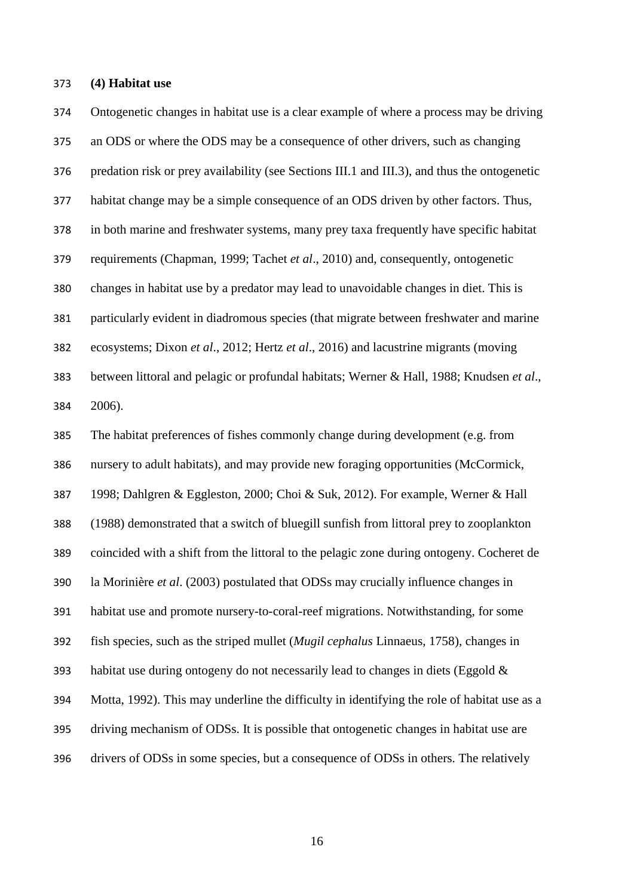### (4) Habitat use

Ontogenetic changes in habitat use is a clear example of where a process may be driving an ODS or where the ODS may be a consequence of other drivers, such as changing predation risk or prey availability (see Sections III.1 and III.3), and thus the ontogenetic habitat change may be a simple consequence of an ODS driven by other factors. Thus, in both marine and freshwater systems, many prey taxa frequently have specific habitat requirements (Chapman, 1999; Tachet *et al*., 2010) and, consequently, ontogenetic changes in habitat use by a predator may lead to unavoidable changes in diet. This is particularly evident in diadromous species (that migrate between freshwater and marine ecosystems; Dixon *et al*., 2012; Hertz *et al*., 2016) and lacustrine migrants (moving between littoral and pelagic or profundal habitats; Werner & Hall, 1988; Knudsen *et al*., 2006).

The habitat preferences of fishes commonly change during development (e.g. from nursery to adult habitats), and may provide new foraging opportunities (McCormick, 1998; Dahlgren & Eggleston, 2000; Choi & Suk, 2012). For example, Werner & Hall (1988) demonstrated that a switch of bluegill sunfish from littoral prey to zooplankton coincided with a shift from the littoral to the pelagic zone during ontogeny. Cocheret de la Morinière *et al*. (2003) postulated that ODSs may crucially influence changes in habitat use and promote nursery-to-coral-reef migrations. Notwithstanding, for some fish species, such as the striped mullet (*Mugil cephalus* Linnaeus, 1758), changes in habitat use during ontogeny do not necessarily lead to changes in diets (Eggold & Motta, 1992). This may underline the difficulty in identifying the role of habitat use as a driving mechanism of ODSs. It is possible that ontogenetic changes in habitat use are drivers of ODSs in some species, but a consequence of ODSs in others. The relatively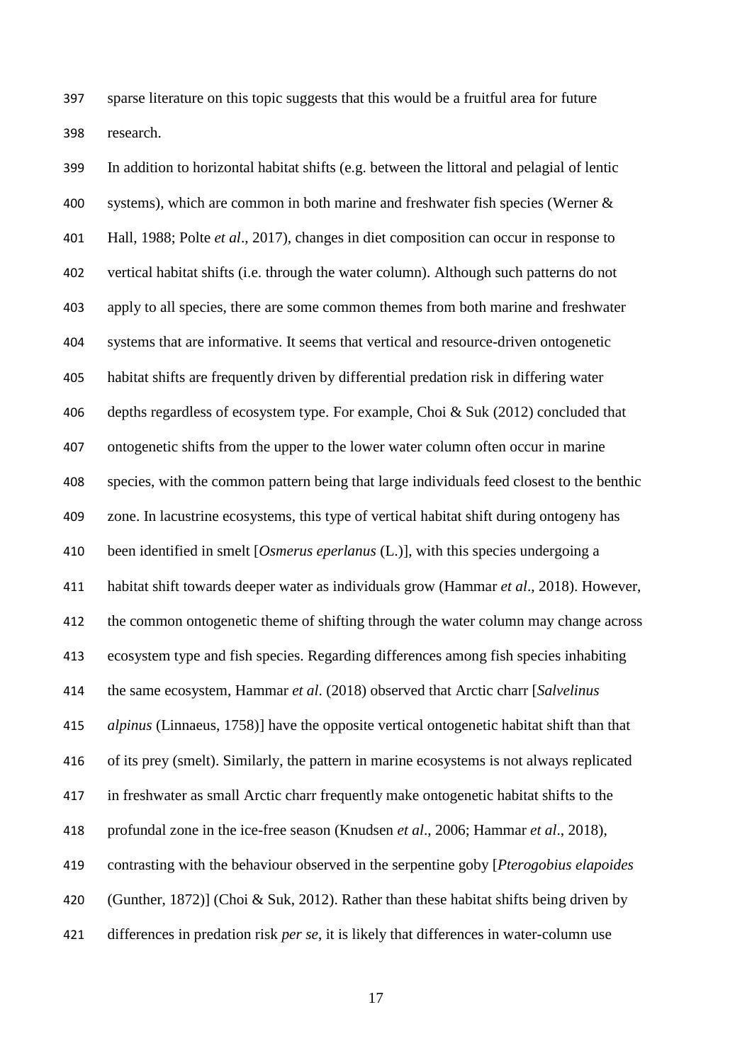sparse literature on this topic suggests that this would be a fruitful area for future research.

In addition to horizontal habitat shifts (e.g. between the littoral and pelagial of lentic systems), which are common in both marine and freshwater fish species (Werner & Hall, 1988; Polte *et al*., 2017), changes in diet composition can occur in response to vertical habitat shifts (i.e. through the water column). Although such patterns do not apply to all species, there are some common themes from both marine and freshwater systems that are informative. It seems that vertical and resource-driven ontogenetic habitat shifts are frequently driven by differential predation risk in differing water depths regardless of ecosystem type. For example, Choi & Suk (2012) concluded that ontogenetic shifts from the upper to the lower water column often occur in marine species, with the common pattern being that large individuals feed closest to the benthic zone. In lacustrine ecosystems, this type of vertical habitat shift during ontogeny has been identified in smelt [*Osmerus eperlanus* (L.)], with this species undergoing a habitat shift towards deeper water as individuals grow (Hammar *et al*., 2018). However, the common ontogenetic theme of shifting through the water column may change across ecosystem type and fish species. Regarding differences among fish species inhabiting the same ecosystem, Hammar *et al*. (2018) observed that Arctic charr [*Salvelinus alpinus* (Linnaeus, 1758)] have the opposite vertical ontogenetic habitat shift than that of its prey (smelt). Similarly, the pattern in marine ecosystems is not always replicated in freshwater as small Arctic charr frequently make ontogenetic habitat shifts to the profundal zone in the ice-free season (Knudsen *et al*., 2006; Hammar *et al*., 2018), contrasting with the behaviour observed in the serpentine goby [*Pterogobius elapoides* (Gunther, 1872)] (Choi & Suk, 2012). Rather than these habitat shifts being driven by differences in predation risk *per se*, it is likely that differences in water-column use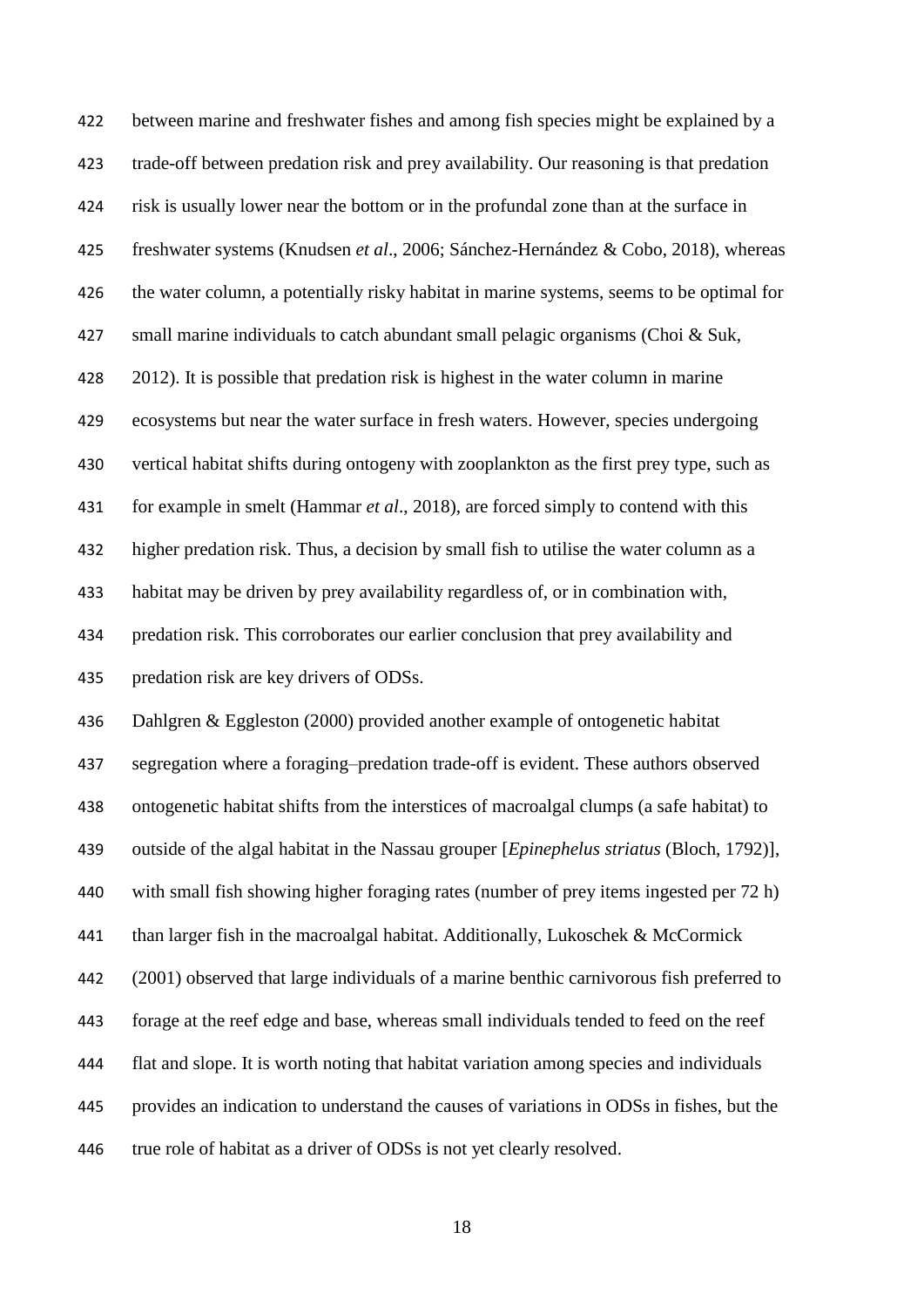between marine and freshwater fishes and among fish species might be explained by a trade-off between predation risk and prey availability. Our reasoning is that predation risk is usually lower near the bottom or in the profundal zone than at the surface in freshwater systems (Knudsen *et al*., 2006; Sánchez-Hernández & Cobo, 2018), whereas the water column, a potentially risky habitat in marine systems, seems to be optimal for small marine individuals to catch abundant small pelagic organisms (Choi & Suk, 2012). It is possible that predation risk is highest in the water column in marine ecosystems but near the water surface in fresh waters. However, species undergoing vertical habitat shifts during ontogeny with zooplankton as the first prey type, such as for example in smelt (Hammar *et al*., 2018), are forced simply to contend with this higher predation risk. Thus, a decision by small fish to utilise the water column as a habitat may be driven by prey availability regardless of, or in combination with, predation risk. This corroborates our earlier conclusion that prey availability and predation risk are key drivers of ODSs.

Dahlgren & Eggleston (2000) provided another example of ontogenetic habitat segregation where a foraging–predation trade-off is evident. These authors observed ontogenetic habitat shifts from the interstices of macroalgal clumps (a safe habitat) to outside of the algal habitat in the Nassau grouper [*Epinephelus striatus* (Bloch, 1792)], with small fish showing higher foraging rates (number of prey items ingested per 72 h) than larger fish in the macroalgal habitat. Additionally, Lukoschek & McCormick (2001) observed that large individuals of a marine benthic carnivorous fish preferred to forage at the reef edge and base, whereas small individuals tended to feed on the reef flat and slope. It is worth noting that habitat variation among species and individuals provides an indication to understand the causes of variations in ODSs in fishes, but the true role of habitat as a driver of ODSs is not yet clearly resolved.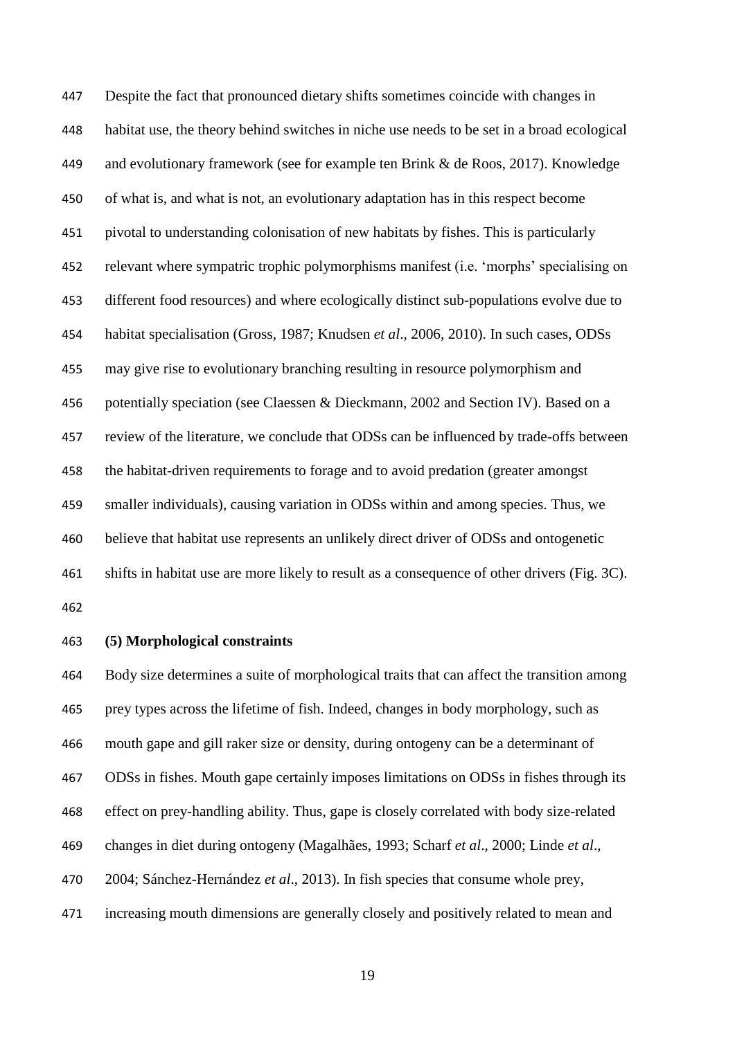Despite the fact that pronounced dietary shifts sometimes coincide with changes in habitat use, the theory behind switches in niche use needs to be set in a broad ecological and evolutionary framework (see for example ten Brink & de Roos, 2017). Knowledge of what is, and what is not, an evolutionary adaptation has in this respect become pivotal to understanding colonisation of new habitats by fishes. This is particularly relevant where sympatric trophic polymorphisms manifest (i.e. 'morphs' specialising on different food resources) and where ecologically distinct sub-populations evolve due to habitat specialisation (Gross, 1987; Knudsen *et al*., 2006, 2010). In such cases, ODSs may give rise to evolutionary branching resulting in resource polymorphism and potentially speciation (see Claessen & Dieckmann, 2002 and Section IV). Based on a review of the literature, we conclude that ODSs can be influenced by trade-offs between the habitat-driven requirements to forage and to avoid predation (greater amongst smaller individuals), causing variation in ODSs within and among species. Thus, we believe that habitat use represents an unlikely direct driver of ODSs and ontogenetic shifts in habitat use are more likely to result as a consequence of other drivers (Fig. 3C).

### (5) Morphological constraints

Body size determines a suite of morphological traits that can affect the transition among prey types across the lifetime of fish. Indeed, changes in body morphology, such as mouth gape and gill raker size or density, during ontogeny can be a determinant of ODSs in fishes. Mouth gape certainly imposes limitations on ODSs in fishes through its effect on prey-handling ability. Thus, gape is closely correlated with body size-related changes in diet during ontogeny (Magalhães, 1993; Scharf *et al*., 2000; Linde *et al*., 2004; Sánchez-Hernández *et al*., 2013). In fish species that consume whole prey, increasing mouth dimensions are generally closely and positively related to mean and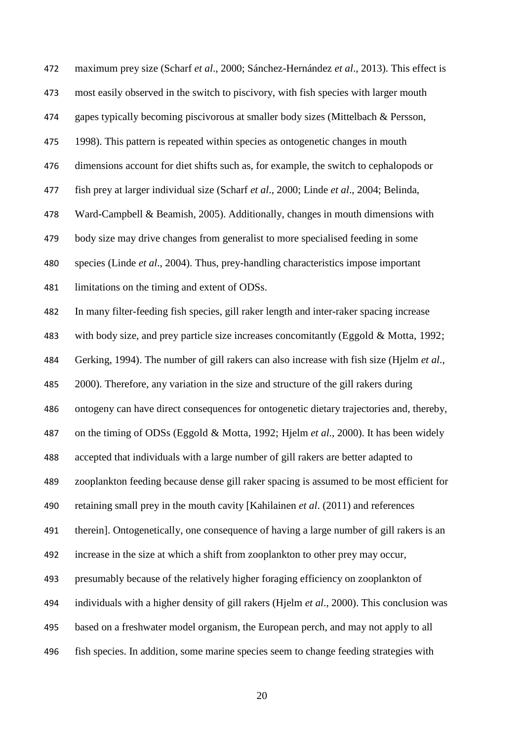maximum prey size (Scharf *et al*., 2000; Sánchez-Hernández *et al*., 2013). This effect is most easily observed in the switch to piscivory, with fish species with larger mouth gapes typically becoming piscivorous at smaller body sizes (Mittelbach & Persson, 1998). This pattern is repeated within species as ontogenetic changes in mouth dimensions account for diet shifts such as, for example, the switch to cephalopods or fish prey at larger individual size (Scharf *et al*., 2000; Linde *et al*., 2004; Belinda, Ward-Campbell & Beamish, 2005). Additionally, changes in mouth dimensions with body size may drive changes from generalist to more specialised feeding in some species (Linde *et al*., 2004). Thus, prey-handling characteristics impose important limitations on the timing and extent of ODSs.

In many filter-feeding fish species, gill raker length and inter-raker spacing increase with body size, and prey particle size increases concomitantly (Eggold & Motta, 1992; Gerking, 1994). The number of gill rakers can also increase with fish size (Hjelm *et al*., 2000). Therefore, any variation in the size and structure of the gill rakers during ontogeny can have direct consequences for ontogenetic dietary trajectories and, thereby, on the timing of ODSs (Eggold & Motta, 1992; Hjelm *et al*., 2000). It has been widely accepted that individuals with a large number of gill rakers are better adapted to zooplankton feeding because dense gill raker spacing is assumed to be most efficient for retaining small prey in the mouth cavity [Kahilainen *et al*. (2011) and references therein]. Ontogenetically, one consequence of having a large number of gill rakers is an increase in the size at which a shift from zooplankton to other prey may occur, presumably because of the relatively higher foraging efficiency on zooplankton of individuals with a higher density of gill rakers (Hjelm *et al*., 2000). This conclusion was based on a freshwater model organism, the European perch, and may not apply to all fish species. In addition, some marine species seem to change feeding strategies with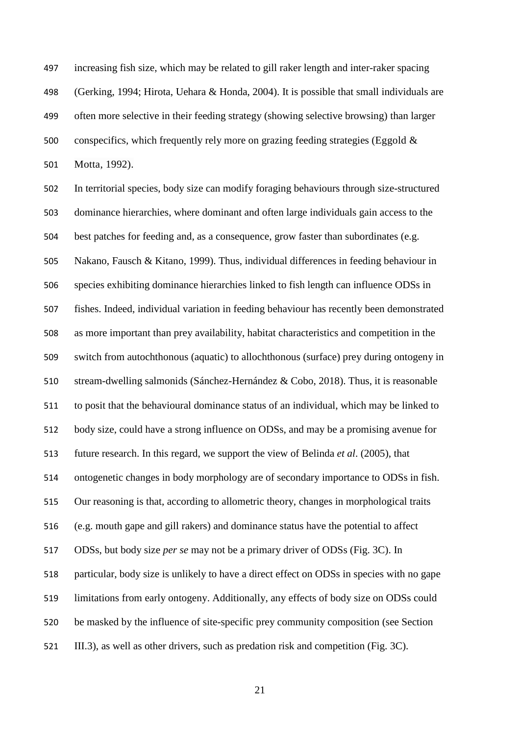increasing fish size, which may be related to gill raker length and inter-raker spacing (Gerking, 1994; Hirota, Uehara & Honda, 2004). It is possible that small individuals are often more selective in their feeding strategy (showing selective browsing) than larger conspecifics, which frequently rely more on grazing feeding strategies (Eggold & Motta, 1992).

In territorial species, body size can modify foraging behaviours through size-structured dominance hierarchies, where dominant and often large individuals gain access to the best patches for feeding and, as a consequence, grow faster than subordinates (e.g. Nakano, Fausch & Kitano, 1999). Thus, individual differences in feeding behaviour in species exhibiting dominance hierarchies linked to fish length can influence ODSs in fishes. Indeed, individual variation in feeding behaviour has recently been demonstrated as more important than prey availability, habitat characteristics and competition in the switch from autochthonous (aquatic) to allochthonous (surface) prey during ontogeny in stream-dwelling salmonids (Sánchez-Hernández & Cobo, 2018). Thus, it is reasonable to posit that the behavioural dominance status of an individual, which may be linked to body size, could have a strong influence on ODSs, and may be a promising avenue for future research. In this regard, we support the view of Belinda *et al*. (2005), that ontogenetic changes in body morphology are of secondary importance to ODSs in fish. Our reasoning is that, according to allometric theory, changes in morphological traits (e.g. mouth gape and gill rakers) and dominance status have the potential to affect ODSs, but body size *per se* may not be a primary driver of ODSs (Fig. 3C). In particular, body size is unlikely to have a direct effect on ODSs in species with no gape limitations from early ontogeny. Additionally, any effects of body size on ODSs could be masked by the influence of site-specific prey community composition (see Section III.3), as well as other drivers, such as predation risk and competition (Fig. 3C).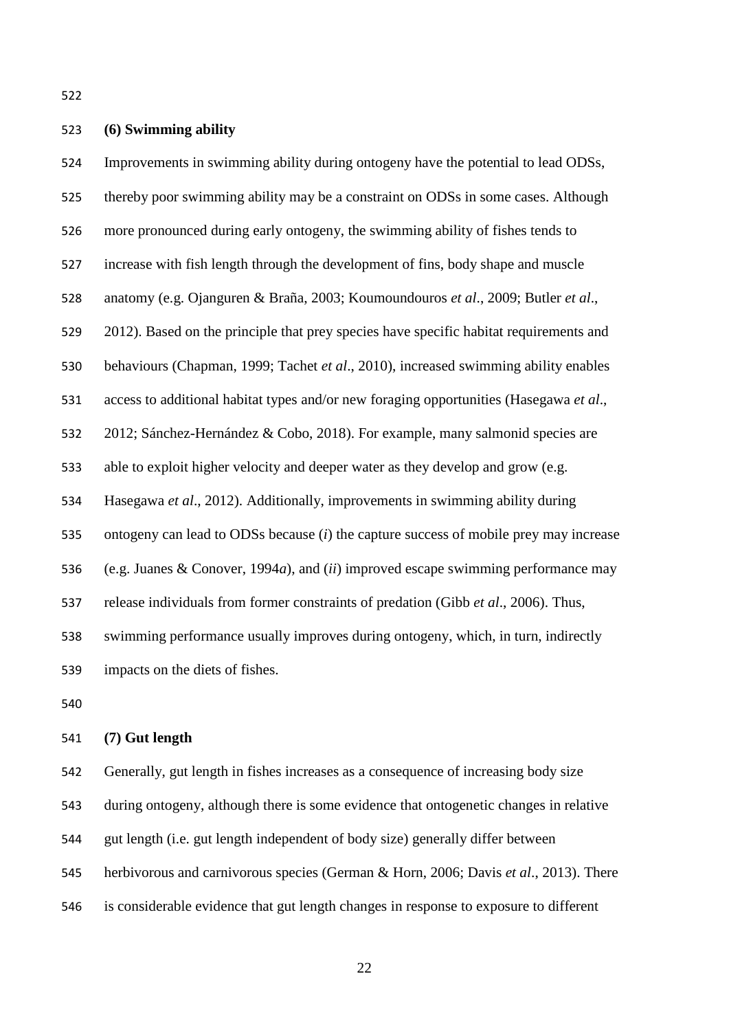### (6) Swimming ability

Improvements in swimming ability during ontogeny have the potential to lead ODSs, thereby poor swimming ability may be a constraint on ODSs in some cases. Although more pronounced during early ontogeny, the swimming ability of fishes tends to increase with fish length through the development of fins, body shape and muscle anatomy (e.g. Ojanguren & Braña, 2003; Koumoundouros *et al*., 2009; Butler *et al*., 2012). Based on the principle that prey species have specific habitat requirements and behaviours (Chapman, 1999; Tachet *et al*., 2010), increased swimming ability enables access to additional habitat types and/or new foraging opportunities (Hasegawa *et al*., 2012; Sánchez-Hernández & Cobo, 2018). For example, many salmonid species are able to exploit higher velocity and deeper water as they develop and grow (e.g. Hasegawa *et al*., 2012). Additionally, improvements in swimming ability during ontogeny can lead to ODSs because (*i*) the capture success of mobile prey may increase (e.g. Juanes & Conover, 1994*a*), and (*ii*) improved escape swimming performance may release individuals from former constraints of predation (Gibb *et al*., 2006). Thus, swimming performance usually improves during ontogeny, which, in turn, indirectly impacts on the diets of fishes.

### (7) Gut length

Generally, gut length in fishes increases as a consequence of increasing body size during ontogeny, although there is some evidence that ontogenetic changes in relative gut length (i.e. gut length independent of body size) generally differ between herbivorous and carnivorous species (German & Horn, 2006; Davis *et al*., 2013). There is considerable evidence that gut length changes in response to exposure to different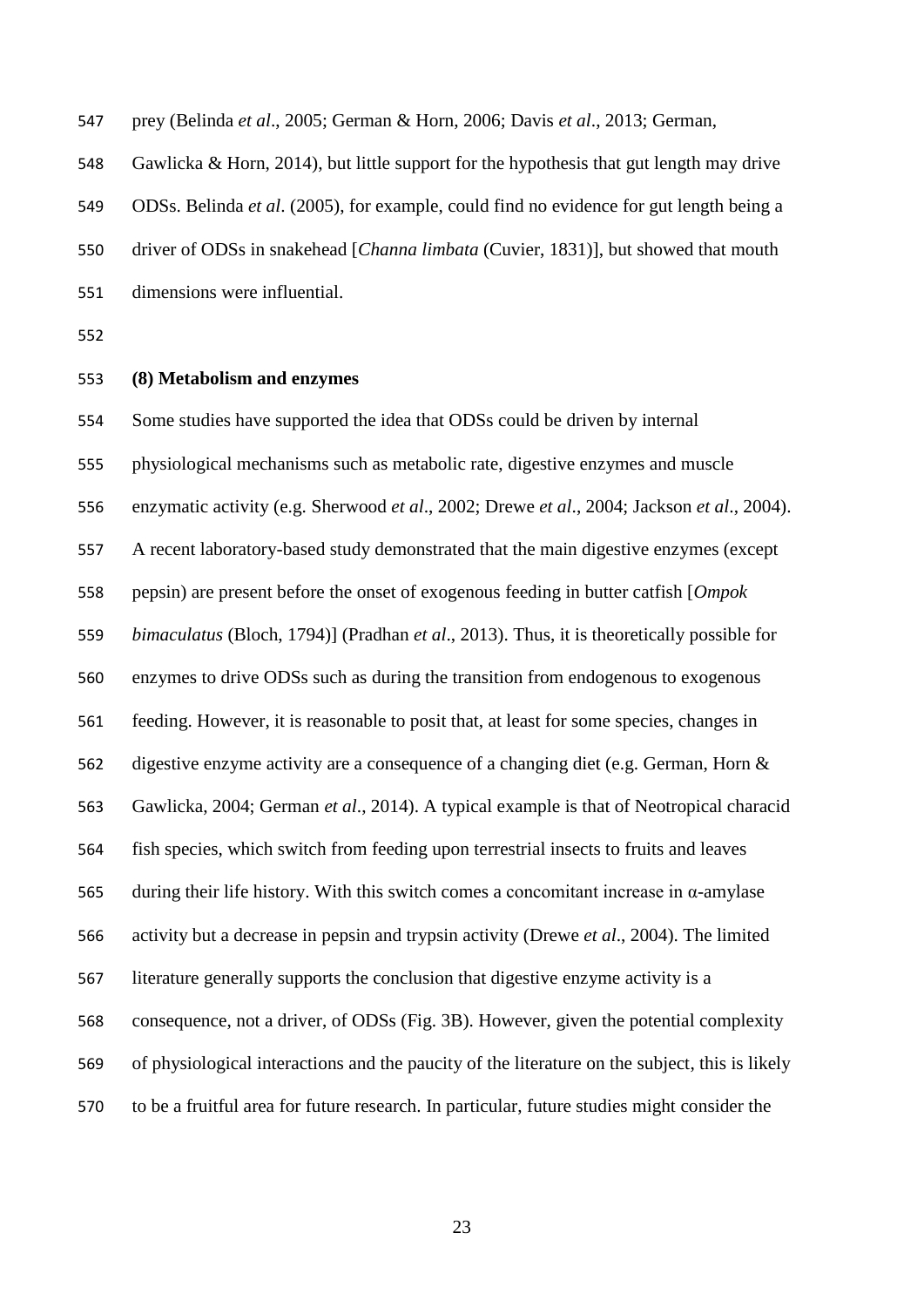prey (Belinda *et al*., 2005; German & Horn, 2006; Davis *et al*., 2013; German, Gawlicka & Horn, 2014), but little support for the hypothesis that gut length may drive ODSs. Belinda *et al*. (2005), for example, could find no evidence for gut length being a driver of ODSs in snakehead [*Channa limbata* (Cuvier, 1831)], but showed that mouth dimensions were influential.

### (8) Metabolism and enzymes

Some studies have supported the idea that ODSs could be driven by internal physiological mechanisms such as metabolic rate, digestive enzymes and muscle enzymatic activity (e.g. Sherwood *et al*., 2002; Drewe *et al*., 2004; Jackson *et al*., 2004). A recent laboratory-based study demonstrated that the main digestive enzymes (except pepsin) are present before the onset of exogenous feeding in butter catfish [*Ompok bimaculatus* (Bloch, 1794)] (Pradhan *et al*., 2013). Thus, it is theoretically possible for enzymes to drive ODSs such as during the transition from endogenous to exogenous feeding. However, it is reasonable to posit that, at least for some species, changes in digestive enzyme activity are a consequence of a changing diet (e.g. German, Horn & Gawlicka, 2004; German *et al*., 2014). A typical example is that of Neotropical characid fish species, which switch from feeding upon terrestrial insects to fruits and leaves during their life history. With this switch comes a concomitant increase in α-amylase activity but a decrease in pepsin and trypsin activity (Drewe *et al*., 2004). The limited literature generally supports the conclusion that digestive enzyme activity is a consequence, not a driver, of ODSs (Fig. 3B). However, given the potential complexity of physiological interactions and the paucity of the literature on the subject, this is likely to be a fruitful area for future research. In particular, future studies might consider the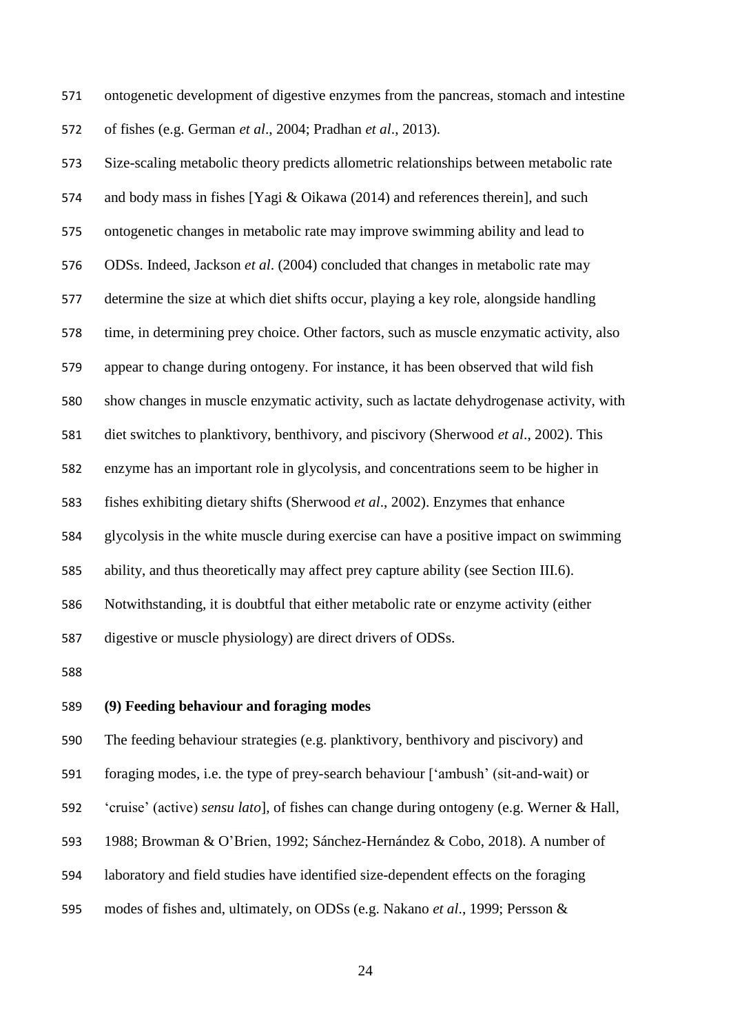ontogenetic development of digestive enzymes from the pancreas, stomach and intestine of fishes (e.g. German *et al*., 2004; Pradhan *et al*., 2013).

Size-scaling metabolic theory predicts allometric relationships between metabolic rate and body mass in fishes [Yagi & Oikawa (2014) and references therein], and such ontogenetic changes in metabolic rate may improve swimming ability and lead to ODSs. Indeed, Jackson *et al*. (2004) concluded that changes in metabolic rate may determine the size at which diet shifts occur, playing a key role, alongside handling time, in determining prey choice. Other factors, such as muscle enzymatic activity, also appear to change during ontogeny. For instance, it has been observed that wild fish show changes in muscle enzymatic activity, such as lactate dehydrogenase activity, with diet switches to planktivory, benthivory, and piscivory (Sherwood *et al*., 2002). This enzyme has an important role in glycolysis, and concentrations seem to be higher in fishes exhibiting dietary shifts (Sherwood *et al*., 2002). Enzymes that enhance glycolysis in the white muscle during exercise can have a positive impact on swimming ability, and thus theoretically may affect prey capture ability (see Section III.6). Notwithstanding, it is doubtful that either metabolic rate or enzyme activity (either digestive or muscle physiology) are direct drivers of ODSs.

### (9) Feeding behaviour and foraging modes

The feeding behaviour strategies (e.g. planktivory, benthivory and piscivory) and foraging modes, i.e. the type of prey-search behaviour ['ambush' (sit-and-wait) or 'cruise' (active) *sensu lato*], of fishes can change during ontogeny (e.g. Werner & Hall, 1988; Browman & O'Brien, 1992; Sánchez-Hernández & Cobo, 2018). A number of laboratory and field studies have identified size-dependent effects on the foraging modes of fishes and, ultimately, on ODSs (e.g. Nakano *et al*., 1999; Persson &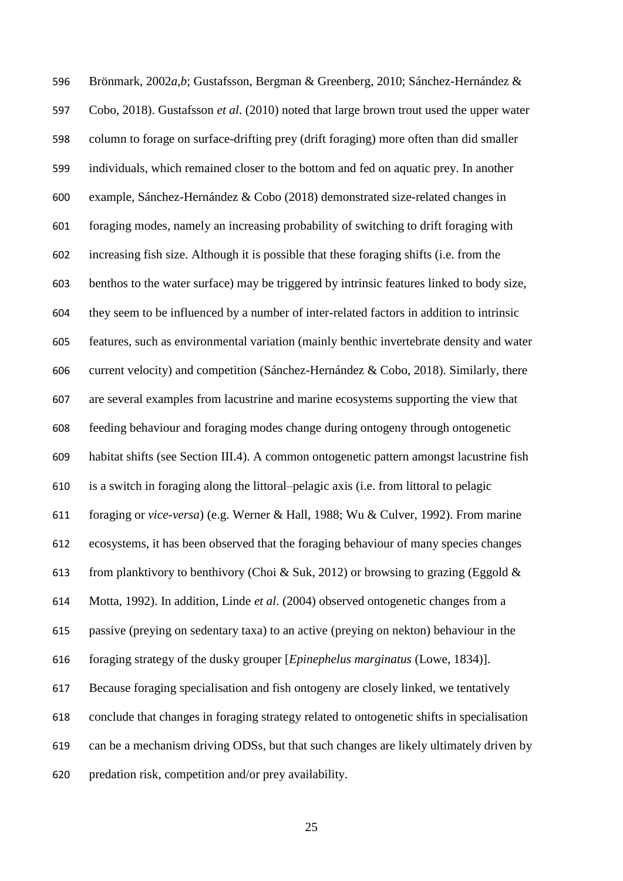Brönmark, 2002*a*,*b*; Gustafsson, Bergman & Greenberg, 2010; Sánchez-Hernández & Cobo, 2018). Gustafsson *et al*. (2010) noted that large brown trout used the upper water column to forage on surface-drifting prey (drift foraging) more often than did smaller individuals, which remained closer to the bottom and fed on aquatic prey. In another example, Sánchez-Hernández & Cobo (2018) demonstrated size-related changes in foraging modes, namely an increasing probability of switching to drift foraging with increasing fish size. Although it is possible that these foraging shifts (i.e. from the benthos to the water surface) may be triggered by intrinsic features linked to body size, they seem to be influenced by a number of inter-related factors in addition to intrinsic features, such as environmental variation (mainly benthic invertebrate density and water current velocity) and competition (Sánchez-Hernández & Cobo, 2018). Similarly, there are several examples from lacustrine and marine ecosystems supporting the view that feeding behaviour and foraging modes change during ontogeny through ontogenetic habitat shifts (see Section III.4). A common ontogenetic pattern amongst lacustrine fish is a switch in foraging along the littoral–pelagic axis (i.e. from littoral to pelagic foraging or *vice-versa*) (e.g. Werner & Hall, 1988; Wu & Culver, 1992). From marine ecosystems, it has been observed that the foraging behaviour of many species changes from planktivory to benthivory (Choi & Suk, 2012) or browsing to grazing (Eggold & Motta, 1992). In addition, Linde *et al*. (2004) observed ontogenetic changes from a passive (preying on sedentary taxa) to an active (preying on nekton) behaviour in the foraging strategy of the dusky grouper [*Epinephelus marginatus* (Lowe, 1834)]. Because foraging specialisation and fish ontogeny are closely linked, we tentatively conclude that changes in foraging strategy related to ontogenetic shifts in specialisation can be a mechanism driving ODSs, but that such changes are likely ultimately driven by predation risk, competition and/or prey availability.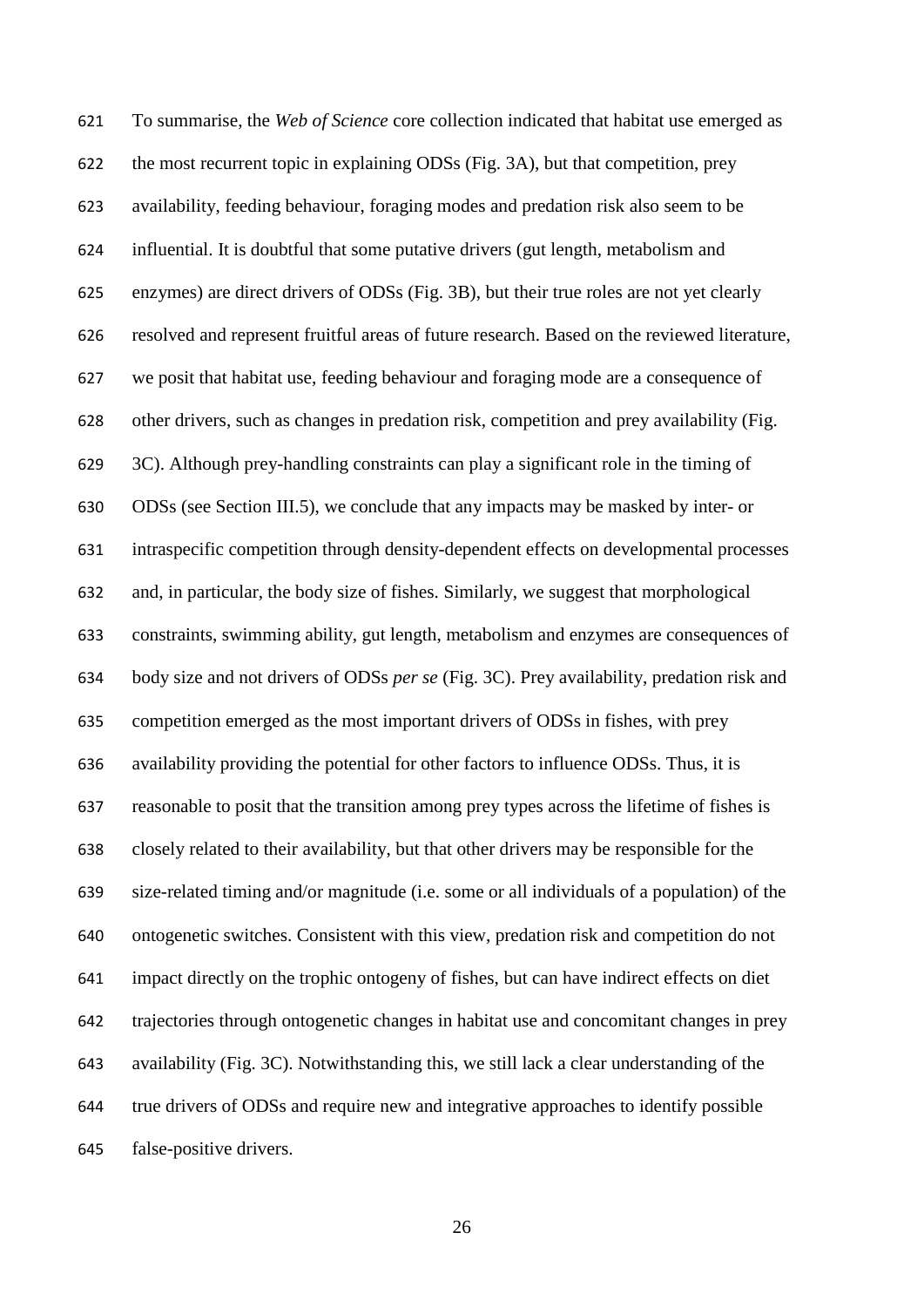To summarise, the *Web of Science* core collection indicated that habitat use emerged as the most recurrent topic in explaining ODSs (Fig. 3A), but that competition, prey availability, feeding behaviour, foraging modes and predation risk also seem to be influential. It is doubtful that some putative drivers (gut length, metabolism and enzymes) are direct drivers of ODSs (Fig. 3B), but their true roles are not yet clearly resolved and represent fruitful areas of future research. Based on the reviewed literature, we posit that habitat use, feeding behaviour and foraging mode are a consequence of other drivers, such as changes in predation risk, competition and prey availability (Fig. 3C). Although prey-handling constraints can play a significant role in the timing of ODSs (see Section III.5), we conclude that any impacts may be masked by inter- or intraspecific competition through density-dependent effects on developmental processes and, in particular, the body size of fishes. Similarly, we suggest that morphological constraints, swimming ability, gut length, metabolism and enzymes are consequences of body size and not drivers of ODSs *per se* (Fig. 3C). Prey availability, predation risk and competition emerged as the most important drivers of ODSs in fishes, with prey availability providing the potential for other factors to influence ODSs. Thus, it is reasonable to posit that the transition among prey types across the lifetime of fishes is closely related to their availability, but that other drivers may be responsible for the size-related timing and/or magnitude (i.e. some or all individuals of a population) of the ontogenetic switches. Consistent with this view, predation risk and competition do not impact directly on the trophic ontogeny of fishes, but can have indirect effects on diet trajectories through ontogenetic changes in habitat use and concomitant changes in prey availability (Fig. 3C). Notwithstanding this, we still lack a clear understanding of the true drivers of ODSs and require new and integrative approaches to identify possible false-positive drivers.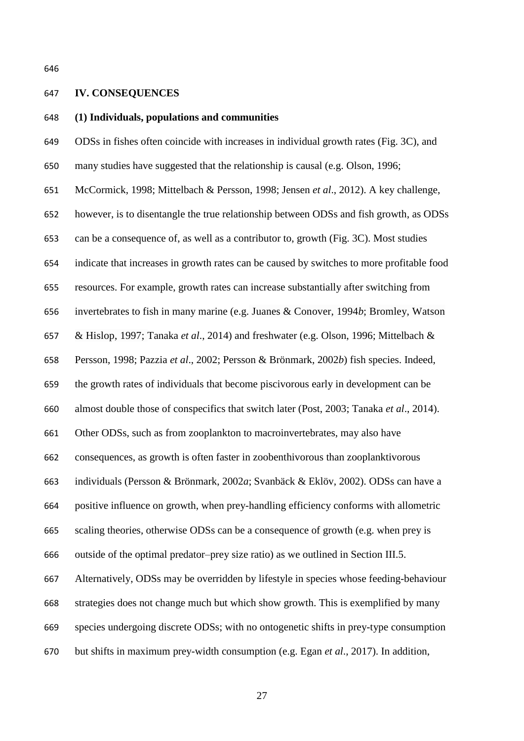## IV. CONSEQUENCES

### (1) Individuals, populations and communities

ODSs in fishes often coincide with increases in individual growth rates (Fig. 3C), and many studies have suggested that the relationship is causal (e.g. Olson, 1996; McCormick, 1998; Mittelbach & Persson, 1998; Jensen *et al*., 2012). A key challenge, however, is to disentangle the true relationship between ODSs and fish growth, as ODSs can be a consequence of, as well as a contributor to, growth (Fig. 3C). Most studies indicate that increases in growth rates can be caused by switches to more profitable food resources. For example, growth rates can increase substantially after switching from invertebrates to fish in many marine (e.g. Juanes & Conover, 1994*b*; Bromley, Watson & Hislop, 1997; Tanaka *et al*., 2014) and freshwater (e.g. Olson, 1996; Mittelbach & Persson, 1998; Pazzia *et al*., 2002; Persson & Brönmark, 2002*b*) fish species. Indeed, the growth rates of individuals that become piscivorous early in development can be almost double those of conspecifics that switch later (Post, 2003; Tanaka *et al*., 2014). Other ODSs, such as from zooplankton to macroinvertebrates, may also have consequences, as growth is often faster in zoobenthivorous than zooplanktivorous individuals (Persson & Brönmark, 2002*a*; Svanbäck & Eklöv, 2002). ODSs can have a positive influence on growth, when prey-handling efficiency conforms with allometric scaling theories, otherwise ODSs can be a consequence of growth (e.g. when prey is outside of the optimal predator–prey size ratio) as we outlined in Section III.5. Alternatively, ODSs may be overridden by lifestyle in species whose feeding-behaviour strategies does not change much but which show growth. This is exemplified by many species undergoing discrete ODSs; with no ontogenetic shifts in prey-type consumption but shifts in maximum prey-width consumption (e.g. Egan *et al*., 2017). In addition,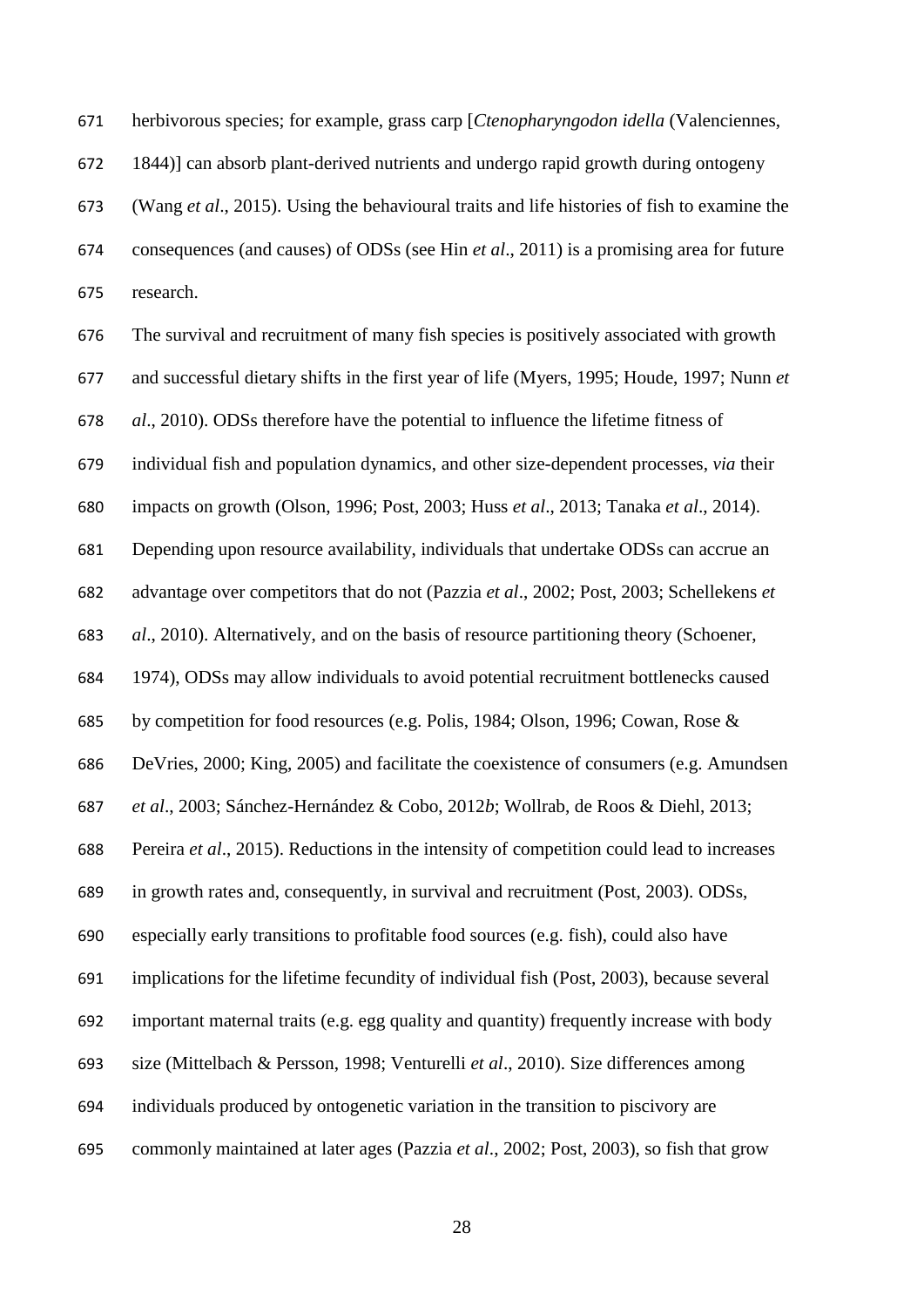herbivorous species; for example, grass carp [*Ctenopharyngodon idella* (Valenciennes, 1844)] can absorb plant-derived nutrients and undergo rapid growth during ontogeny (Wang *et al*., 2015). Using the behavioural traits and life histories of fish to examine the consequences (and causes) of ODSs (see Hin *et al*., 2011) is a promising area for future research.

The survival and recruitment of many fish species is positively associated with growth and successful dietary shifts in the first year of life (Myers, 1995; Houde, 1997; Nunn *et al*., 2010). ODSs therefore have the potential to influence the lifetime fitness of individual fish and population dynamics, and other size-dependent processes, *via* their impacts on growth (Olson, 1996; Post, 2003; Huss *et al*., 2013; Tanaka *et al*., 2014). Depending upon resource availability, individuals that undertake ODSs can accrue an advantage over competitors that do not (Pazzia *et al*., 2002; Post, 2003; Schellekens *et al*., 2010). Alternatively, and on the basis of resource partitioning theory (Schoener, 1974), ODSs may allow individuals to avoid potential recruitment bottlenecks caused by competition for food resources (e.g. Polis, 1984; Olson, 1996; Cowan, Rose & DeVries, 2000; King, 2005) and facilitate the coexistence of consumers (e.g. Amundsen *et al*., 2003; Sánchez-Hernández & Cobo, 2012*b*; Wollrab, de Roos & Diehl, 2013; Pereira *et al*., 2015). Reductions in the intensity of competition could lead to increases in growth rates and, consequently, in survival and recruitment (Post, 2003). ODSs, especially early transitions to profitable food sources (e.g. fish), could also have implications for the lifetime fecundity of individual fish (Post, 2003), because several important maternal traits (e.g. egg quality and quantity) frequently increase with body size (Mittelbach & Persson, 1998; Venturelli *et al*., 2010). Size differences among individuals produced by ontogenetic variation in the transition to piscivory are commonly maintained at later ages (Pazzia *et al*., 2002; Post, 2003), so fish that grow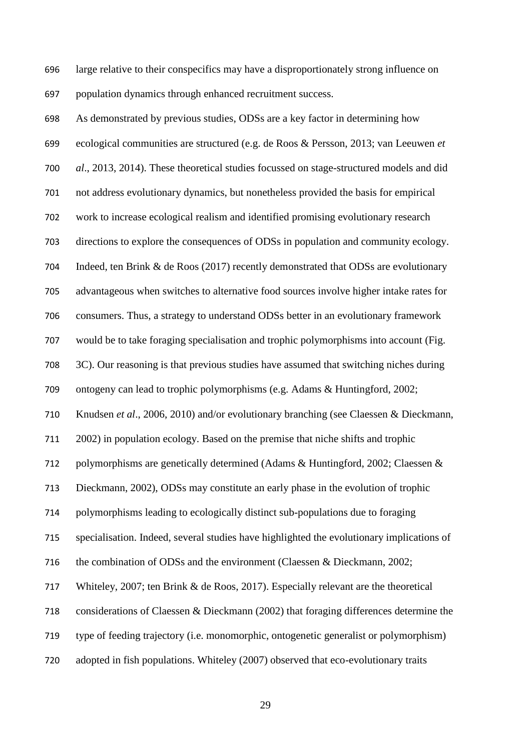large relative to their conspecifics may have a disproportionately strong influence on population dynamics through enhanced recruitment success.

As demonstrated by previous studies, ODSs are a key factor in determining how ecological communities are structured (e.g. de Roos & Persson, 2013; van Leeuwen *et al*., 2013, 2014). These theoretical studies focussed on stage-structured models and did not address evolutionary dynamics, but nonetheless provided the basis for empirical work to increase ecological realism and identified promising evolutionary research directions to explore the consequences of ODSs in population and community ecology. Indeed, ten Brink & de Roos (2017) recently demonstrated that ODSs are evolutionary advantageous when switches to alternative food sources involve higher intake rates for consumers. Thus, a strategy to understand ODSs better in an evolutionary framework would be to take foraging specialisation and trophic polymorphisms into account (Fig. 3C). Our reasoning is that previous studies have assumed that switching niches during ontogeny can lead to trophic polymorphisms (e.g. Adams & Huntingford, 2002; Knudsen *et al*., 2006, 2010) and/or evolutionary branching (see Claessen & Dieckmann, 2002) in population ecology. Based on the premise that niche shifts and trophic polymorphisms are genetically determined (Adams & Huntingford, 2002; Claessen & Dieckmann, 2002), ODSs may constitute an early phase in the evolution of trophic polymorphisms leading to ecologically distinct sub-populations due to foraging specialisation. Indeed, several studies have highlighted the evolutionary implications of the combination of ODSs and the environment (Claessen & Dieckmann, 2002; Whiteley, 2007; ten Brink & de Roos, 2017). Especially relevant are the theoretical considerations of Claessen & Dieckmann (2002) that foraging differences determine the type of feeding trajectory (i.e. monomorphic, ontogenetic generalist or polymorphism) adopted in fish populations. Whiteley (2007) observed that eco-evolutionary traits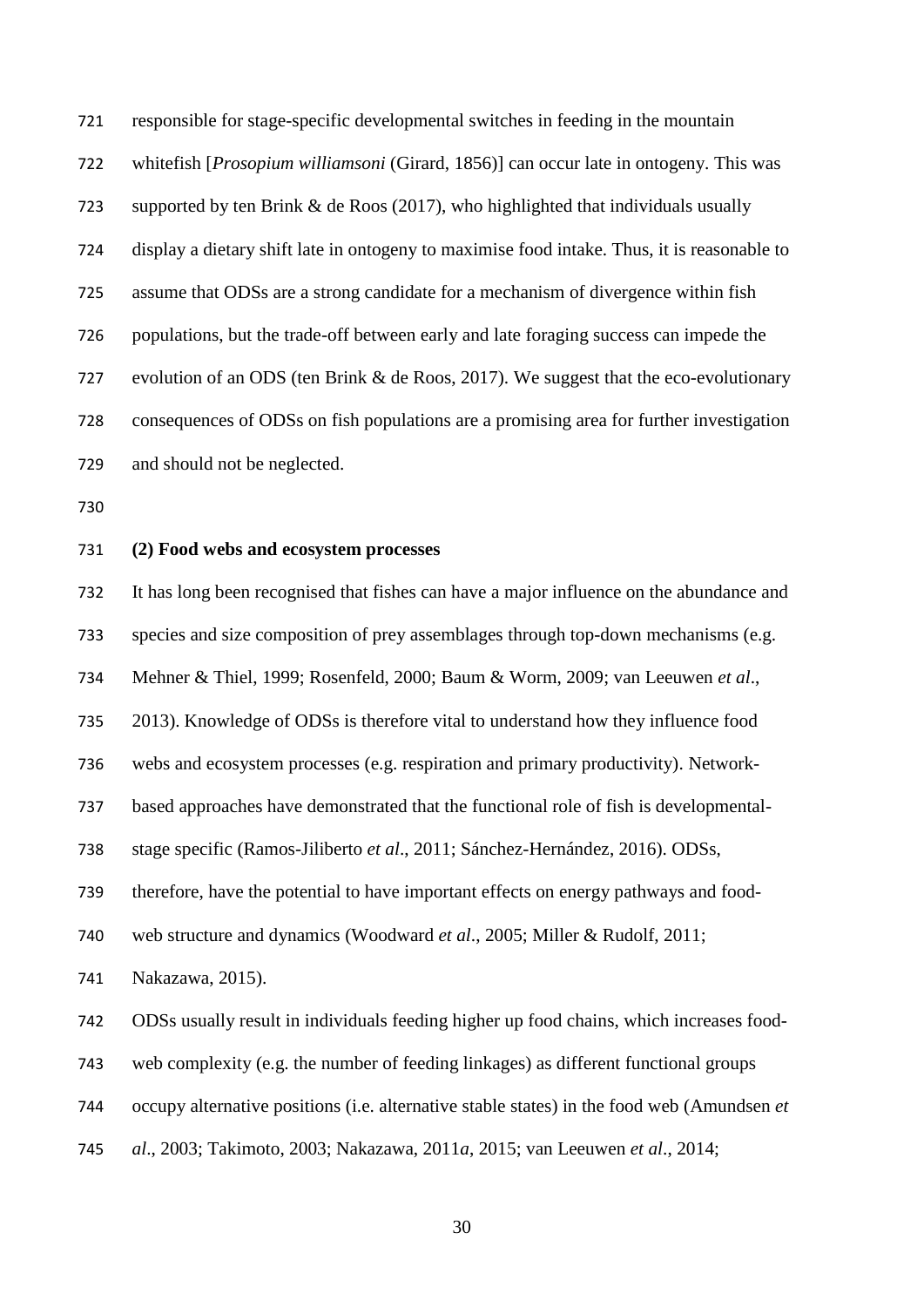responsible for stage-specific developmental switches in feeding in the mountain whitefish [*Prosopium williamsoni* (Girard, 1856)] can occur late in ontogeny. This was supported by ten Brink & de Roos (2017), who highlighted that individuals usually display a dietary shift late in ontogeny to maximise food intake. Thus, it is reasonable to assume that ODSs are a strong candidate for a mechanism of divergence within fish populations, but the trade-off between early and late foraging success can impede the evolution of an ODS (ten Brink & de Roos, 2017). We suggest that the eco-evolutionary consequences of ODSs on fish populations are a promising area for further investigation and should not be neglected.

### (2) Food webs and ecosystem processes

It has long been recognised that fishes can have a major influence on the abundance and species and size composition of prey assemblages through top-down mechanisms (e.g. Mehner & Thiel, 1999; Rosenfeld, 2000; Baum & Worm, 2009; van Leeuwen *et al*., 2013). Knowledge of ODSs is therefore vital to understand how they influence food webs and ecosystem processes (e.g. respiration and primary productivity). Network-based approaches have demonstrated that the functional role of fish is developmental-stage specific (Ramos-Jiliberto *et al*., 2011; Sánchez-Hernández, 2016). ODSs, therefore, have the potential to have important effects on energy pathways and food-web structure and dynamics (Woodward *et al*., 2005; Miller & Rudolf, 2011; Nakazawa, 2015).

ODSs usually result in individuals feeding higher up food chains, which increases food-web complexity (e.g. the number of feeding linkages) as different functional groups occupy alternative positions (i.e. alternative stable states) in the food web (Amundsen *et al*., 2003; Takimoto, 2003; Nakazawa, 2011*a*, 2015; van Leeuwen *et al*., 2014;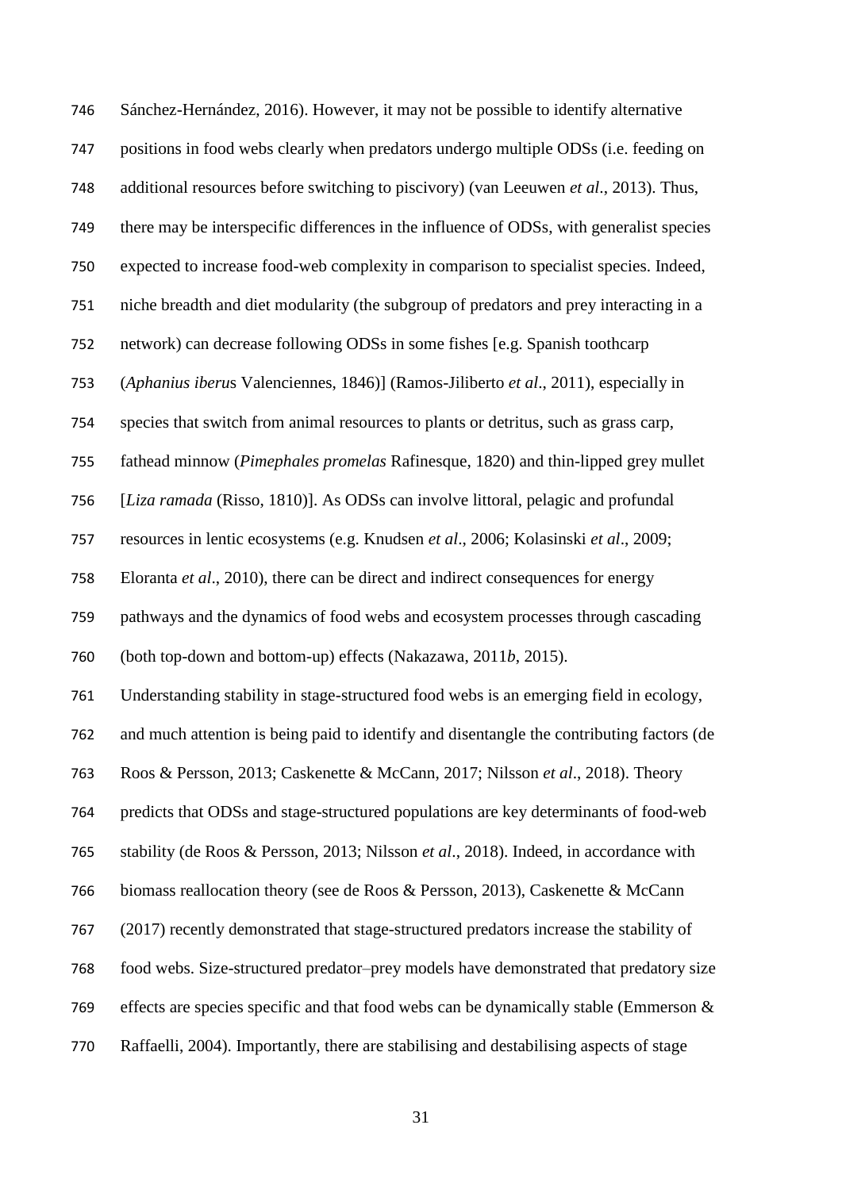Sánchez-Hernández, 2016). However, it may not be possible to identify alternative positions in food webs clearly when predators undergo multiple ODSs (i.e. feeding on additional resources before switching to piscivory) (van Leeuwen *et al*., 2013). Thus, there may be interspecific differences in the influence of ODSs, with generalist species expected to increase food-web complexity in comparison to specialist species. Indeed, niche breadth and diet modularity (the subgroup of predators and prey interacting in a network) can decrease following ODSs in some fishes [e.g. Spanish toothcarp (*Aphanius iberus* Valenciennes, 1846)] (Ramos-Jiliberto *et al*., 2011), especially in species that switch from animal resources to plants or detritus, such as grass carp, fathead minnow (*Pimephales promelas* Rafinesque, 1820) and thin-lipped grey mullet [*Liza ramada* (Risso, 1810)]. As ODSs can involve littoral, pelagic and profundal resources in lentic ecosystems (e.g. Knudsen *et al*., 2006; Kolasinski *et al*., 2009; Eloranta *et al*., 2010), there can be direct and indirect consequences for energy pathways and the dynamics of food webs and ecosystem processes through cascading (both top-down and bottom-up) effects (Nakazawa, 2011*b*, 2015).

Understanding stability in stage-structured food webs is an emerging field in ecology, and much attention is being paid to identify and disentangle the contributing factors (de Roos & Persson, 2013; Caskenette & McCann, 2017; Nilsson *et al*., 2018). Theory predicts that ODSs and stage-structured populations are key determinants of food-web stability (de Roos & Persson, 2013; Nilsson *et al*., 2018). Indeed, in accordance with biomass reallocation theory (see de Roos & Persson, 2013), Caskenette & McCann (2017) recently demonstrated that stage-structured predators increase the stability of food webs. Size-structured predator–prey models have demonstrated that predatory size effects are species specific and that food webs can be dynamically stable (Emmerson & Raffaelli, 2004). Importantly, there are stabilising and destabilising aspects of stage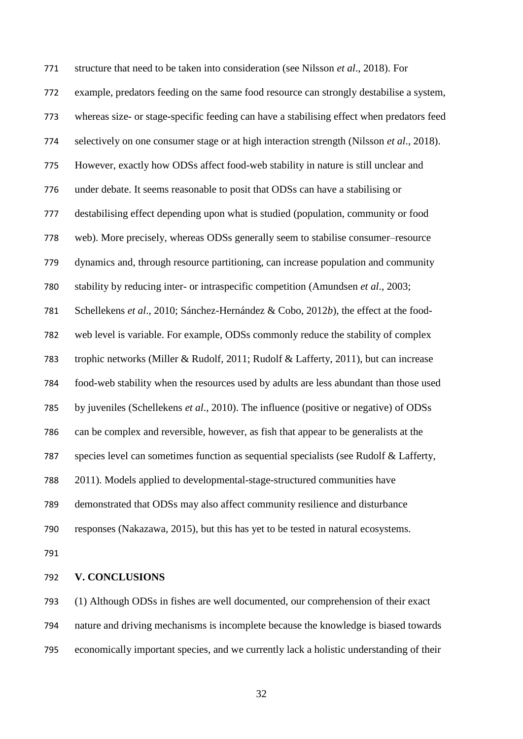structure that need to be taken into consideration (see Nilsson *et al*., 2018). For example, predators feeding on the same food resource can strongly destabilise a system, whereas size- or stage-specific feeding can have a stabilising effect when predators feed selectively on one consumer stage or at high interaction strength (Nilsson *et al*., 2018). However, exactly how ODSs affect food-web stability in nature is still unclear and under debate. It seems reasonable to posit that ODSs can have a stabilising or destabilising effect depending upon what is studied (population, community or food web). More precisely, whereas ODSs generally seem to stabilise consumer–resource dynamics and, through resource partitioning, can increase population and community stability by reducing inter- or intraspecific competition (Amundsen *et al*., 2003; Schellekens *et al*., 2010; Sánchez-Hernández & Cobo, 2012*b*), the effect at the food-web level is variable. For example, ODSs commonly reduce the stability of complex trophic networks (Miller & Rudolf, 2011; Rudolf & Lafferty, 2011), but can increase food-web stability when the resources used by adults are less abundant than those used by juveniles (Schellekens *et al*., 2010). The influence (positive or negative) of ODSs can be complex and reversible, however, as fish that appear to be generalists at the species level can sometimes function as sequential specialists (see Rudolf & Lafferty, 2011). Models applied to developmental-stage-structured communities have demonstrated that ODSs may also affect community resilience and disturbance responses (Nakazawa, 2015), but this has yet to be tested in natural ecosystems.

## V. CONCLUSIONS

(1) Although ODSs in fishes are well documented, our comprehension of their exact nature and driving mechanisms is incomplete because the knowledge is biased towards economically important species, and we currently lack a holistic understanding of their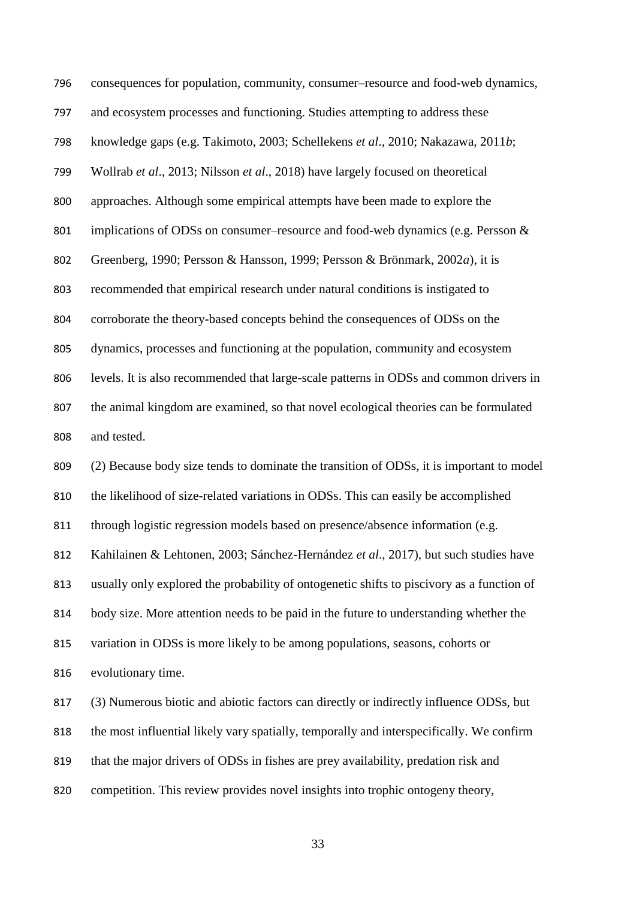consequences for population, community, consumer–resource and food-web dynamics, and ecosystem processes and functioning. Studies attempting to address these knowledge gaps (e.g. Takimoto, 2003; Schellekens *et al*., 2010; Nakazawa, 2011*b*; Wollrab *et al*., 2013; Nilsson *et al*., 2018) have largely focused on theoretical approaches. Although some empirical attempts have been made to explore the implications of ODSs on consumer–resource and food-web dynamics (e.g. Persson & Greenberg, 1990; Persson & Hansson, 1999; Persson & Brönmark, 2002*a*), it is recommended that empirical research under natural conditions is instigated to corroborate the theory-based concepts behind the consequences of ODSs on the dynamics, processes and functioning at the population, community and ecosystem levels. It is also recommended that large-scale patterns in ODSs and common drivers in the animal kingdom are examined, so that novel ecological theories can be formulated and tested.

(2) Because body size tends to dominate the transition of ODSs, it is important to model the likelihood of size-related variations in ODSs. This can easily be accomplished through logistic regression models based on presence/absence information (e.g. Kahilainen & Lehtonen, 2003; Sánchez-Hernández *et al*., 2017), but such studies have usually only explored the probability of ontogenetic shifts to piscivory as a function of body size. More attention needs to be paid in the future to understanding whether the variation in ODSs is more likely to be among populations, seasons, cohorts or evolutionary time.

(3) Numerous biotic and abiotic factors can directly or indirectly influence ODSs, but the most influential likely vary spatially, temporally and interspecifically. We confirm that the major drivers of ODSs in fishes are prey availability, predation risk and competition. This review provides novel insights into trophic ontogeny theory,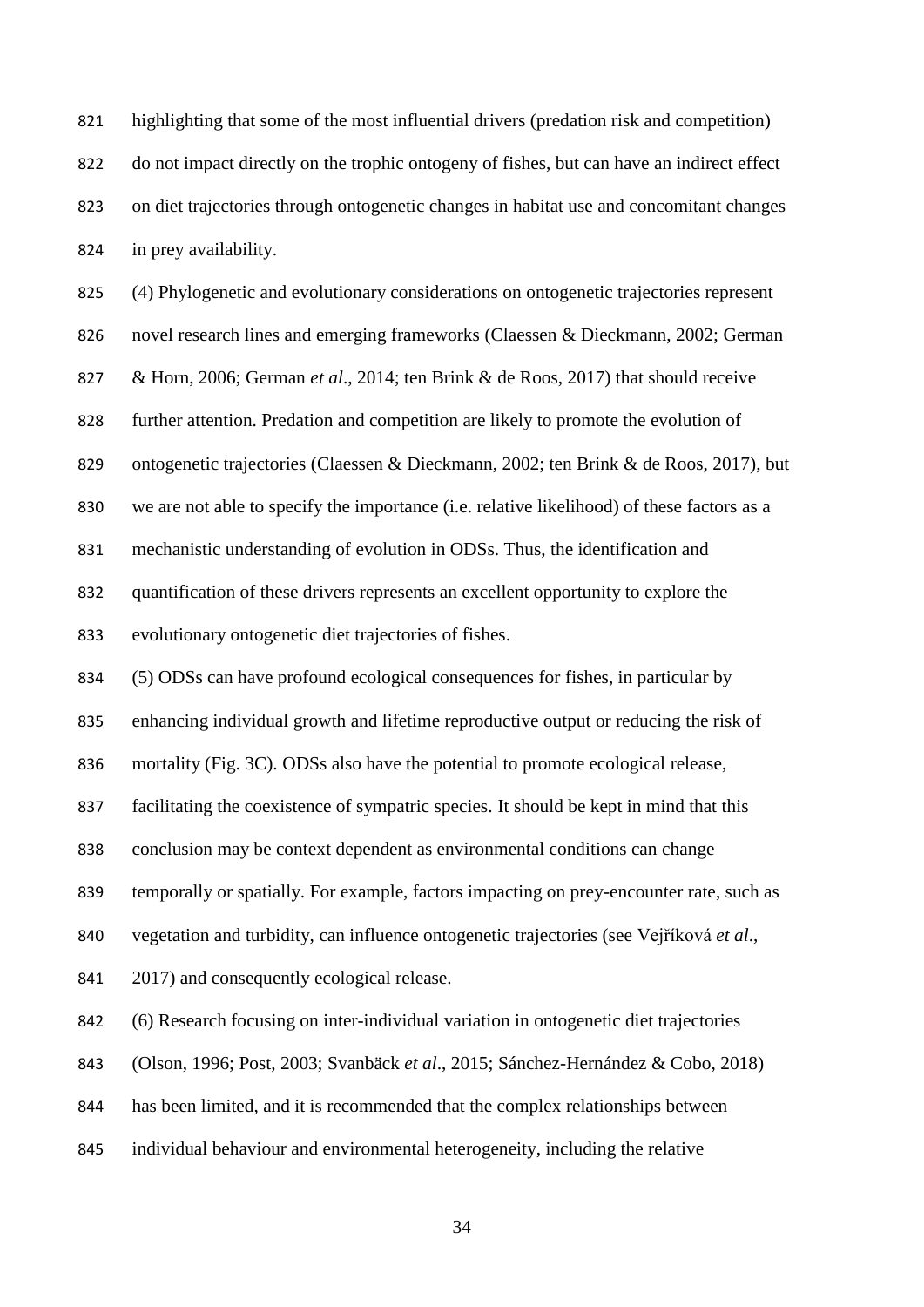highlighting that some of the most influential drivers (predation risk and competition) do not impact directly on the trophic ontogeny of fishes, but can have an indirect effect on diet trajectories through ontogenetic changes in habitat use and concomitant changes in prey availability.

(4) Phylogenetic and evolutionary considerations on ontogenetic trajectories represent novel research lines and emerging frameworks (Claessen & Dieckmann, 2002; German & Horn, 2006; German *et al*., 2014; ten Brink & de Roos, 2017) that should receive further attention. Predation and competition are likely to promote the evolution of ontogenetic trajectories (Claessen & Dieckmann, 2002; ten Brink & de Roos, 2017), but we are not able to specify the importance (i.e. relative likelihood) of these factors as a mechanistic understanding of evolution in ODSs. Thus, the identification and quantification of these drivers represents an excellent opportunity to explore the evolutionary ontogenetic diet trajectories of fishes.

(5) ODSs can have profound ecological consequences for fishes, in particular by enhancing individual growth and lifetime reproductive output or reducing the risk of mortality (Fig. 3C). ODSs also have the potential to promote ecological release, facilitating the coexistence of sympatric species. It should be kept in mind that this conclusion may be context dependent as environmental conditions can change temporally or spatially. For example, factors impacting on prey-encounter rate, such as vegetation and turbidity, can influence ontogenetic trajectories (see Vejříková *et al*., 2017) and consequently ecological release.

(6) Research focusing on inter-individual variation in ontogenetic diet trajectories (Olson, 1996; Post, 2003; Svanbäck *et al*., 2015; Sánchez-Hernández & Cobo, 2018) has been limited, and it is recommended that the complex relationships between individual behaviour and environmental heterogeneity, including the relative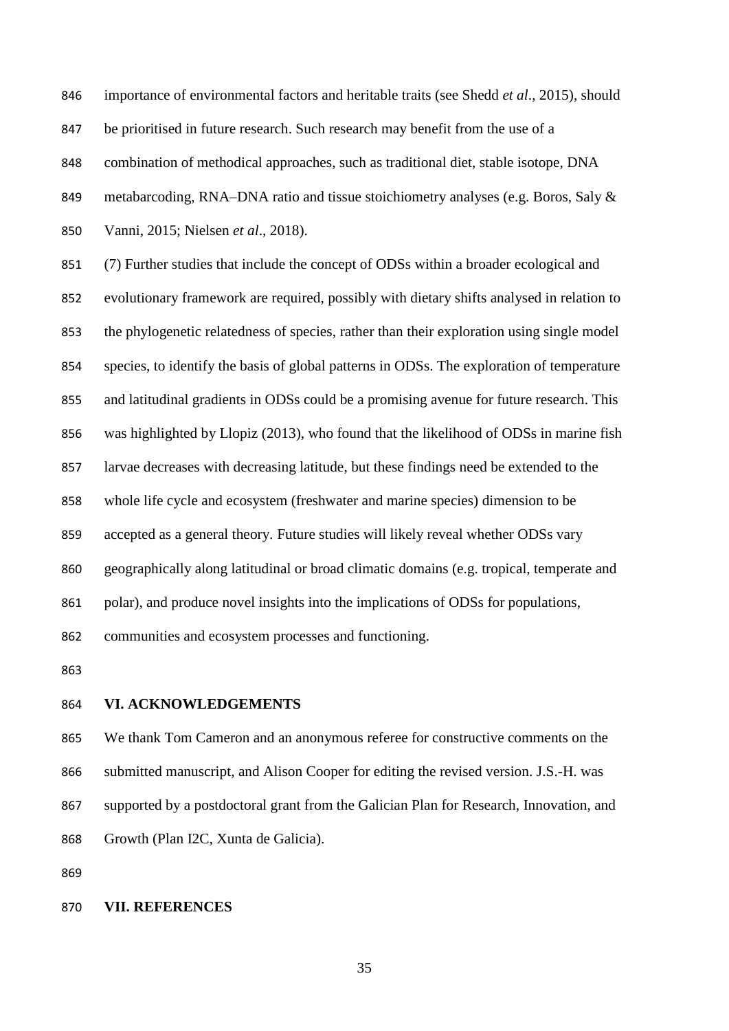importance of environmental factors and heritable traits (see Shedd *et al*., 2015), should be prioritised in future research. Such research may benefit from the use of a combination of methodical approaches, such as traditional diet, stable isotope, DNA metabarcoding, RNA–DNA ratio and tissue stoichiometry analyses (e.g. Boros, Saly & Vanni, 2015; Nielsen *et al*., 2018).

(7) Further studies that include the concept of ODSs within a broader ecological and evolutionary framework are required, possibly with dietary shifts analysed in relation to the phylogenetic relatedness of species, rather than their exploration using single model species, to identify the basis of global patterns in ODSs. The exploration of temperature and latitudinal gradients in ODSs could be a promising avenue for future research. This was highlighted by Llopiz (2013), who found that the likelihood of ODSs in marine fish larvae decreases with decreasing latitude, but these findings need be extended to the whole life cycle and ecosystem (freshwater and marine species) dimension to be accepted as a general theory. Future studies will likely reveal whether ODSs vary geographically along latitudinal or broad climatic domains (e.g. tropical, temperate and polar), and produce novel insights into the implications of ODSs for populations, communities and ecosystem processes and functioning.

## VI. ACKNOWLEDGEMENTS

We thank Tom Cameron and an anonymous referee for constructive comments on the submitted manuscript, and Alison Cooper for editing the revised version. J.S.-H. was supported by a postdoctoral grant from the Galician Plan for Research, Innovation, and Growth (Plan I2C, Xunta de Galicia).

## VII. REFERENCES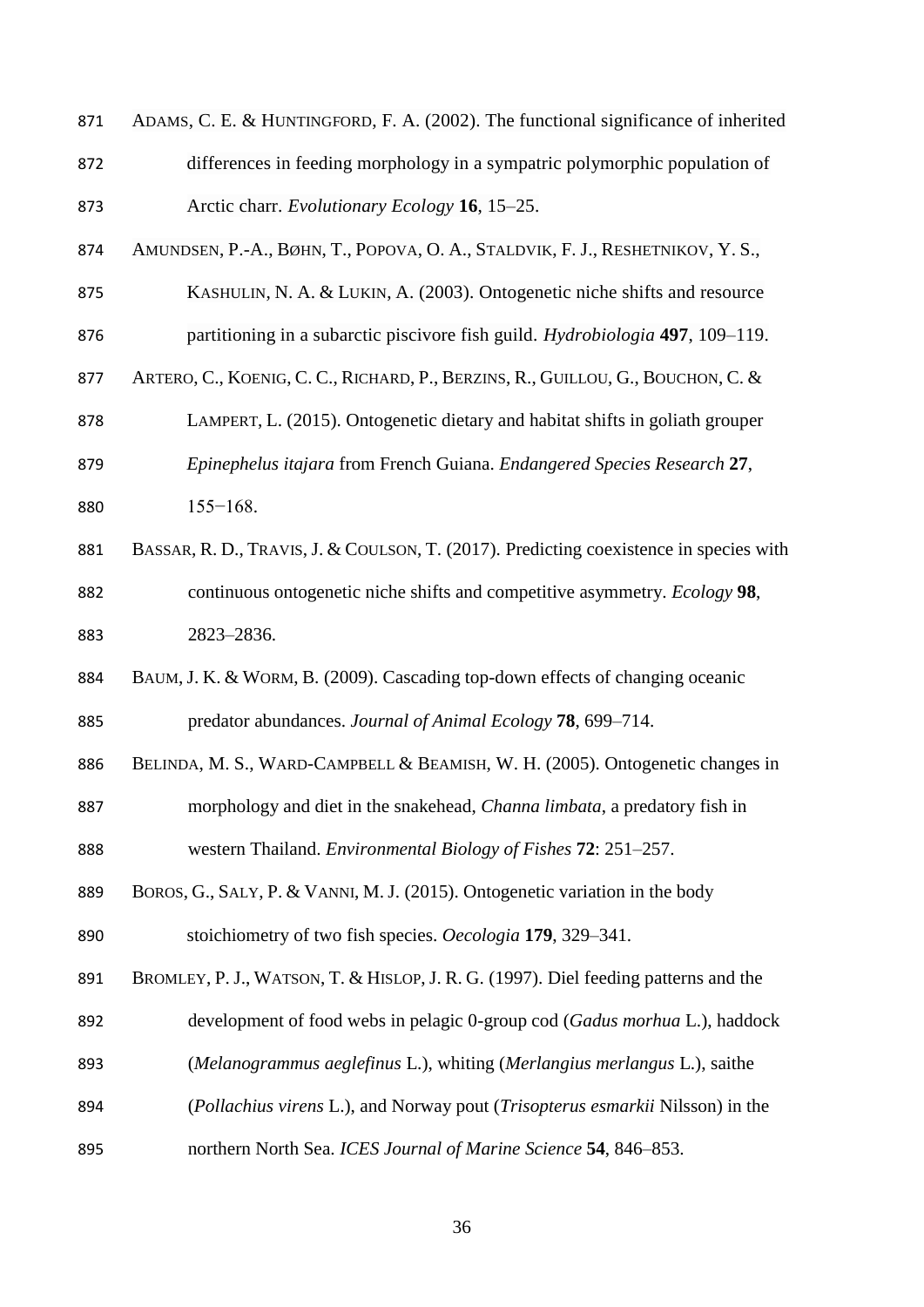ADAMS, C. E. & HUNTINGFORD, F. A. (2002). The functional significance of inherited differences in feeding morphology in a sympatric polymorphic population of Arctic charr. *Evolutionary Ecology* **16**, 15–25.

AMUNDSEN, P.-A., BØHN, T., POPOVA, O. A., STALDVIK, F. J., RESHETNIKOV, Y. S., KASHULIN, N. A. & LUKIN, A. (2003). Ontogenetic niche shifts and resource partitioning in a subarctic piscivore fish guild. *Hydrobiologia* **497**, 109–119.

ARTERO, C., KOENIG, C. C., RICHARD, P., BERZINS, R., GUILLOU, G., BOUCHON, C. & LAMPERT, L. (2015). Ontogenetic dietary and habitat shifts in goliath grouper *Epinephelus itajara* from French Guiana. *Endangered Species Research* **27**, 155−168.

BASSAR, R. D., TRAVIS, J. & COULSON, T. (2017). Predicting coexistence in species with continuous ontogenetic niche shifts and competitive asymmetry. *Ecology* **98**, 2823–2836.

BAUM, J. K. & WORM, B. (2009). Cascading top-down effects of changing oceanic predator abundances. *Journal of Animal Ecology* **78**, 699–714.

BELINDA, M. S., WARD-CAMPBELL & BEAMISH, W. H. (2005). Ontogenetic changes in morphology and diet in the snakehead, *Channa limbata*, a predatory fish in western Thailand. *Environmental Biology of Fishes* **72**: 251–257.

BOROS, G., SALY, P. & VANNI, M. J. (2015). Ontogenetic variation in the body stoichiometry of two fish species. *Oecologia* **179**, 329–341.

BROMLEY, P. J., WATSON, T. & HISLOP, J. R. G. (1997). Diel feeding patterns and the development of food webs in pelagic 0-group cod (*Gadus morhua* L.), haddock (*Melanogrammus aeglefinus* L.), whiting (*Merlangius merlangus* L.), saithe (*Pollachius virens* L.), and Norway pout (*Trisopterus esmarkii* Nilsson) in the northern North Sea. *ICES Journal of Marine Science* **54**, 846–853.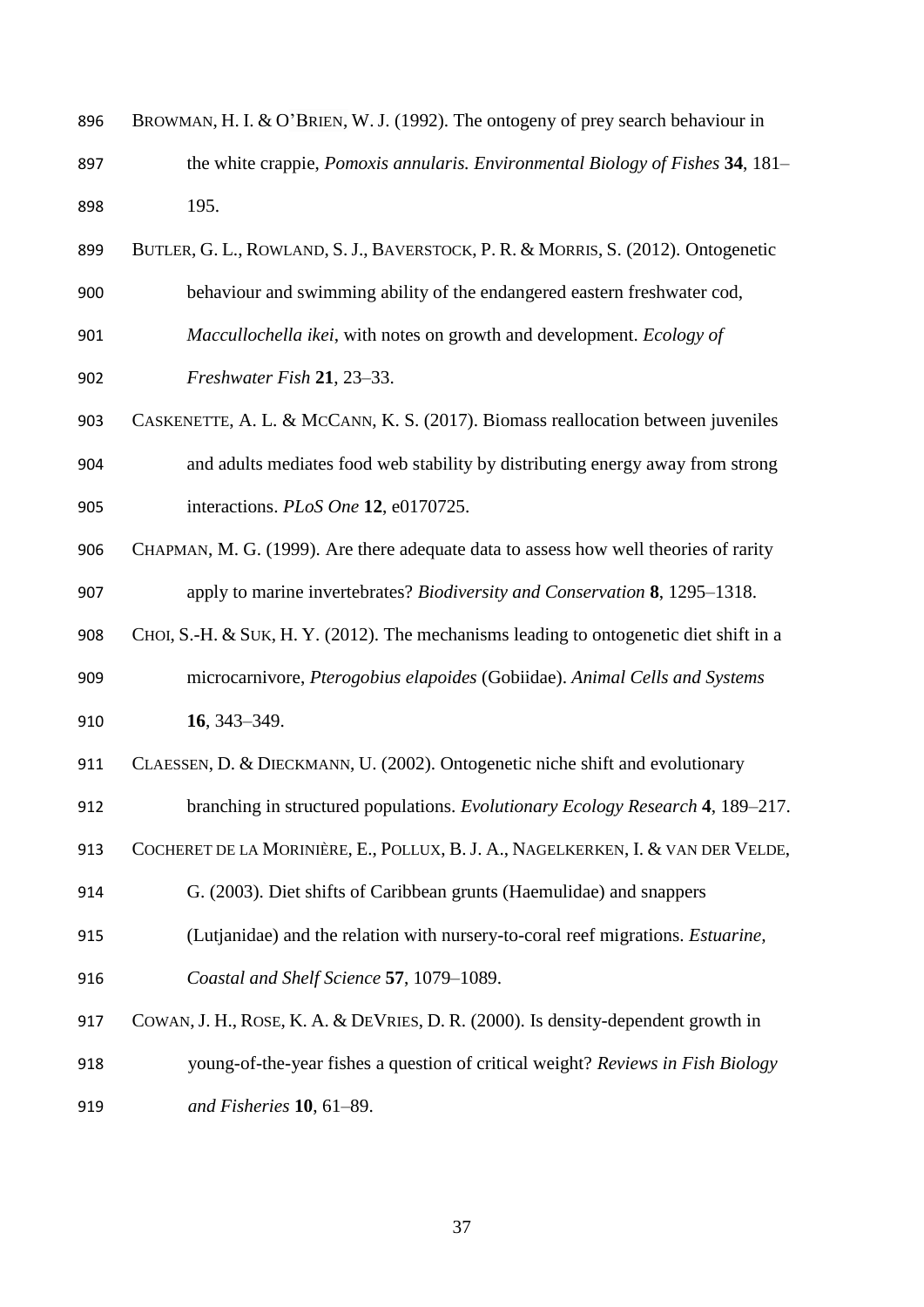BROWMAN, H. I. & O'BRIEN, W. J. (1992). The ontogeny of prey search behaviour in the white crappie, *Pomoxis annularis. Environmental Biology of Fishes* **34**, 181–195.

BUTLER, G. L., ROWLAND, S. J., BAVERSTOCK, P. R. & MORRIS, S. (2012). Ontogenetic behaviour and swimming ability of the endangered eastern freshwater cod, *Maccullochella ikei*, with notes on growth and development. *Ecology of Freshwater Fish* **21**, 23–33.

CASKENETTE, A. L. & MCCANN, K. S. (2017). Biomass reallocation between juveniles and adults mediates food web stability by distributing energy away from strong interactions. *PLoS One* **12**, e0170725.

CHAPMAN, M. G. (1999). Are there adequate data to assess how well theories of rarity apply to marine invertebrates? *Biodiversity and Conservation* **8**, 1295–1318.

CHOI, S.-H. & SUK, H. Y. (2012). The mechanisms leading to ontogenetic diet shift in a microcarnivore, *Pterogobius elapoides* (Gobiidae). *Animal Cells and Systems* **16**, 343–349.

CLAESSEN, D. & DIECKMANN, U. (2002). Ontogenetic niche shift and evolutionary branching in structured populations. *Evolutionary Ecology Research* **4**, 189–217.

COCHERET DE LA MORINIÈRE, E., POLLUX, B. J. A., NAGELKERKEN, I. & VAN DER VELDE, G. (2003). Diet shifts of Caribbean grunts (Haemulidae) and snappers (Lutjanidae) and the relation with nursery-to-coral reef migrations. *Estuarine, Coastal and Shelf Science* **57**, 1079–1089.

COWAN, J. H., ROSE, K. A. & DEVRIES, D. R. (2000). Is density-dependent growth in young-of-the-year fishes a question of critical weight? *Reviews in Fish Biology and Fisheries* **10**, 61–89.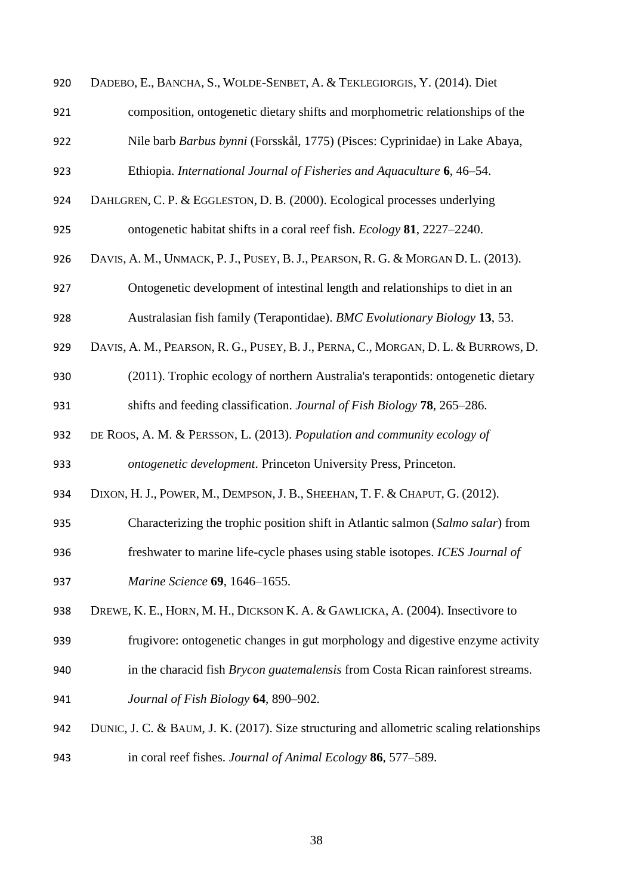DADEBO, E., BANCHA, S., WOLDE-SENBET, A. & TEKLEGIORGIS, Y. (2014). Diet composition, ontogenetic dietary shifts and morphometric relationships of the Nile barb *Barbus bynni* (Forsskål, 1775) (Pisces: Cyprinidae) in Lake Abaya, Ethiopia. *International Journal of Fisheries and Aquaculture* **6**, 46–54.

DAHLGREN, C. P. & EGGLESTON, D. B. (2000). Ecological processes underlying ontogenetic habitat shifts in a coral reef fish. *Ecology* **81**, 2227–2240.

DAVIS, A. M., UNMACK, P. J., PUSEY, B. J., PEARSON, R. G. & MORGAN D. L. (2013). Ontogenetic development of intestinal length and relationships to diet in an Australasian fish family (Terapontidae). *BMC Evolutionary Biology* **13**, 53.

DAVIS, A. M., PEARSON, R. G., PUSEY, B. J., PERNA, C., MORGAN, D. L. & BURROWS, D. (2011). Trophic ecology of northern Australia's terapontids: ontogenetic dietary shifts and feeding classification. *Journal of Fish Biology* **78**, 265–286.

DE ROOS, A. M. & PERSSON, L. (2013). *Population and community ecology of ontogenetic development*. Princeton University Press, Princeton.

DIXON, H. J., POWER, M., DEMPSON, J. B., SHEEHAN, T. F. & CHAPUT, G. (2012). Characterizing the trophic position shift in Atlantic salmon (*Salmo salar*) from freshwater to marine life-cycle phases using stable isotopes. *ICES Journal of Marine Science* **69**, 1646–1655.

DREWE, K. E., HORN, M. H., DICKSON K. A. & GAWLICKA, A. (2004). Insectivore to frugivore: ontogenetic changes in gut morphology and digestive enzyme activity in the characid fish *Brycon guatemalensis* from Costa Rican rainforest streams. *Journal of Fish Biology* **64**, 890–902.

DUNIC, J. C. & BAUM, J. K. (2017). Size structuring and allometric scaling relationships in coral reef fishes. *Journal of Animal Ecology* **86**, 577–589.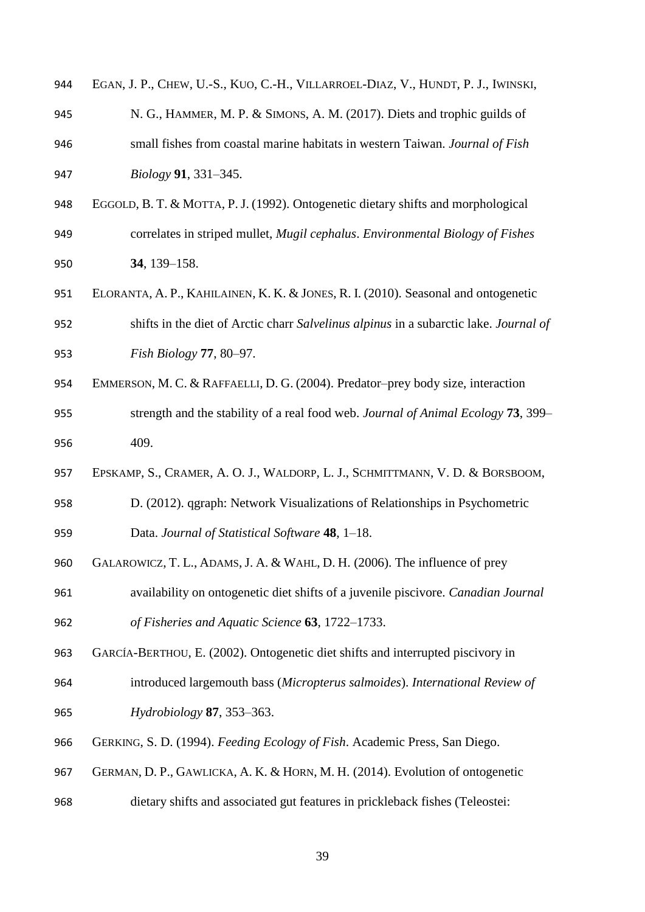Egan, J. P., Chew, U.-S., Kuo, C.-H., Villarroel-Diaz, V., Hundt, P. J., Iwinski, N. G., Hammer, M. P. & Simons, A. M. (2017). Diets and trophic guilds of small fishes from coastal marine habitats in western Taiwan. *Journal of Fish Biology* **91**, 331–345.

Eggold, B. T. & Motta, P. J. (1992). Ontogenetic dietary shifts and morphological correlates in striped mullet, *Mugil cephalus*. *Environmental Biology of Fishes* **34**, 139–158.

Eloranta, A. P., Kahilainen, K. K. & Jones, R. I. (2010). Seasonal and ontogenetic shifts in the diet of Arctic charr *Salvelinus alpinus* in a subarctic lake. *Journal of Fish Biology* **77**, 80–97.

Emmerson, M. C. & Raffaelli, D. G. (2004). Predator–prey body size, interaction strength and the stability of a real food web. *Journal of Animal Ecology* **73**, 399–409.

Epskamp, S., Cramer, A. O. J., Waldorp, L. J., Schmittmann, V. D. & Borsboom, D. (2012). qgraph: Network Visualizations of Relationships in Psychometric Data. *Journal of Statistical Software* **48**, 1–18.

Galarowicz, T. L., Adams, J. A. & Wahl, D. H. (2006). The influence of prey availability on ontogenetic diet shifts of a juvenile piscivore. *Canadian Journal of Fisheries and Aquatic Science* **63**, 1722–1733.

García-Berthou, E. (2002). Ontogenetic diet shifts and interrupted piscivory in introduced largemouth bass (*Micropterus salmoides*). *International Review of Hydrobiology* **87**, 353–363.

Gerking, S. D. (1994). *Feeding Ecology of Fish*. Academic Press, San Diego.

German, D. P., Gawlicka, A. K. & Horn, M. H. (2014). Evolution of ontogenetic dietary shifts and associated gut features in prickleback fishes (Teleostei: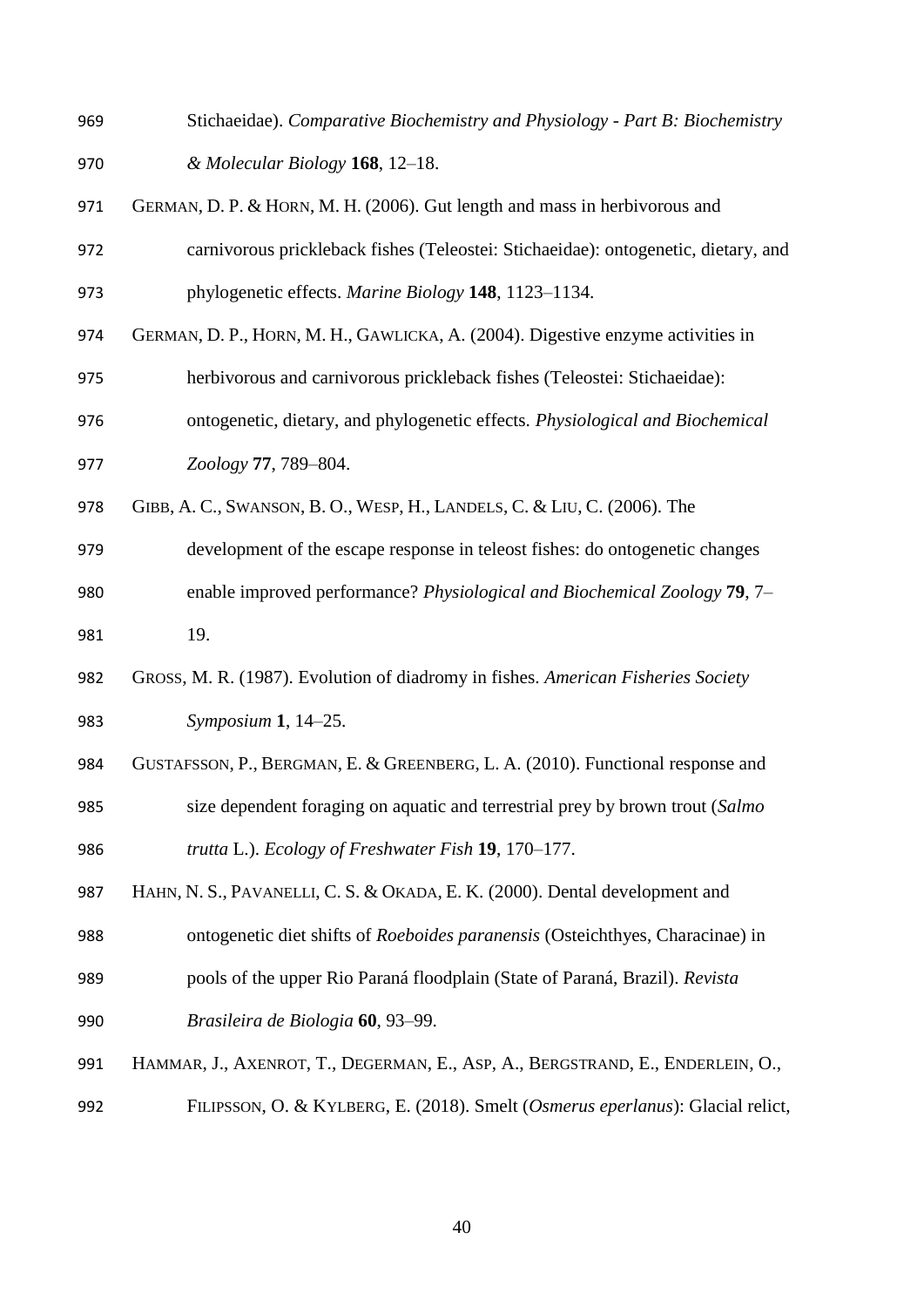Stichaeidae). *Comparative Biochemistry and Physiology - Part B: Biochemistry & Molecular Biology* **168**, 12–18.

GERMAN, D. P. & HORN, M. H. (2006). Gut length and mass in herbivorous and carnivorous prickleback fishes (Teleostei: Stichaeidae): ontogenetic, dietary, and phylogenetic effects. *Marine Biology* **148**, 1123–1134.

GERMAN, D. P., HORN, M. H., GAWLICKA, A. (2004). Digestive enzyme activities in herbivorous and carnivorous prickleback fishes (Teleostei: Stichaeidae): ontogenetic, dietary, and phylogenetic effects. *Physiological and Biochemical Zoology* **77**, 789–804.

GIBB, A. C., SWANSON, B. O., WESP, H., LANDELS, C. & LIU, C. (2006). The development of the escape response in teleost fishes: do ontogenetic changes enable improved performance? *Physiological and Biochemical Zoology* **79**, 7–19.

GROSS, M. R. (1987). Evolution of diadromy in fishes. *American Fisheries Society Symposium* **1**, 14–25.

GUSTAFSSON, P., BERGMAN, E. & GREENBERG, L. A. (2010). Functional response and size dependent foraging on aquatic and terrestrial prey by brown trout (*Salmo trutta* L.). *Ecology of Freshwater Fish* **19**, 170–177.

HAHN, N. S., PAVANELLI, C. S. & OKADA, E. K. (2000). Dental development and ontogenetic diet shifts of *Roeboides paranensis* (Osteichthyes, Characinae) in pools of the upper Rio Paraná floodplain (State of Paraná, Brazil). *Revista Brasileira de Biologia* **60**, 93–99.

HAMMAR, J., AXENROT, T., DEGERMAN, E., ASP, A., BERGSTRAND, E., ENDERLEIN, O., FILIPSSON, O. & KYLBERG, E. (2018). Smelt (*Osmerus eperlanus*): Glacial relict,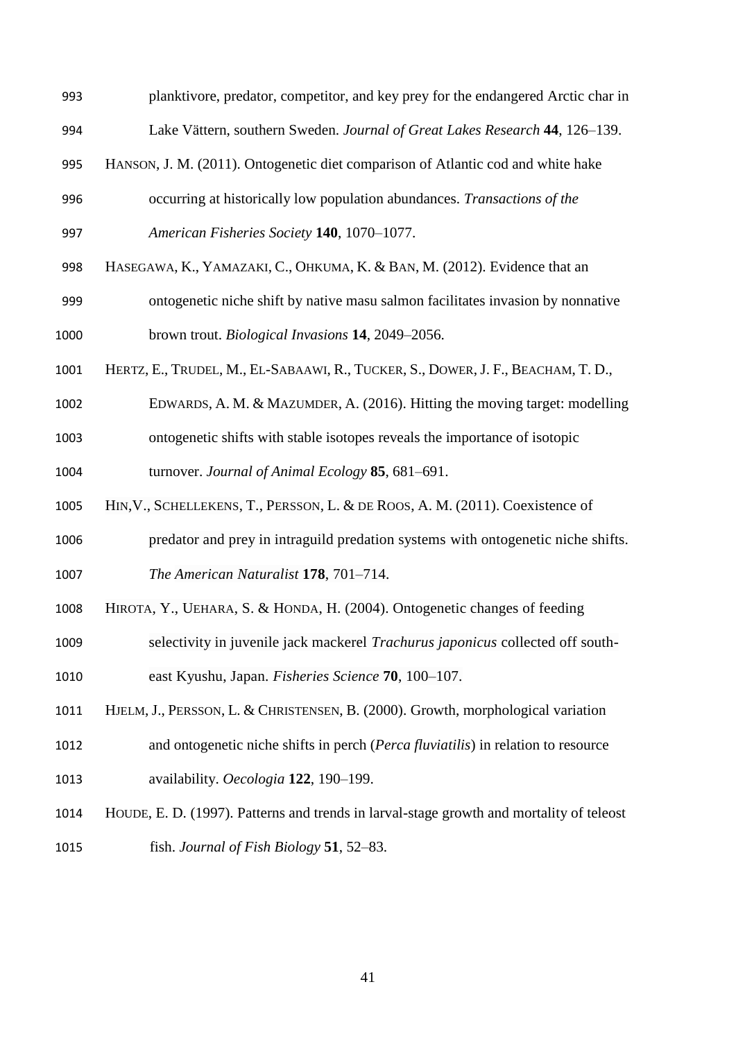planktivore, predator, competitor, and key prey for the endangered Arctic char in Lake Vättern, southern Sweden. *Journal of Great Lakes Research* **44**, 126–139.

HANSON, J. M. (2011). Ontogenetic diet comparison of Atlantic cod and white hake occurring at historically low population abundances. *Transactions of the American Fisheries Society* **140**, 1070–1077.

HASEGAWA, K., YAMAZAKI, C., OHKUMA, K. & BAN, M. (2012). Evidence that an ontogenetic niche shift by native masu salmon facilitates invasion by nonnative brown trout. *Biological Invasions* **14**, 2049–2056.

HERTZ, E., TRUDEL, M., EL-SABAAWI, R., TUCKER, S., DOWER, J. F., BEACHAM, T. D., EDWARDS, A. M. & MAZUMDER, A. (2016). Hitting the moving target: modelling ontogenetic shifts with stable isotopes reveals the importance of isotopic turnover. *Journal of Animal Ecology* **85**, 681–691.

HIN,V., SCHELLEKENS, T., PERSSON, L. & DE ROOS, A. M. (2011). Coexistence of predator and prey in intraguild predation systems with ontogenetic niche shifts. *The American Naturalist* **178**, 701–714.

HIROTA, Y., UEHARA, S. & HONDA, H. (2004). Ontogenetic changes of feeding selectivity in juvenile jack mackerel *Trachurus japonicus* collected off south-east Kyushu, Japan. *Fisheries Science* **70**, 100–107.

HJELM, J., PERSSON, L. & CHRISTENSEN, B. (2000). Growth, morphological variation and ontogenetic niche shifts in perch (*Perca fluviatilis*) in relation to resource availability. *Oecologia* **122**, 190–199.

HOUDE, E. D. (1997). Patterns and trends in larval-stage growth and mortality of teleost fish. *Journal of Fish Biology* **51**, 52–83.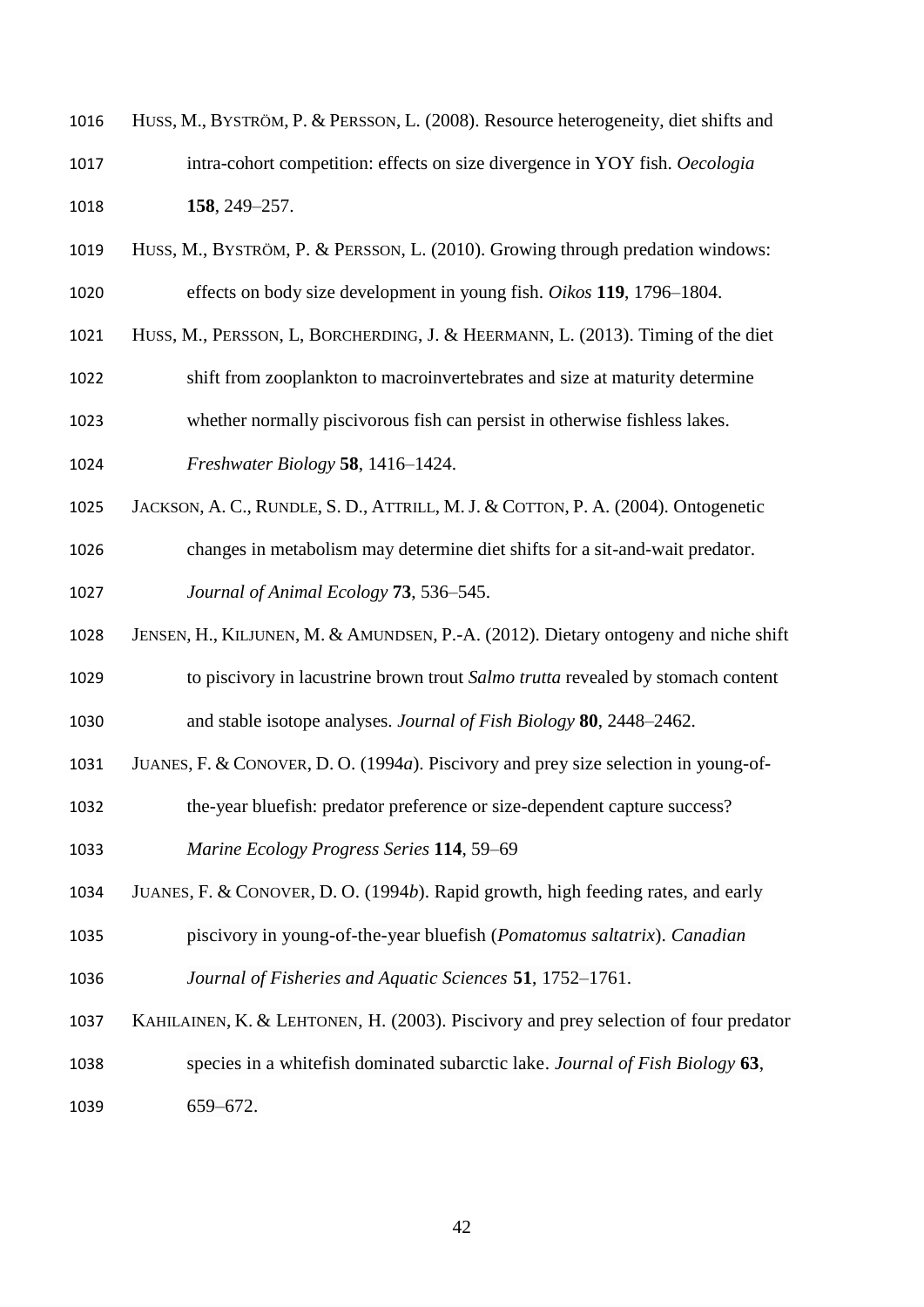HUSS, M., BYSTRÖM, P. & PERSSON, L. (2008). Resource heterogeneity, diet shifts and intra-cohort competition: effects on size divergence in YOY fish. *Oecologia* **158**, 249–257.

HUSS, M., BYSTRÖM, P. & PERSSON, L. (2010). Growing through predation windows: effects on body size development in young fish. *Oikos* **119**, 1796–1804.

HUSS, M., PERSSON, L, BORCHERDING, J. & HEERMANN, L. (2013). Timing of the diet shift from zooplankton to macroinvertebrates and size at maturity determine whether normally piscivorous fish can persist in otherwise fishless lakes. *Freshwater Biology* **58**, 1416–1424.

JACKSON, A. C., RUNDLE, S. D., ATTRILL, M. J. & COTTON, P. A. (2004). Ontogenetic changes in metabolism may determine diet shifts for a sit-and-wait predator. *Journal of Animal Ecology* **73**, 536–545.

JENSEN, H., KILJUNEN, M. & AMUNDSEN, P.-A. (2012). Dietary ontogeny and niche shift to piscivory in lacustrine brown trout *Salmo trutta* revealed by stomach content and stable isotope analyses. *Journal of Fish Biology* **80**, 2448–2462.

JUANES, F. & CONOVER, D. O. (1994*a*). Piscivory and prey size selection in young-of-the-year bluefish: predator preference or size-dependent capture success? *Marine Ecology Progress Series* **114**, 59–69

JUANES, F. & CONOVER, D. O. (1994*b*). Rapid growth, high feeding rates, and early piscivory in young-of-the-year bluefish (*Pomatomus saltatrix*). *Canadian Journal of Fisheries and Aquatic Sciences* **51**, 1752–1761.

KAHILAINEN, K. & LEHTONEN, H. (2003). Piscivory and prey selection of four predator species in a whitefish dominated subarctic lake. *Journal of Fish Biology* **63**, 659–672.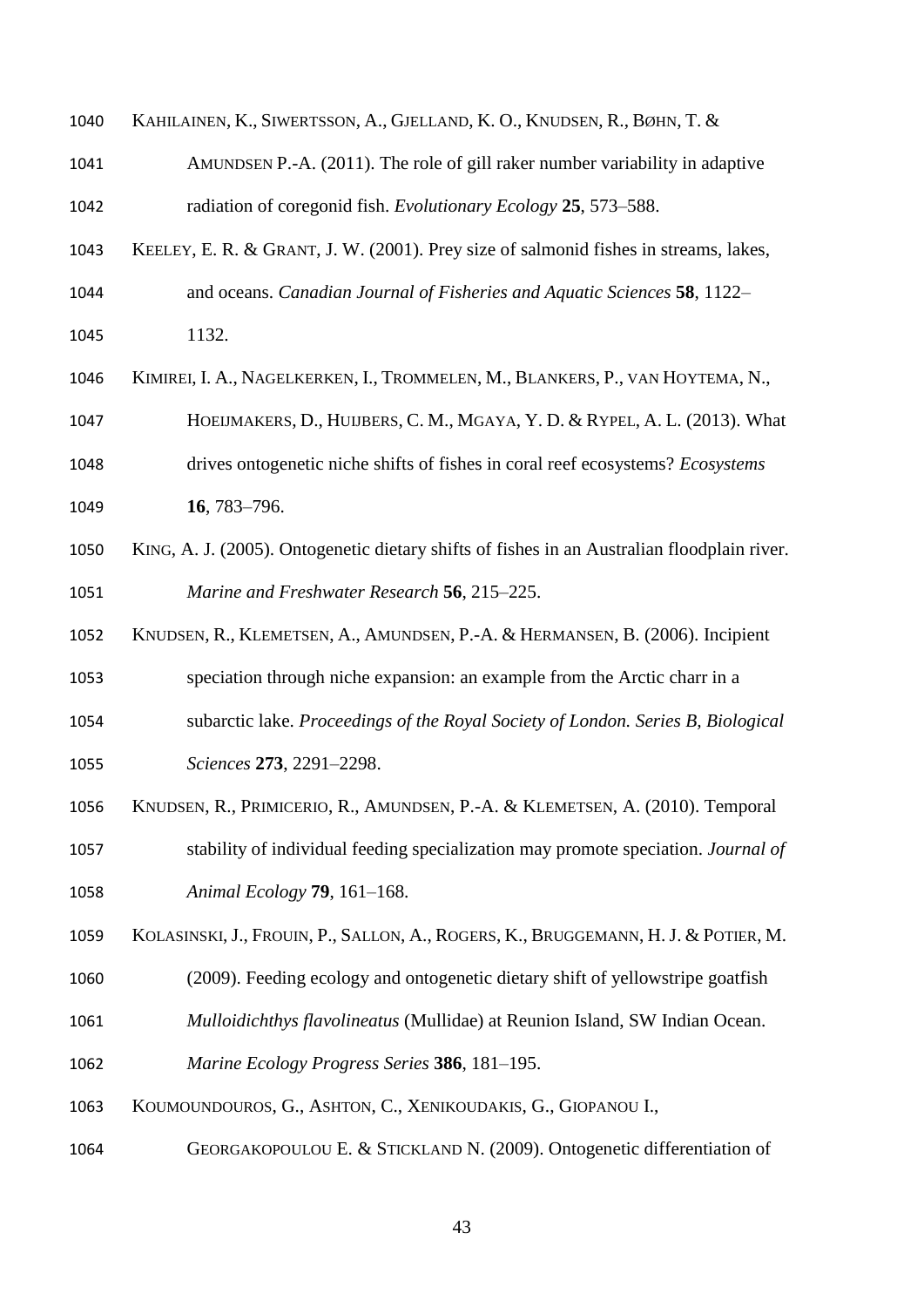KAHILAINEN, K., SIWERTSSON, A., GJELLAND, K. O., KNUDSEN, R., BØHN, T. & AMUNDSEN P.-A. (2011). The role of gill raker number variability in adaptive radiation of coregonid fish. *Evolutionary Ecology* **25**, 573–588.

KEELEY, E. R. & GRANT, J. W. (2001). Prey size of salmonid fishes in streams, lakes, and oceans. *Canadian Journal of Fisheries and Aquatic Sciences* **58**, 1122–1132.

KIMIREI, I. A., NAGELKERKEN, I., TROMMELEN, M., BLANKERS, P., VAN HOYTEMA, N., HOEIJMAKERS, D., HUIJBERS, C. M., MGAYA, Y. D. & RYPEL, A. L. (2013). What drives ontogenetic niche shifts of fishes in coral reef ecosystems? *Ecosystems* **16**, 783–796.

KING, A. J. (2005). Ontogenetic dietary shifts of fishes in an Australian floodplain river. *Marine and Freshwater Research* **56**, 215–225.

KNUDSEN, R., KLEMETSEN, A., AMUNDSEN, P.-A. & HERMANSEN, B. (2006). Incipient speciation through niche expansion: an example from the Arctic charr in a subarctic lake. *Proceedings of the Royal Society of London. Series B, Biological Sciences* **273**, 2291–2298.

KNUDSEN, R., PRIMICERIO, R., AMUNDSEN, P.-A. & KLEMETSEN, A. (2010). Temporal stability of individual feeding specialization may promote speciation. *Journal of Animal Ecology* **79**, 161–168.

KOLASINSKI, J., FROUIN, P., SALLON, A., ROGERS, K., BRUGGEMANN, H. J. & POTIER, M. (2009). Feeding ecology and ontogenetic dietary shift of yellowstripe goatfish *Mulloidichthys flavolineatus* (Mullidae) at Reunion Island, SW Indian Ocean. *Marine Ecology Progress Series* **386**, 181–195.

KOUMOUNDOUROS, G., ASHTON, C., XENIKOUDAKIS, G., GIOPANOU I., GEORGAKOPOULOU E. & STICKLAND N. (2009). Ontogenetic differentiation of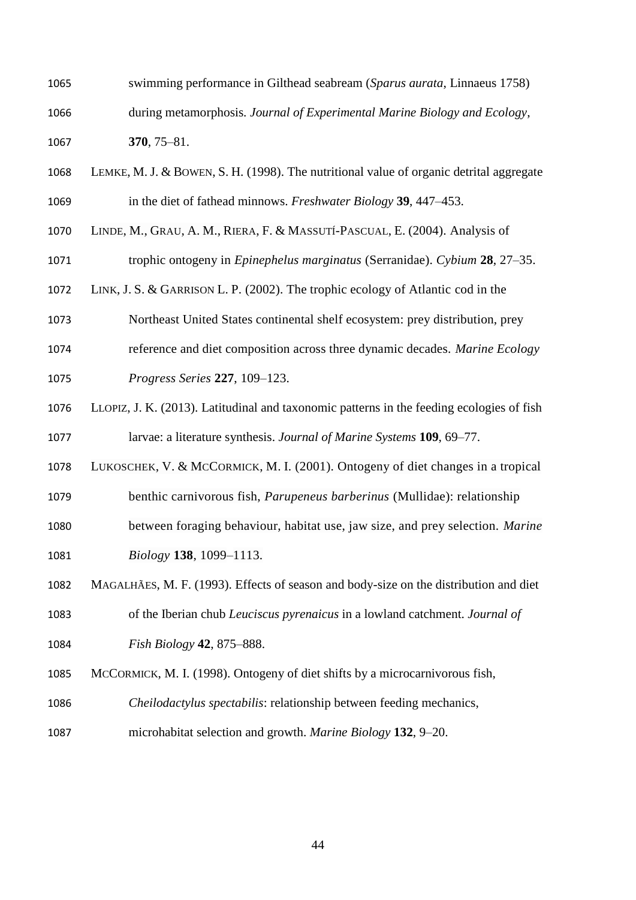swimming performance in Gilthead seabream (*Sparus aurata*, Linnaeus 1758) during metamorphosis. *Journal of Experimental Marine Biology and Ecology*, **370**, 75–81.

LEMKE, M. J. & BOWEN, S. H. (1998). The nutritional value of organic detrital aggregate in the diet of fathead minnows. *Freshwater Biology* **39**, 447–453.

LINDE, M., GRAU, A. M., RIERA, F. & MASSUTÍ-PASCUAL, E. (2004). Analysis of trophic ontogeny in *Epinephelus marginatus* (Serranidae). *Cybium* **28**, 27–35.

LINK, J. S. & GARRISON L. P. (2002). The trophic ecology of Atlantic cod in the Northeast United States continental shelf ecosystem: prey distribution, prey reference and diet composition across three dynamic decades. *Marine Ecology Progress Series* **227**, 109–123.

LLOPIZ, J. K. (2013). Latitudinal and taxonomic patterns in the feeding ecologies of fish larvae: a literature synthesis. *Journal of Marine Systems* **109**, 69–77.

LUKOSCHEK, V. & MCCORMICK, M. I. (2001). Ontogeny of diet changes in a tropical benthic carnivorous fish, *Parupeneus barberinus* (Mullidae): relationship between foraging behaviour, habitat use, jaw size, and prey selection. *Marine Biology* **138**, 1099–1113.

MAGALHÃES, M. F. (1993). Effects of season and body-size on the distribution and diet of the Iberian chub *Leuciscus pyrenaicus* in a lowland catchment. *Journal of Fish Biology* **42**, 875–888.

MCCORMICK, M. I. (1998). Ontogeny of diet shifts by a microcarnivorous fish, *Cheilodactylus spectabilis*: relationship between feeding mechanics, microhabitat selection and growth. *Marine Biology* **132**, 9–20.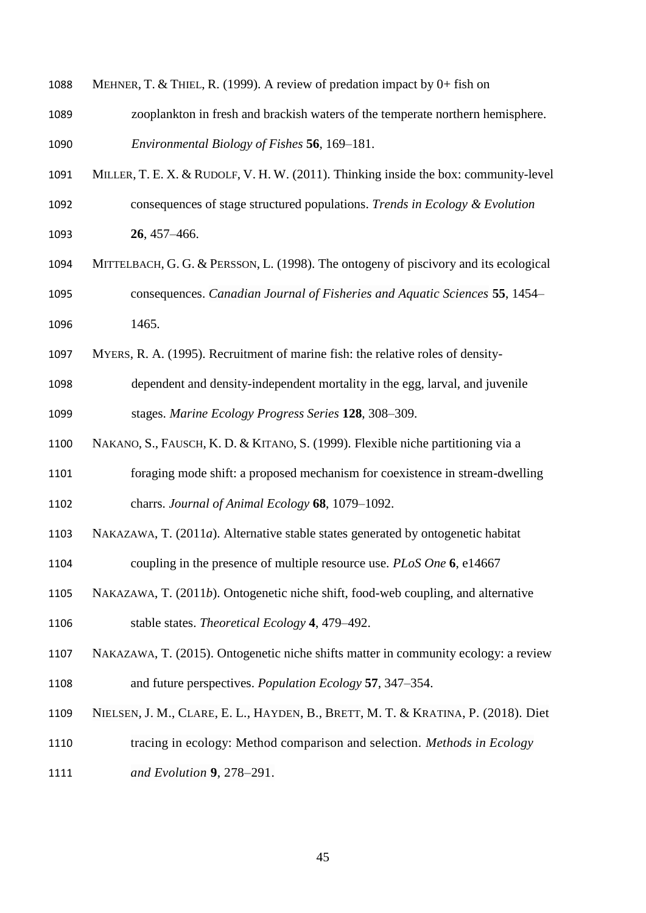MEHNER, T. & THIEL, R. (1999). A review of predation impact by 0+ fish on zooplankton in fresh and brackish waters of the temperate northern hemisphere. *Environmental Biology of Fishes* **56**, 169–181.

MILLER, T. E. X. & RUDOLF, V. H. W. (2011). Thinking inside the box: community-level consequences of stage structured populations. *Trends in Ecology & Evolution* **26**, 457–466.

MITTELBACH, G. G. & PERSSON, L. (1998). The ontogeny of piscivory and its ecological consequences. *Canadian Journal of Fisheries and Aquatic Sciences* **55**, 1454–1465.

MYERS, R. A. (1995). Recruitment of marine fish: the relative roles of density-dependent and density-independent mortality in the egg, larval, and juvenile stages. *Marine Ecology Progress Series* **128**, 308–309.

NAKANO, S., FAUSCH, K. D. & KITANO, S. (1999). Flexible niche partitioning via a foraging mode shift: a proposed mechanism for coexistence in stream-dwelling charrs. *Journal of Animal Ecology* **68**, 1079–1092.

NAKAZAWA, T. (2011*a*). Alternative stable states generated by ontogenetic habitat coupling in the presence of multiple resource use. *PLoS One* **6**, e14667

NAKAZAWA, T. (2011*b*). Ontogenetic niche shift, food-web coupling, and alternative stable states. *Theoretical Ecology* **4**, 479–492.

NAKAZAWA, T. (2015). Ontogenetic niche shifts matter in community ecology: a review and future perspectives. *Population Ecology* **57**, 347–354.

NIELSEN, J. M., CLARE, E. L., HAYDEN, B., BRETT, M. T. & KRATINA, P. (2018). Diet tracing in ecology: Method comparison and selection. *Methods in Ecology and Evolution* **9**, 278–291.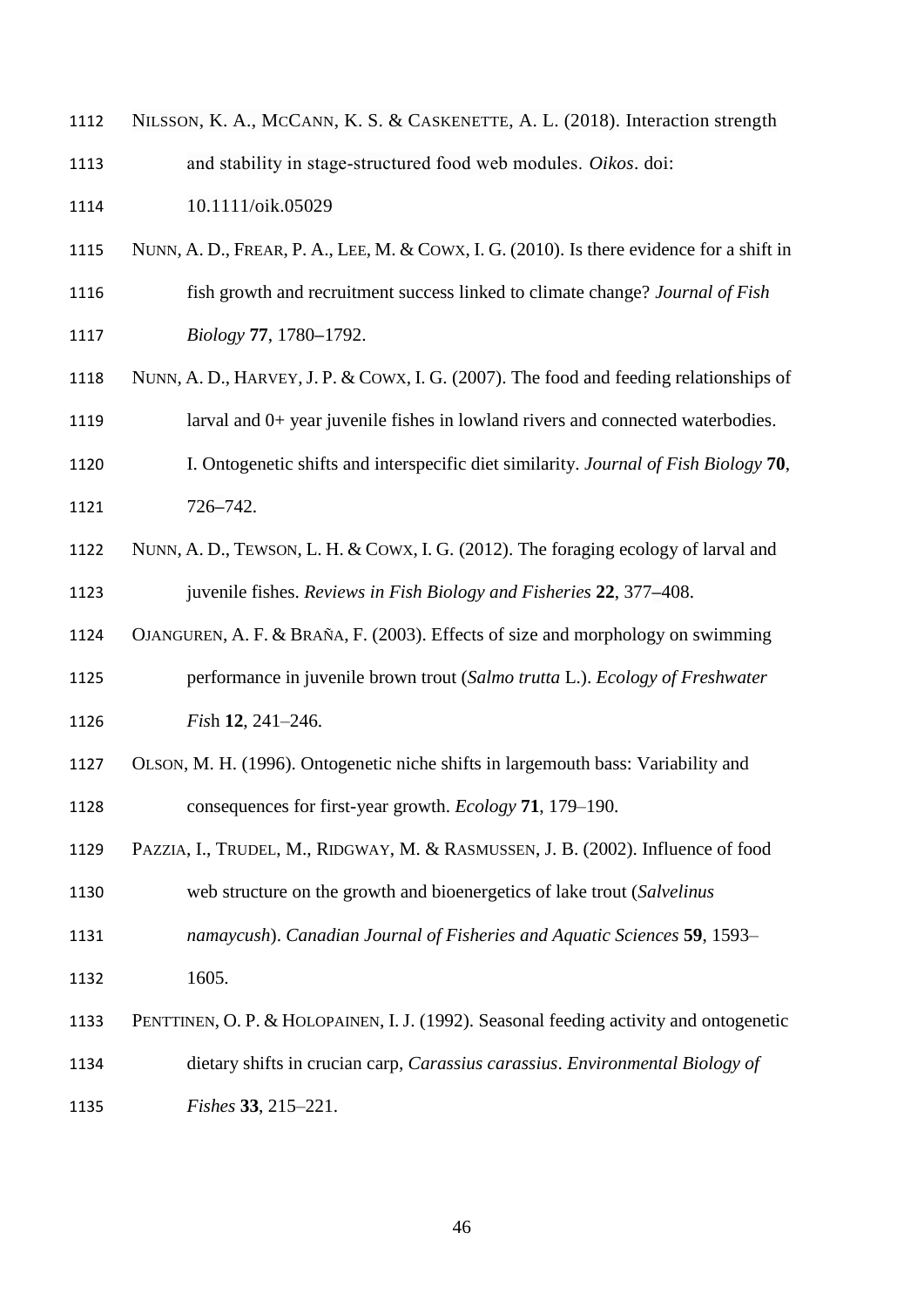Nilsson, K. A., McCann, K. S. & Caskenette, A. L. (2018). Interaction strength and stability in stage-structured food web modules. *Oikos*. doi: 10.1111/oik.05029

Nunn, A. D., Frear, P. A., Lee, M. & Cowx, I. G. (2010). Is there evidence for a shift in fish growth and recruitment success linked to climate change? *Journal of Fish Biology* **77**, 1780–1792.

Nunn, A. D., Harvey, J. P. & Cowx, I. G. (2007). The food and feeding relationships of larval and 0+ year juvenile fishes in lowland rivers and connected waterbodies. I. Ontogenetic shifts and interspecific diet similarity. *Journal of Fish Biology* **70**, 726–742.

Nunn, A. D., Tewson, L. H. & Cowx, I. G. (2012). The foraging ecology of larval and juvenile fishes. *Reviews in Fish Biology and Fisheries* **22**, 377–408.

Ojanguren, A. F. & Braña, F. (2003). Effects of size and morphology on swimming performance in juvenile brown trout (*Salmo trutta* L.). *Ecology of Freshwater Fis*h **12**, 241–246.

Olson, M. H. (1996). Ontogenetic niche shifts in largemouth bass: Variability and consequences for first-year growth. *Ecology* **71**, 179–190.

Pazzia, I., Trudel, M., Ridgway, M. & Rasmussen, J. B. (2002). Influence of food web structure on the growth and bioenergetics of lake trout (*Salvelinus namaycush*). *Canadian Journal of Fisheries and Aquatic Sciences* **59**, 1593–1605.

Penttinen, O. P. & Holopainen, I. J. (1992). Seasonal feeding activity and ontogenetic dietary shifts in crucian carp, *Carassius carassius*. *Environmental Biology of Fishes* **33**, 215–221.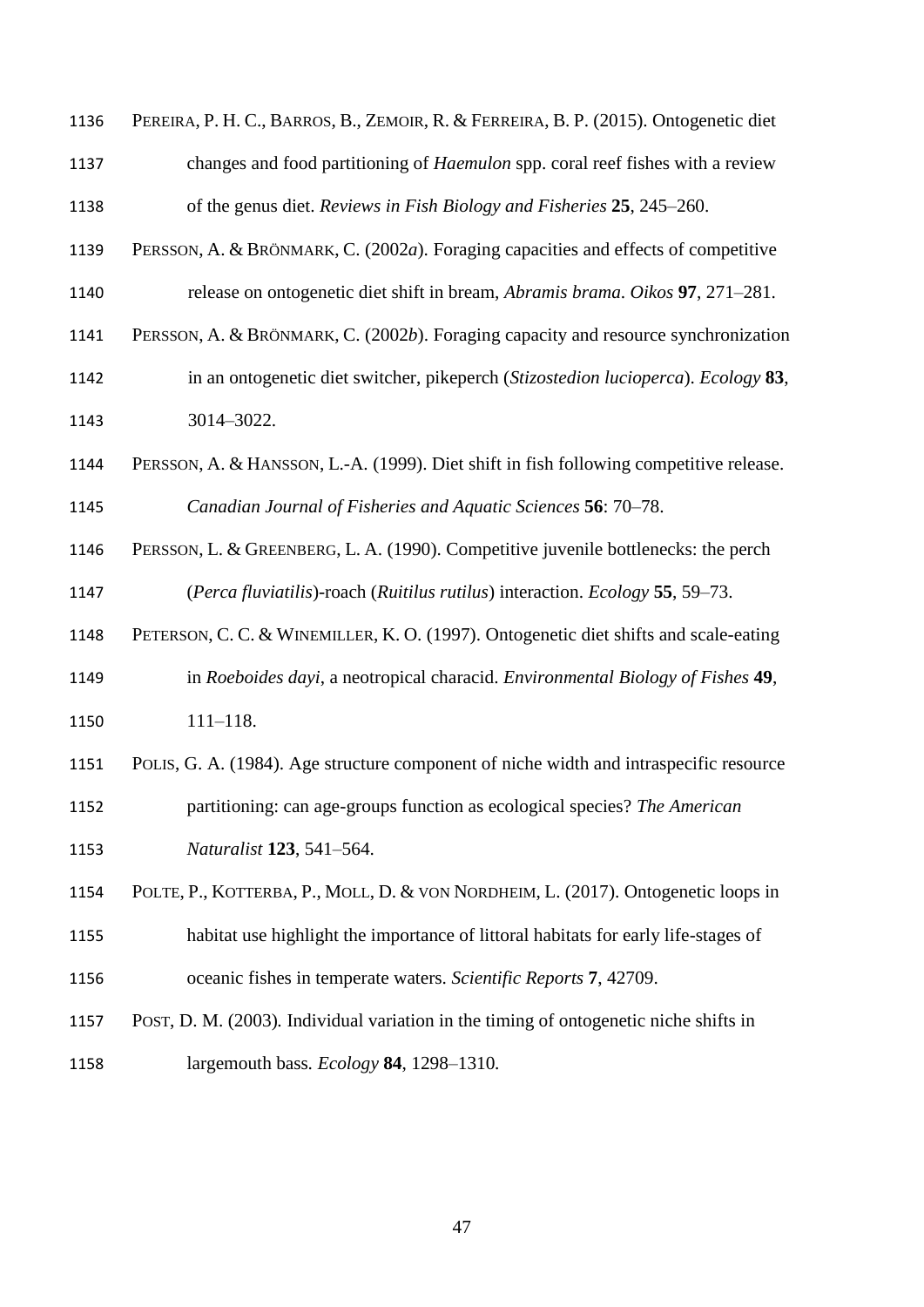PEREIRA, P. H. C., BARROS, B., ZEMOIR, R. & FERREIRA, B. P. (2015). Ontogenetic diet changes and food partitioning of *Haemulon* spp. coral reef fishes with a review of the genus diet. *Reviews in Fish Biology and Fisheries* **25**, 245–260.

PERSSON, A. & BRÖNMARK, C. (2002*a*). Foraging capacities and effects of competitive release on ontogenetic diet shift in bream, *Abramis brama*. *Oikos* **97**, 271–281.

PERSSON, A. & BRÖNMARK, C. (2002*b*). Foraging capacity and resource synchronization in an ontogenetic diet switcher, pikeperch (*Stizostedion lucioperca*). *Ecology* **83**, 3014–3022.

PERSSON, A. & HANSSON, L.-A. (1999). Diet shift in fish following competitive release. *Canadian Journal of Fisheries and Aquatic Sciences* **56**: 70–78.

PERSSON, L. & GREENBERG, L. A. (1990). Competitive juvenile bottlenecks: the perch (*Perca fluviatilis*)-roach (*Ruitilus rutilus*) interaction. *Ecology* **55**, 59–73.

PETERSON, C. C. & WINEMILLER, K. O. (1997). Ontogenetic diet shifts and scale-eating in *Roeboides dayi*, a neotropical characid. *Environmental Biology of Fishes* **49**, 111–118.

POLIS, G. A. (1984). Age structure component of niche width and intraspecific resource partitioning: can age-groups function as ecological species? *The American Naturalist* **123**, 541–564.

POLTE, P., KOTTERBA, P., MOLL, D. & VON NORDHEIM, L. (2017). Ontogenetic loops in habitat use highlight the importance of littoral habitats for early life-stages of oceanic fishes in temperate waters. *Scientific Reports* **7**, 42709.

POST, D. M. (2003). Individual variation in the timing of ontogenetic niche shifts in largemouth bass. *Ecology* **84**, 1298–1310.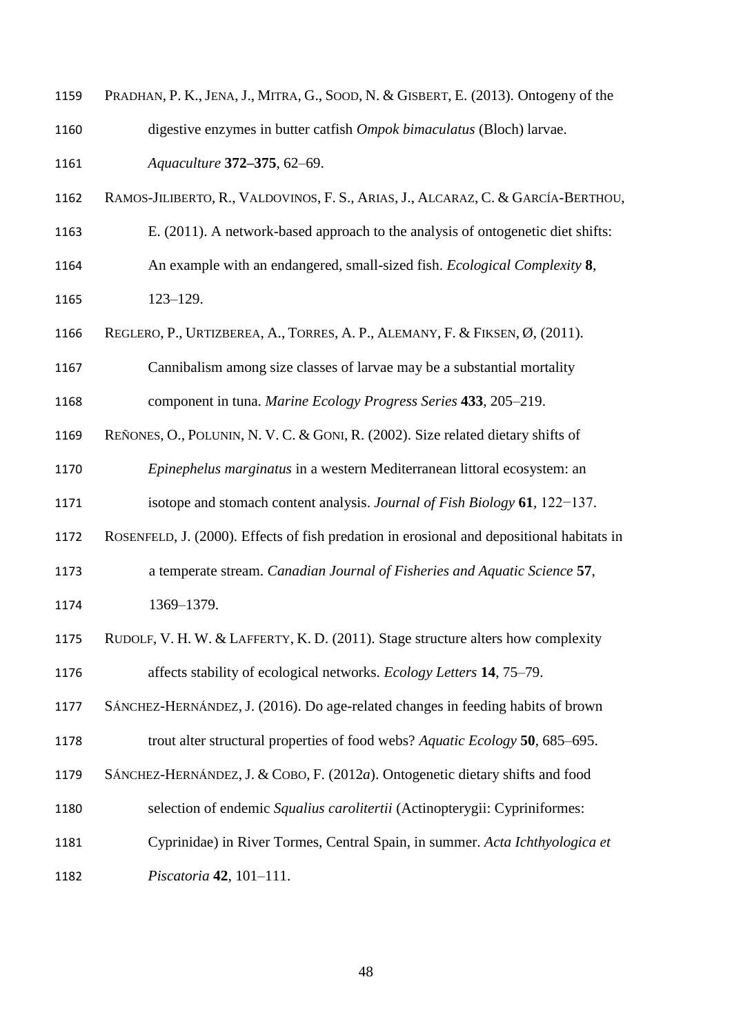PRADHAN, P. K., JENA, J., MITRA, G., SOOD, N. & GISBERT, E. (2013). Ontogeny of the digestive enzymes in butter catfish *Ompok bimaculatus* (Bloch) larvae. *Aquaculture* **372–375**, 62–69.

RAMOS-JILIBERTO, R., VALDOVINOS, F. S., ARIAS, J., ALCARAZ, C. & GARCÍA-BERTHOU, E. (2011). A network-based approach to the analysis of ontogenetic diet shifts: An example with an endangered, small-sized fish. *Ecological Complexity* **8**, 123–129.

REGLERO, P., URTIZBEREA, A., TORRES, A. P., ALEMANY, F. & FIKSEN, Ø, (2011). Cannibalism among size classes of larvae may be a substantial mortality component in tuna. *Marine Ecology Progress Series* **433**, 205–219.

REÑONES, O., POLUNIN, N. V. C. & GONI, R. (2002). Size related dietary shifts of *Epinephelus marginatus* in a western Mediterranean littoral ecosystem: an isotope and stomach content analysis. *Journal of Fish Biology* **61**, 122−137.

ROSENFELD, J. (2000). Effects of fish predation in erosional and depositional habitats in a temperate stream. *Canadian Journal of Fisheries and Aquatic Science* **57**, 1369–1379.

RUDOLF, V. H. W. & LAFFERTY, K. D. (2011). Stage structure alters how complexity affects stability of ecological networks. *Ecology Letters* **14**, 75–79.

SÁNCHEZ-HERNÁNDEZ, J. (2016). Do age-related changes in feeding habits of brown trout alter structural properties of food webs? *Aquatic Ecology* **50**, 685–695.

SÁNCHEZ-HERNÁNDEZ, J. & COBO, F. (2012*a*). Ontogenetic dietary shifts and food selection of endemic *Squalius carolitertii* (Actinopterygii: Cypriniformes: Cyprinidae) in River Tormes, Central Spain, in summer. *Acta Ichthyologica et Piscatoria* **42**, 101–111.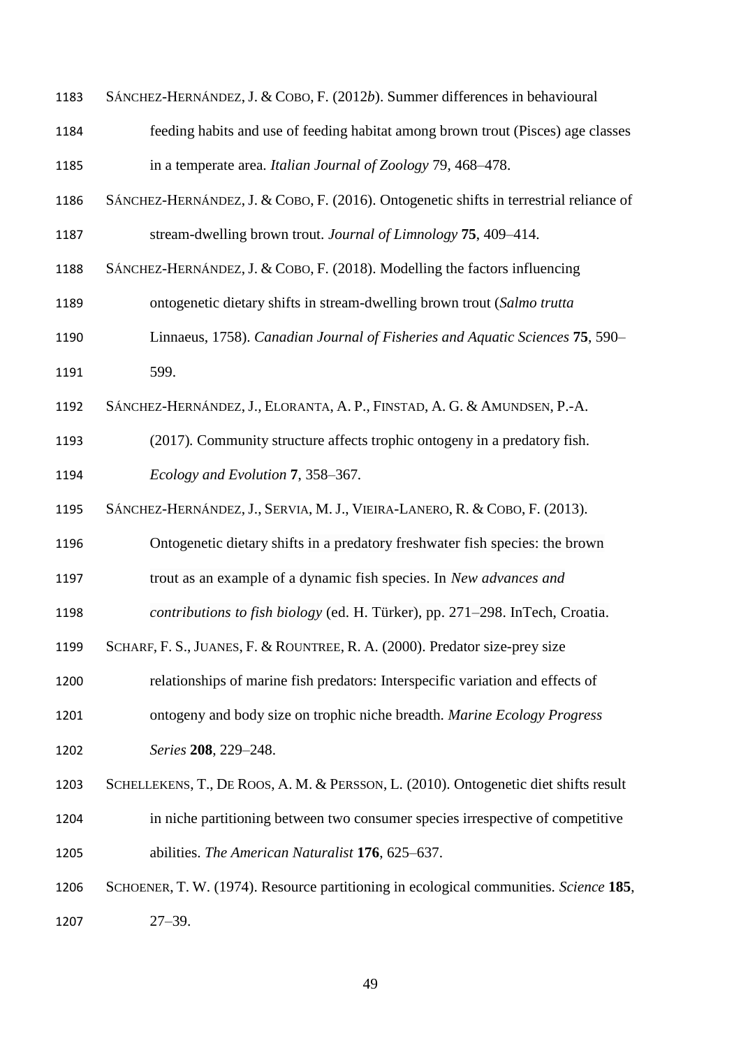SÁNCHEZ-HERNÁNDEZ, J. & COBO, F. (2012*b*). Summer differences in behavioural feeding habits and use of feeding habitat among brown trout (Pisces) age classes in a temperate area. *Italian Journal of Zoology* 79, 468–478.

SÁNCHEZ-HERNÁNDEZ, J. & COBO, F. (2016). Ontogenetic shifts in terrestrial reliance of stream-dwelling brown trout. *Journal of Limnology* **75**, 409–414.

SÁNCHEZ-HERNÁNDEZ, J. & COBO, F. (2018). Modelling the factors influencing ontogenetic dietary shifts in stream-dwelling brown trout (*Salmo trutta* Linnaeus, 1758). *Canadian Journal of Fisheries and Aquatic Sciences* **75**, 590–599.

SÁNCHEZ-HERNÁNDEZ, J., ELORANTA, A. P., FINSTAD, A. G. & AMUNDSEN, P.-A. (2017). Community structure affects trophic ontogeny in a predatory fish. *Ecology and Evolution* **7**, 358–367.

SÁNCHEZ-HERNÁNDEZ, J., SERVIA, M. J., VIEIRA-LANERO, R. & COBO, F. (2013). Ontogenetic dietary shifts in a predatory freshwater fish species: the brown trout as an example of a dynamic fish species. In *New advances and contributions to fish biology* (ed. H. Türker), pp. 271–298. InTech, Croatia.

SCHARF, F. S., JUANES, F. & ROUNTREE, R. A. (2000). Predator size-prey size relationships of marine fish predators: Interspecific variation and effects of ontogeny and body size on trophic niche breadth. *Marine Ecology Progress Series* **208**, 229–248.

SCHELLEKENS, T., DE ROOS, A. M. & PERSSON, L. (2010). Ontogenetic diet shifts result in niche partitioning between two consumer species irrespective of competitive abilities. *The American Naturalist* **176**, 625–637.

SCHOENER, T. W. (1974). Resource partitioning in ecological communities. *Science* **185**, 27–39.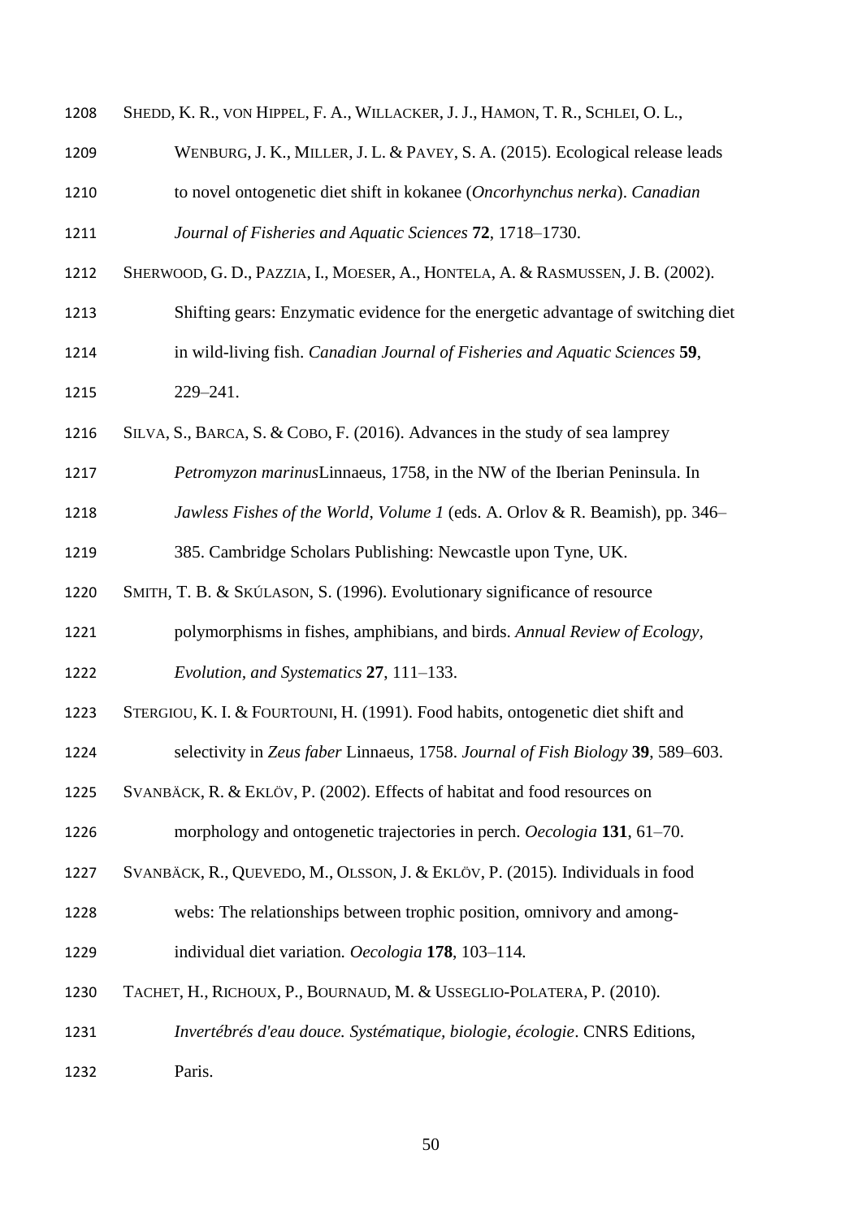SHEDD, K. R., VON HIPPEL, F. A., WILLACKER, J. J., HAMON, T. R., SCHLEI, O. L., WENBURG, J. K., MILLER, J. L. & PAVEY, S. A. (2015). Ecological release leads to novel ontogenetic diet shift in kokanee (*Oncorhynchus nerka*). *Canadian Journal of Fisheries and Aquatic Sciences* **72**, 1718–1730.

SHERWOOD, G. D., PAZZIA, I., MOESER, A., HONTELA, A. & RASMUSSEN, J. B. (2002). Shifting gears: Enzymatic evidence for the energetic advantage of switching diet in wild-living fish. *Canadian Journal of Fisheries and Aquatic Sciences* **59**, 229–241.

SILVA, S., BARCA, S. & COBO, F. (2016). Advances in the study of sea lamprey *Petromyzon marinus*Linnaeus, 1758, in the NW of the Iberian Peninsula. In *Jawless Fishes of the World, Volume 1* (eds. A. Orlov & R. Beamish), pp. 346–385. Cambridge Scholars Publishing: Newcastle upon Tyne, UK.

SMITH, T. B. & SKÚLASON, S. (1996). Evolutionary significance of resource polymorphisms in fishes, amphibians, and birds. *Annual Review of Ecology, Evolution, and Systematics* **27**, 111–133.

STERGIOU, K. I. & FOURTOUNI, H. (1991). Food habits, ontogenetic diet shift and selectivity in *Zeus faber* Linnaeus, 1758. *Journal of Fish Biology* **39**, 589–603.

SVANBÄCK, R. & EKLÖV, P. (2002). Effects of habitat and food resources on morphology and ontogenetic trajectories in perch. *Oecologia* **131**, 61–70.

SVANBÄCK, R., QUEVEDO, M., OLSSON, J. & EKLÖV, P. (2015). Individuals in food webs: The relationships between trophic position, omnivory and among-individual diet variation. *Oecologia* **178**, 103–114.

TACHET, H., RICHOUX, P., BOURNAUD, M. & USSEGLIO-POLATERA, P. (2010). *Invertébrés d'eau douce. Systématique, biologie, écologie*. CNRS Editions, Paris.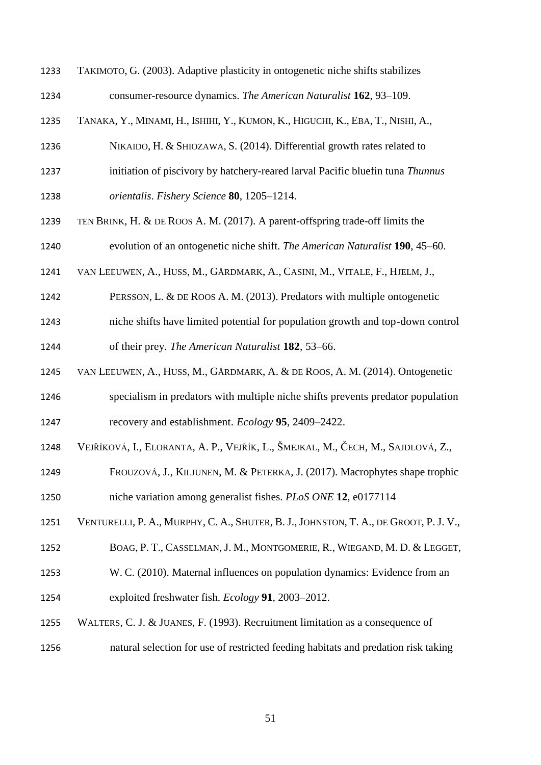TAKIMOTO, G. (2003). Adaptive plasticity in ontogenetic niche shifts stabilizes consumer-resource dynamics. *The American Naturalist* **162**, 93–109.

TANAKA, Y., MINAMI, H., ISHIHI, Y., KUMON, K., HIGUCHI, K., EBA, T., NISHI, A., NIKAIDO, H. & SHIOZAWA, S. (2014). Differential growth rates related to initiation of piscivory by hatchery-reared larval Pacific bluefin tuna *Thunnus orientalis*. *Fishery Science* **80**, 1205–1214.

TEN BRINK, H. & DE ROOS A. M. (2017). A parent-offspring trade-off limits the evolution of an ontogenetic niche shift. *The American Naturalist* **190**, 45–60.

VAN LEEUWEN, A., HUSS, M., GÅRDMARK, A., CASINI, M., VITALE, F., HJELM, J., PERSSON, L. & DE ROOS A. M. (2013). Predators with multiple ontogenetic niche shifts have limited potential for population growth and top-down control of their prey. *The American Naturalist* **182**, 53–66.

VAN LEEUWEN, A., HUSS, M., GÅRDMARK, A. & DE ROOS, A. M. (2014). Ontogenetic specialism in predators with multiple niche shifts prevents predator population recovery and establishment. *Ecology* **95**, 2409–2422.

VEJŘÍKOVÁ, I., ELORANTA, A. P., VEJŘÍK, L., ŠMEJKAL, M., ČECH, M., SAJDLOVÁ, Z., FROUZOVÁ, J., KILJUNEN, M. & PETERKA, J. (2017). Macrophytes shape trophic niche variation among generalist fishes. *PLoS ONE* **12**, e0177114

VENTURELLI, P. A., MURPHY, C. A., SHUTER, B. J., JOHNSTON, T. A., DE GROOT, P. J. V., BOAG, P. T., CASSELMAN, J. M., MONTGOMERIE, R., WIEGAND, M. D. & LEGGET, W. C. (2010). Maternal influences on population dynamics: Evidence from an exploited freshwater fish. *Ecology* **91**, 2003–2012.

WALTERS, C. J. & JUANES, F. (1993). Recruitment limitation as a consequence of natural selection for use of restricted feeding habitats and predation risk taking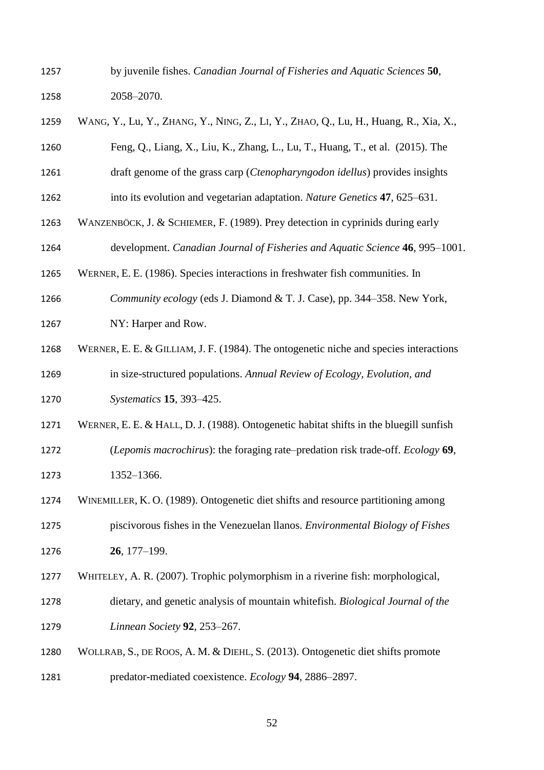by juvenile fishes. *Canadian Journal of Fisheries and Aquatic Sciences* **50**, 2058–2070.

WANG, Y., LU, Y., ZHANG, Y., NING, Z., LI, Y., ZHAO, Q., LU, H., HUANG, R., XIA, X., FENG, Q., LIANG, X., LIU, K., ZHANG, L., LU, T., HUANG, T., et al. (2015). The draft genome of the grass carp (*Ctenopharyngodon idellus*) provides insights into its evolution and vegetarian adaptation. *Nature Genetics* **47**, 625–631.

WANZENBÖCK, J. & SCHIEMER, F. (1989). Prey detection in cyprinids during early development. *Canadian Journal of Fisheries and Aquatic Science* **46**, 995–1001.

WERNER, E. E. (1986). Species interactions in freshwater fish communities. In *Community ecology* (eds J. Diamond & T. J. Case), pp. 344–358. New York, NY: Harper and Row.

WERNER, E. E. & GILLIAM, J. F. (1984). The ontogenetic niche and species interactions in size-structured populations. *Annual Review of Ecology, Evolution, and Systematics* **15**, 393–425.

WERNER, E. E. & HALL, D. J. (1988). Ontogenetic habitat shifts in the bluegill sunfish (*Lepomis macrochirus*): the foraging rate–predation risk trade-off. *Ecology* **69**, 1352–1366.

WINEMILLER, K. O. (1989). Ontogenetic diet shifts and resource partitioning among piscivorous fishes in the Venezuelan llanos. *Environmental Biology of Fishes* **26**, 177–199.

WHITELEY, A. R. (2007). Trophic polymorphism in a riverine fish: morphological, dietary, and genetic analysis of mountain whitefish. *Biological Journal of the Linnean Society* **92**, 253–267.

WOLLRAB, S., DE ROOS, A. M. & DIEHL, S. (2013). Ontogenetic diet shifts promote predator-mediated coexistence. *Ecology* **94**, 2886–2897.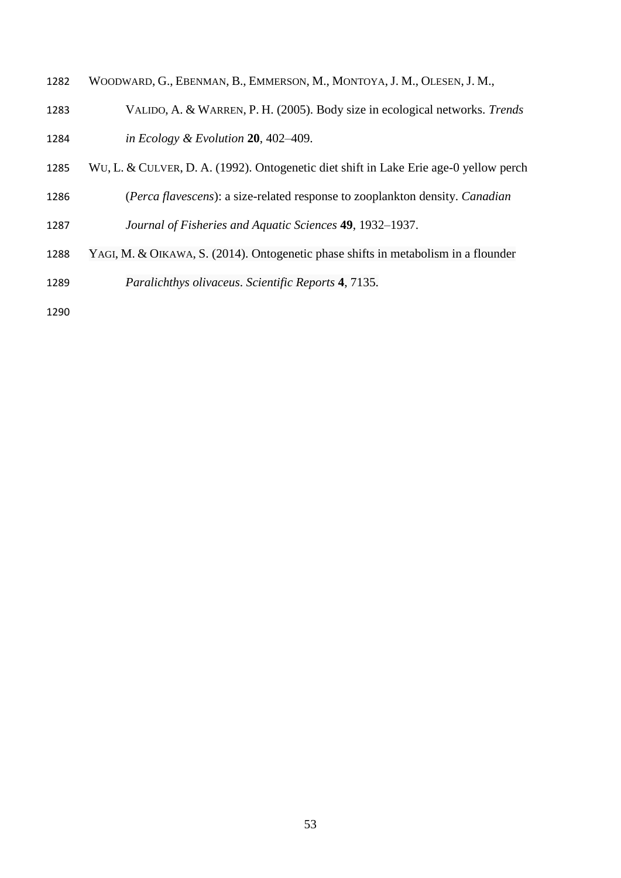Woodward, G., Ebenman, B., Emmerson, M., Montoya, J. M., Olesen, J. M., Valido, A. & Warren, P. H. (2005). Body size in ecological networks. *Trends in Ecology & Evolution* **20**, 402–409.

Wu, L. & Culver, D. A. (1992). Ontogenetic diet shift in Lake Erie age-0 yellow perch (*Perca flavescens*): a size-related response to zooplankton density. *Canadian Journal of Fisheries and Aquatic Sciences* **49**, 1932–1937.

Yagi, M. & Oikawa, S. (2014). Ontogenetic phase shifts in metabolism in a flounder *Paralichthys olivaceus*. *Scientific Reports* **4**, 7135.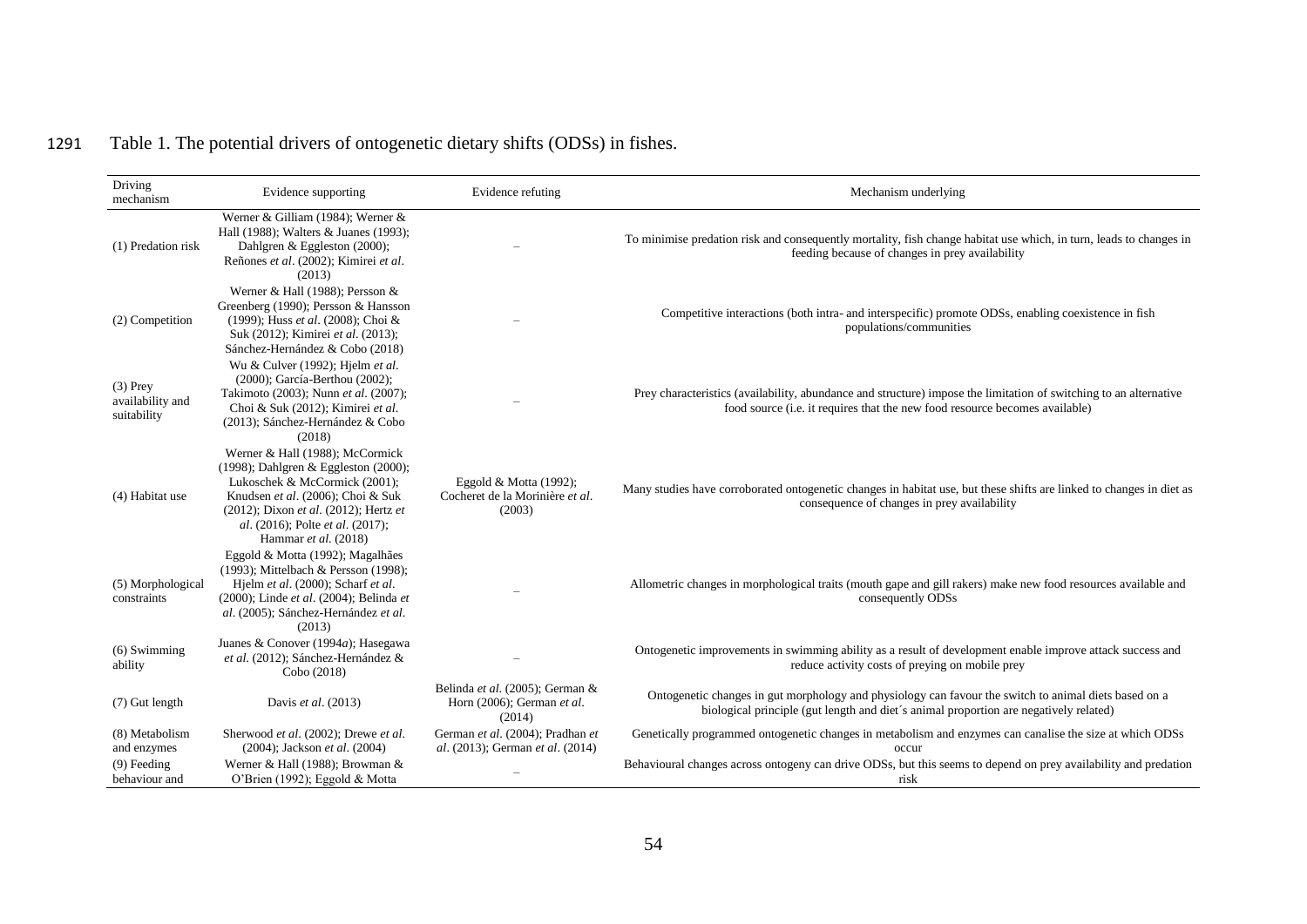Table 1. The potential drivers of ontogenetic dietary shifts (ODSs) in fishes.

| Driving mechanism | Evidence supporting | Evidence refuting | Mechanism underlying |
|---|---|---|---|
| (1) Predation risk | Werner & Gilliam (1984); Werner & Hall (1988); Walters & Juanes (1993); Dahlgren & Eggleston (2000); Reñones *et al*. (2002); Kimirei *et al*. (2013) | – | To minimise predation risk and consequently mortality, fish change habitat use which, in turn, leads to changes in feeding because of changes in prey availability |
| (2) Competition | Werner & Hall (1988); Persson & Greenberg (1990); Persson & Hansson (1999); Huss *et al*. (2008); Choi & Suk (2012); Kimirei *et al*. (2013); Sánchez-Hernández & Cobo (2018) | – | Competitive interactions (both intra- and interspecific) promote ODSs, enabling coexistence in fish populations/communities |
| (3) Prey availability and suitability | Wu & Culver (1992); Hjelm *et al*. (2000); García-Berthou (2002); Takimoto (2003); Nunn *et al*. (2007); Choi & Suk (2012); Kimirei *et al*. (2013); Sánchez-Hernández & Cobo (2018) | – | Prey characteristics (availability, abundance and structure) impose the limitation of switching to an alternative food source (i.e. it requires that the new food resource becomes available) |
| (4) Habitat use | Werner & Hall (1988); McCormick (1998); Dahlgren & Eggleston (2000); Lukoschek & McCormick (2001); Knudsen *et al*. (2006); Choi & Suk (2012); Dixon *et al*. (2012); Hertz *et al*. (2016); Polte *et al*. (2017); Hammar *et al*. (2018) | Eggold & Motta (1992); Cocheret de la Morinière *et al*. (2003) | Many studies have corroborated ontogenetic changes in habitat use, but these shifts are linked to changes in diet as consequence of changes in prey availability |
| (5) Morphological constraints | Eggold & Motta (1992); Magalhães (1993); Mittelbach & Persson (1998); Hjelm *et al*. (2000); Scharf *et al*. (2000); Linde *et al*. (2004); Belinda *et al*. (2005); Sánchez-Hernández *et al*. (2013) | – | Allometric changes in morphological traits (mouth gape and gill rakers) make new food resources available and consequently ODSs |
| (6) Swimming ability | Juanes & Conover (1994*a*); Hasegawa *et al*. (2012); Sánchez-Hernández & Cobo (2018) | – | Ontogenetic improvements in swimming ability as a result of development enable improve attack success and reduce activity costs of preying on mobile prey |
| (7) Gut length | Davis *et al*. (2013) | Belinda *et al*. (2005); German & Horn (2006); German *et al*. (2014) | Ontogenetic changes in gut morphology and physiology can favour the switch to animal diets based on a biological principle (gut length and diet´s animal proportion are negatively related) |
| (8) Metabolism and enzymes | Sherwood *et al*. (2002); Drewe *et al*. (2004); Jackson *et al*. (2004) | German *et al*. (2004); Pradhan *et al*. (2013); German *et al*. (2014) | Genetically programmed ontogenetic changes in metabolism and enzymes can canalise the size at which ODSs occur |
| (9) Feeding behaviour and | Werner & Hall (1988); Browman & O'Brien (1992); Eggold & Motta | – | Behavioural changes across ontogeny can drive ODSs, but this seems to depend on prey availability and predation risk |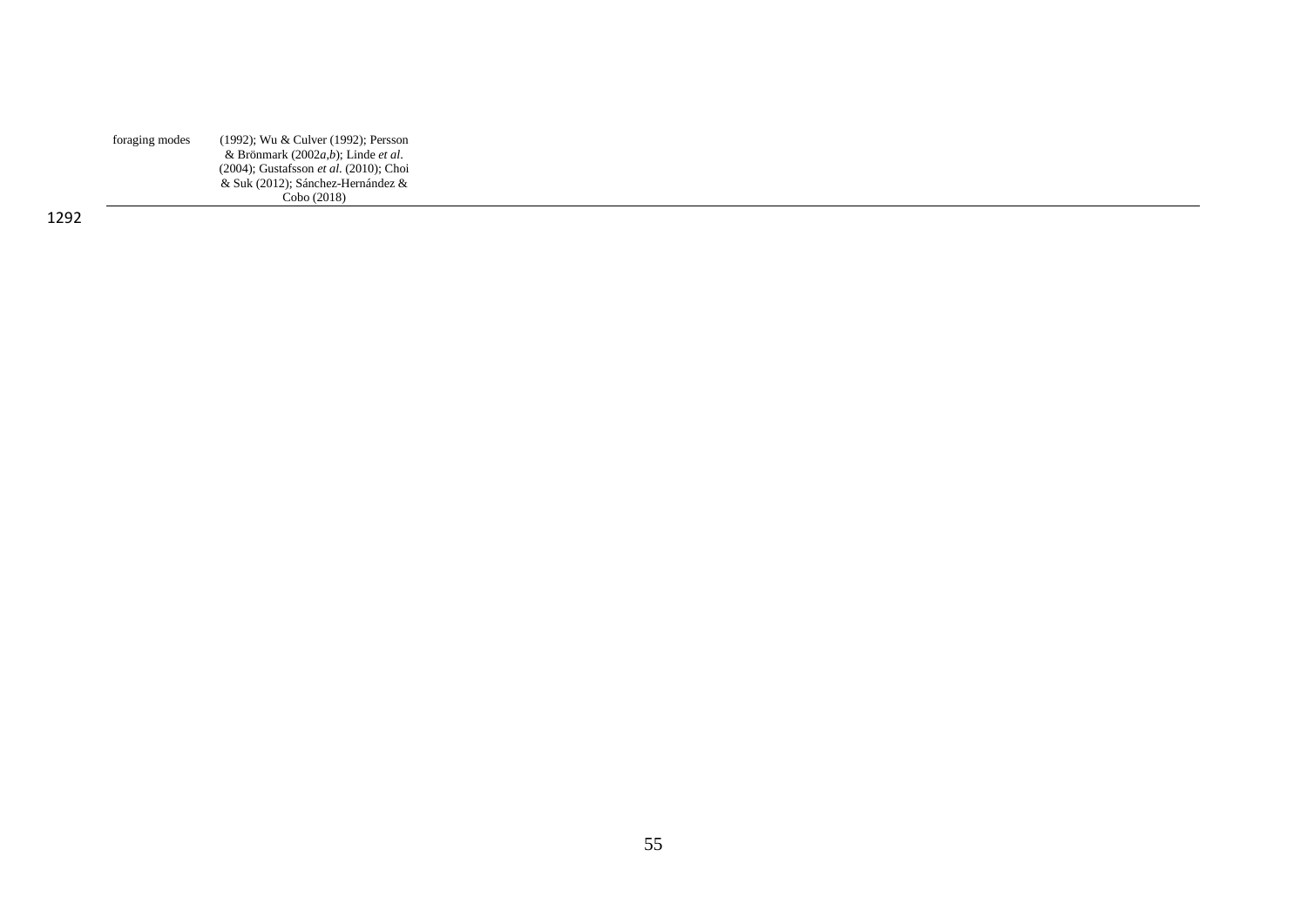| | |
|---|---|
| foraging modes | (1992); Wu & Culver (1992); Persson & Brönmark (2002*a*,*b*); Linde *et al*. (2004); Gustafsson *et al*. (2010); Choi & Suk (2012); Sánchez-Hernández & Cobo (2018) |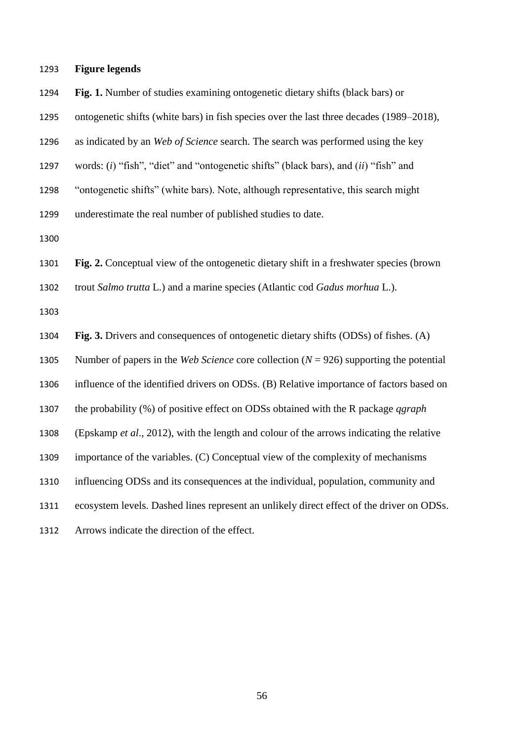## Figure legends

**Fig. 1.** Number of studies examining ontogenetic dietary shifts (black bars) or ontogenetic shifts (white bars) in fish species over the last three decades (1989–2018), as indicated by an *Web of Science* search. The search was performed using the key words: (*i*) "fish", "diet" and "ontogenetic shifts" (black bars), and (*ii*) "fish" and "ontogenetic shifts" (white bars). Note, although representative, this search might underestimate the real number of published studies to date.

**Fig. 2.** Conceptual view of the ontogenetic dietary shift in a freshwater species (brown trout *Salmo trutta* L.) and a marine species (Atlantic cod *Gadus morhua* L.).

**Fig. 3.** Drivers and consequences of ontogenetic dietary shifts (ODSs) of fishes. (A) Number of papers in the *Web Science* core collection ($N = 926$) supporting the potential influence of the identified drivers on ODSs. (B) Relative importance of factors based on the probability (%) of positive effect on ODSs obtained with the R package *qgraph* (Epskamp *et al*., 2012), with the length and colour of the arrows indicating the relative importance of the variables. (C) Conceptual view of the complexity of mechanisms influencing ODSs and its consequences at the individual, population, community and ecosystem levels. Dashed lines represent an unlikely direct effect of the driver on ODSs. Arrows indicate the direction of the effect.